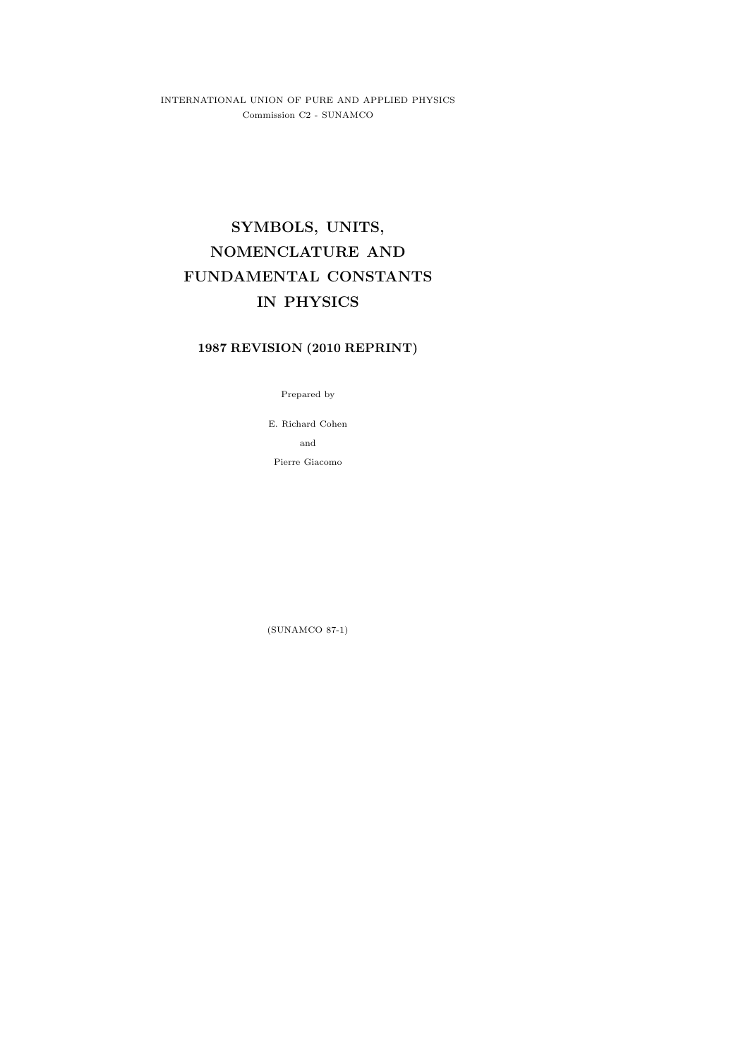INTERNATIONAL UNION OF PURE AND APPLIED PHYSICS

Commission C2 - SUNAMCO

# SYMBOLS, UNITS, NOMENCLATURE AND FUNDAMENTAL CONSTANTS IN PHYSICS

## 1987 REVISION (2010 REPRINT)

Prepared by

E. Richard Cohen

and

Pierre Giacomo

(SUNAMCO 87-1)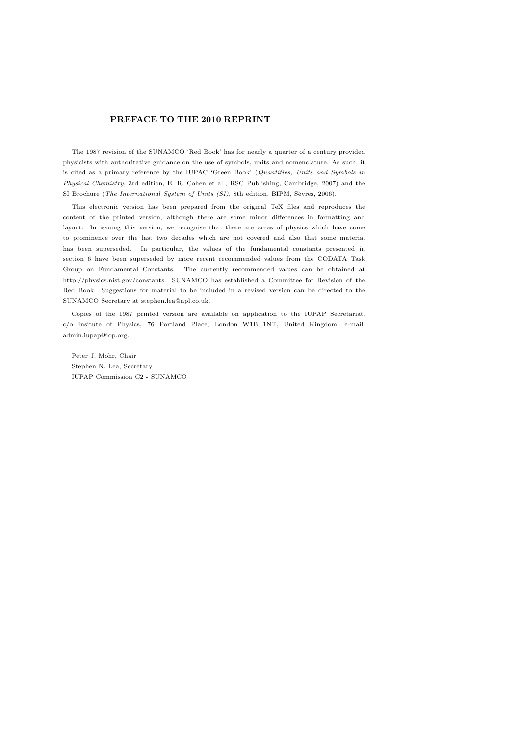## PREFACE TO THE 2010 REPRINT

The 1987 revision of the SUNAMCO 'Red Book' has for nearly a quarter of a century provided physicists with authoritative guidance on the use of symbols, units and nomenclature. As such, it is cited as a primary reference by the IUPAC 'Green Book' (*Quantities, Units and Symbols in Physical Chemistry*, 3rd edition, E. R. Cohen et al., RSC Publishing, Cambridge, 2007) and the SI Brochure (*The International System of Units (SI)*, 8th edition, BIPM, Sèvres, 2006).

This electronic version has been prepared from the original TeX files and reproduces the content of the printed version, although there are some minor differences in formatting and layout. In issuing this version, we recognise that there are areas of physics which have come to prominence over the last two decades which are not covered and also that some material has been superseded. In particular, the values of the fundamental constants presented in section 6 have been superseded by more recent recommended values from the CODATA Task Group on Fundamental Constants. The currently recommended values can be obtained at http://physics.nist.gov/constants. SUNAMCO has established a Committee for Revision of the Red Book. Suggestions for material to be included in a revised version can be directed to the SUNAMCO Secretary at stephen.lea@npl.co.uk.

Copies of the 1987 printed version are available on application to the IUPAP Secretariat, c/o Insitute of Physics, 76 Portland Place, London W1B 1NT, United Kingdom, e-mail: admin.iupap@iop.org.

Peter J. Mohr, Chair
Stephen N. Lea, Secretary
IUPAP Commission C2 - SUNAMCO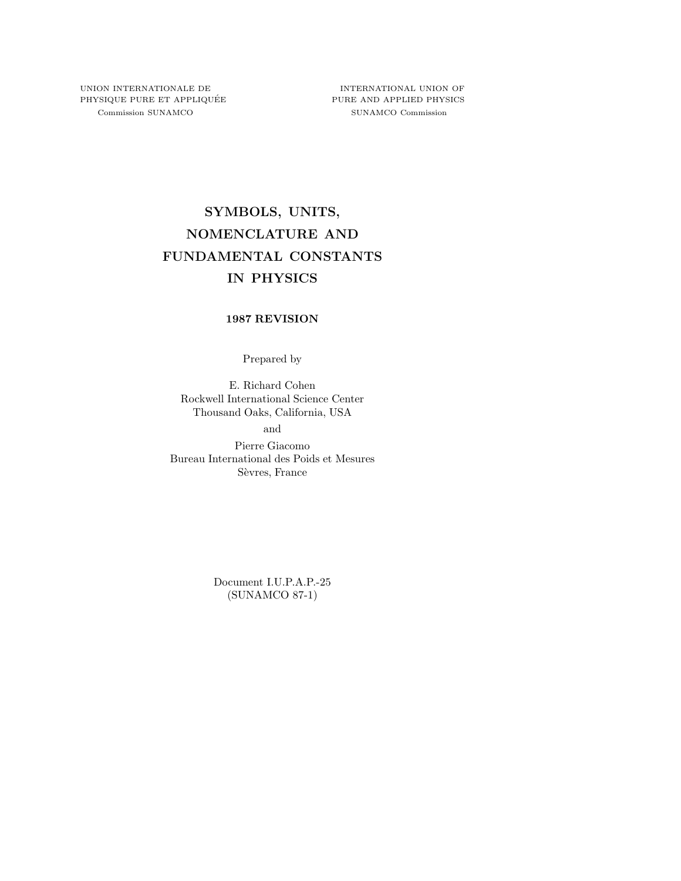UNION INTERNATIONALE DE
PHYSIQUE PURE ET APPLIQUÉE
Commission SUNAMCO

INTERNATIONAL UNION OF
PURE AND APPLIED PHYSICS
SUNAMCO Commission

# SYMBOLS, UNITS, NOMENCLATURE AND FUNDAMENTAL CONSTANTS IN PHYSICS

## 1987 REVISION

Prepared by

E. Richard Cohen
Rockwell International Science Center
Thousand Oaks, California, USA

and

Pierre Giacomo
Bureau International des Poids et Mesures
Sèvres, France

Document I.U.P.A.P.-25
(SUNAMCO 87-1)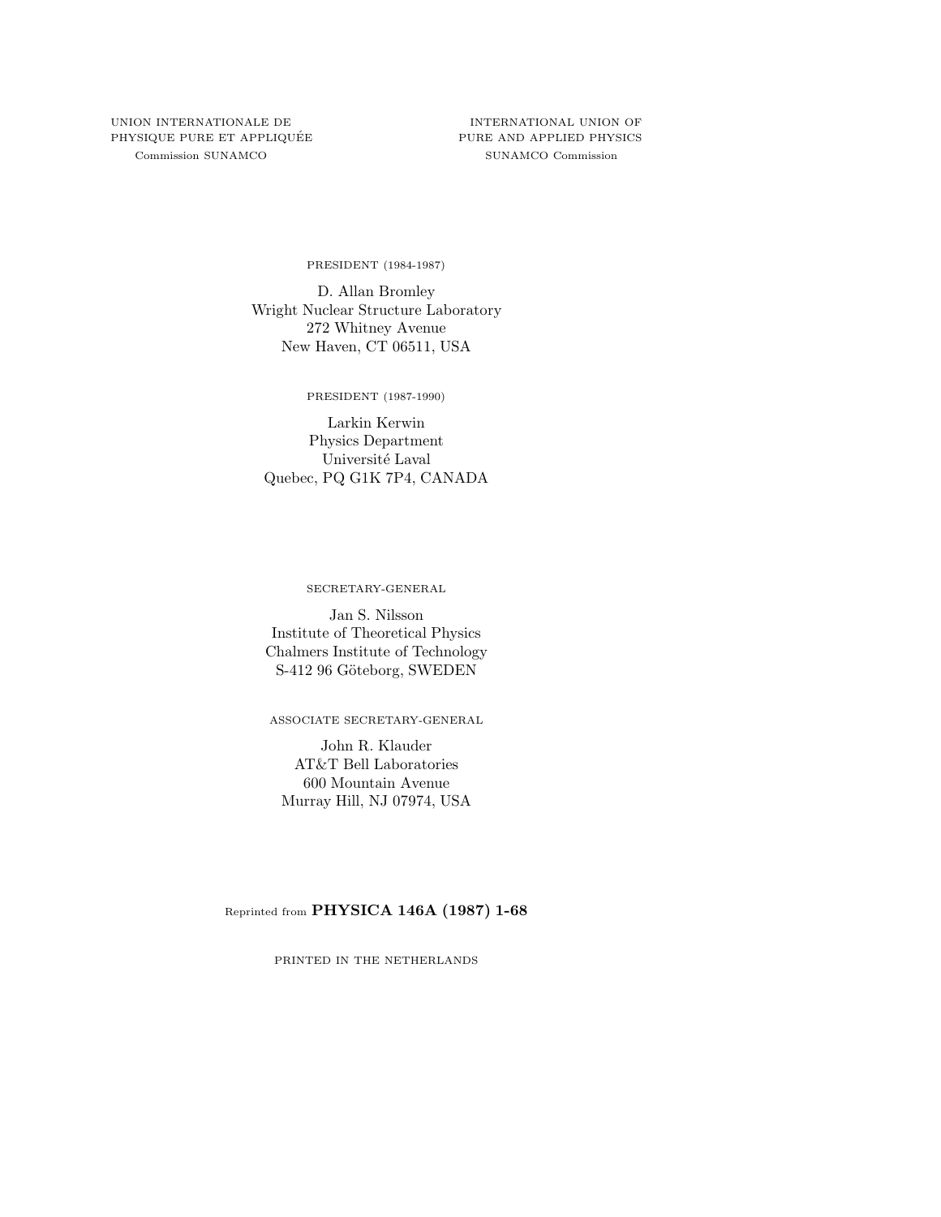UNION INTERNATIONALE DE PHYSIQUE PURE ET APPLIQUÉE
Commission SUNAMCO

INTERNATIONAL UNION OF PURE AND APPLIED PHYSICS
SUNAMCO Commission

PRESIDENT (1984-1987)

D. Allan Bromley
Wright Nuclear Structure Laboratory
272 Whitney Avenue
New Haven, CT 06511, USA

PRESIDENT (1987-1990)

Larkin Kerwin
Physics Department
Université Laval
Quebec, PQ G1K 7P4, CANADA

SECRETARY-GENERAL

Jan S. Nilsson
Institute of Theoretical Physics
Chalmers Institute of Technology
S-412 96 Göteborg, SWEDEN

ASSOCIATE SECRETARY-GENERAL

John R. Klauder
AT&T Bell Laboratories
600 Mountain Avenue
Murray Hill, NJ 07974, USA

Reprinted from **PHYSICA 146A (1987) 1-68**

PRINTED IN THE NETHERLANDS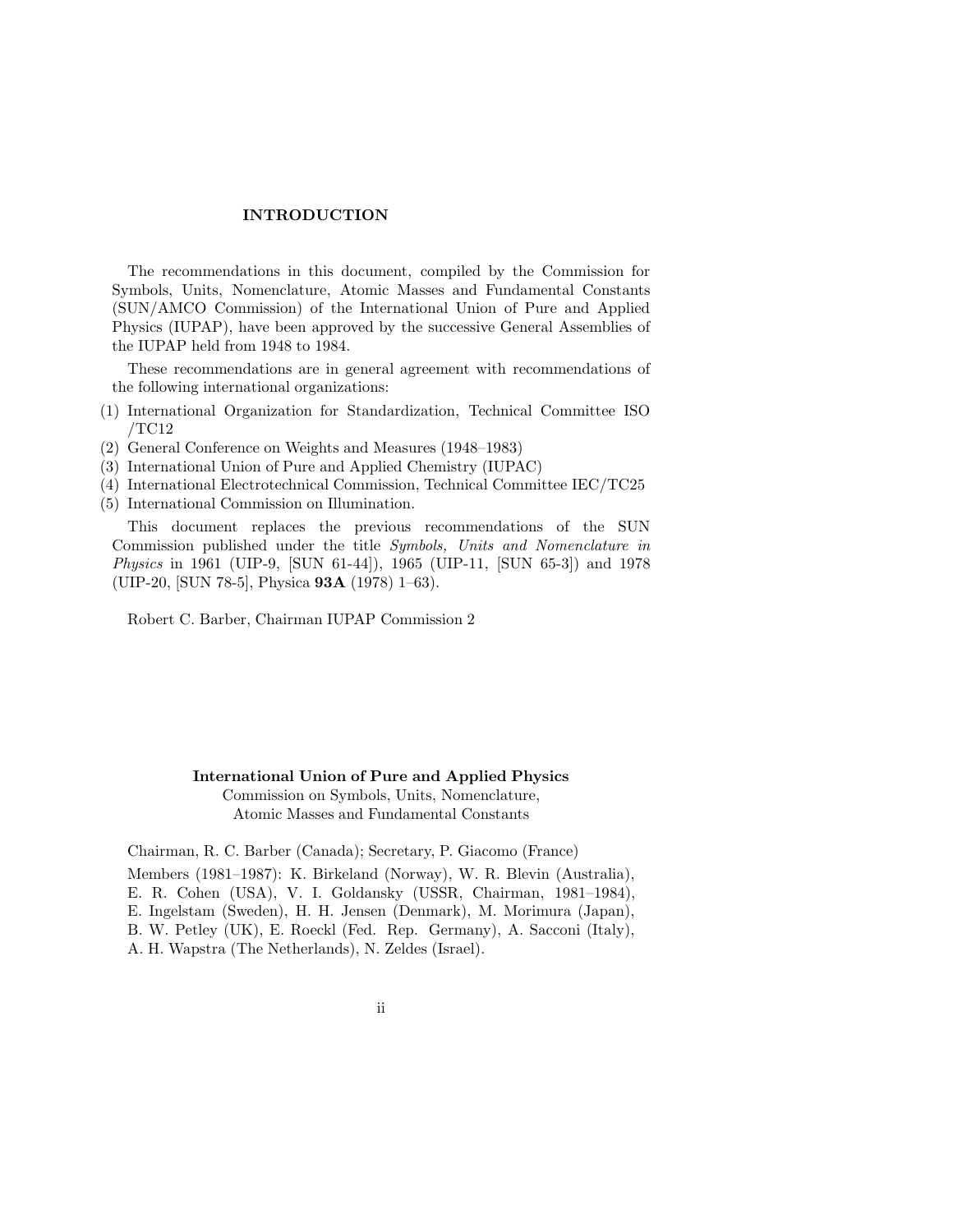## INTRODUCTION

The recommendations in this document, compiled by the Commission for Symbols, Units, Nomenclature, Atomic Masses and Fundamental Constants (SUN/AMCO Commission) of the International Union of Pure and Applied Physics (IUPAP), have been approved by the successive General Assemblies of the IUPAP held from 1948 to 1984.

These recommendations are in general agreement with recommendations of the following international organizations:

(1) International Organization for Standardization, Technical Committee ISO /TC12
(2) General Conference on Weights and Measures (1948–1983)
(3) International Union of Pure and Applied Chemistry (IUPAC)
(4) International Electrotechnical Commission, Technical Committee IEC/TC25
(5) International Commission on Illumination.

This document replaces the previous recommendations of the SUN Commission published under the title *Symbols, Units and Nomenclature in Physics* in 1961 (UIP-9, [SUN 61-44]), 1965 (UIP-11, [SUN 65-3]) and 1978 (UIP-20, [SUN 78-5], Physica **93A** (1978) 1–63).

Robert C. Barber, Chairman IUPAP Commission 2

**International Union of Pure and Applied Physics**
Commission on Symbols, Units, Nomenclature, Atomic Masses and Fundamental Constants

Chairman, R. C. Barber (Canada); Secretary, P. Giacomo (France)

Members (1981–1987): K. Birkeland (Norway), W. R. Blevin (Australia), E. R. Cohen (USA), V. I. Goldansky (USSR, Chairman, 1981–1984), E. Ingelstam (Sweden), H. H. Jensen (Denmark), M. Morimura (Japan), B. W. Petley (UK), E. Roeckl (Fed. Rep. Germany), A. Sacconi (Italy), A. H. Wapstra (The Netherlands), N. Zeldes (Israel).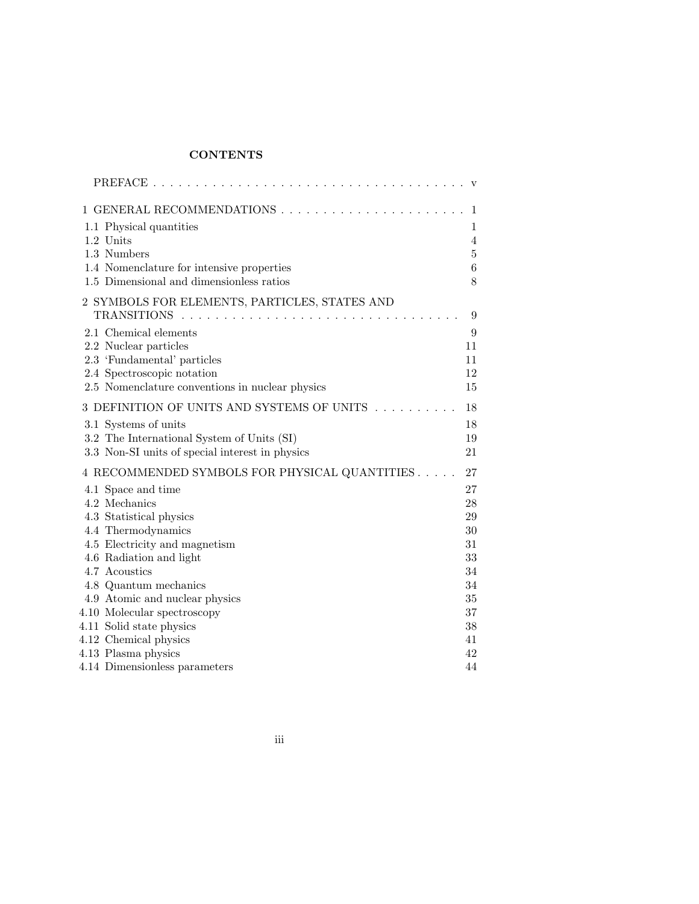# CONTENTS

| | |
|---|---|
| PREFACE | v |
| 1 GENERAL RECOMMENDATIONS | 1 |
| 1.1 Physical quantities | 1 |
| 1.2 Units | 4 |
| 1.3 Numbers | 5 |
| 1.4 Nomenclature for intensive properties | 6 |
| 1.5 Dimensional and dimensionless ratios | 8 |
| 2 SYMBOLS FOR ELEMENTS, PARTICLES, STATES AND TRANSITIONS | 9 |
| 2.1 Chemical elements | 9 |
| 2.2 Nuclear particles | 11 |
| 2.3 ‘Fundamental’ particles | 11 |
| 2.4 Spectroscopic notation | 12 |
| 2.5 Nomenclature conventions in nuclear physics | 15 |
| 3 DEFINITION OF UNITS AND SYSTEMS OF UNITS | 18 |
| 3.1 Systems of units | 18 |
| 3.2 The International System of Units (SI) | 19 |
| 3.3 Non-SI units of special interest in physics | 21 |
| 4 RECOMMENDED SYMBOLS FOR PHYSICAL QUANTITIES | 27 |
| 4.1 Space and time | 27 |
| 4.2 Mechanics | 28 |
| 4.3 Statistical physics | 29 |
| 4.4 Thermodynamics | 30 |
| 4.5 Electricity and magnetism | 31 |
| 4.6 Radiation and light | 33 |
| 4.7 Acoustics | 34 |
| 4.8 Quantum mechanics | 34 |
| 4.9 Atomic and nuclear physics | 35 |
| 4.10 Molecular spectroscopy | 37 |
| 4.11 Solid state physics | 38 |
| 4.12 Chemical physics | 41 |
| 4.13 Plasma physics | 42 |
| 4.14 Dimensionless parameters | 44 |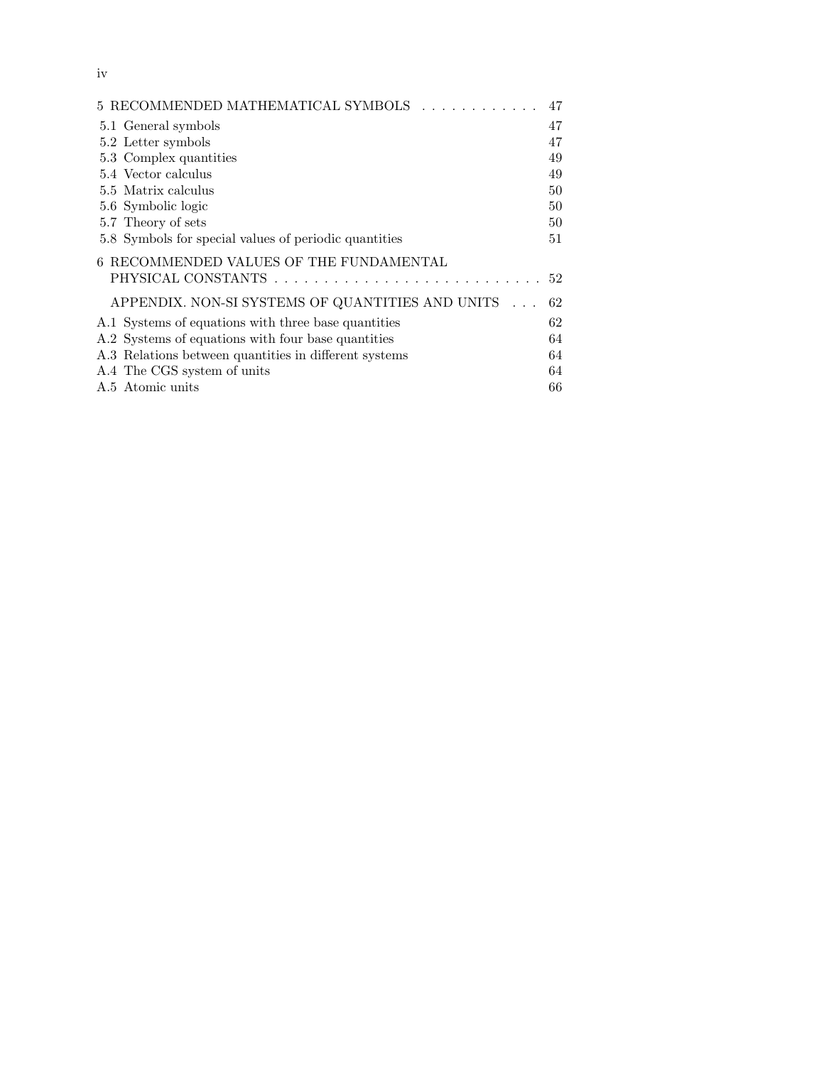5 RECOMMENDED MATHEMATICAL SYMBOLS . . . . . . . . . . . . 47

5.1 General symbols 47
5.2 Letter symbols 47
5.3 Complex quantities 49
5.4 Vector calculus 49
5.5 Matrix calculus 50
5.6 Symbolic logic 50
5.7 Theory of sets 50
5.8 Symbols for special values of periodic quantities 51

6 RECOMMENDED VALUES OF THE FUNDAMENTAL PHYSICAL CONSTANTS . . . . . . . . . . . . . . . . . . . . . . . . . . . 52

APPENDIX. NON-SI SYSTEMS OF QUANTITIES AND UNITS . . . 62

A.1 Systems of equations with three base quantities 62
A.2 Systems of equations with four base quantities 64
A.3 Relations between quantities in different systems 64
A.4 The CGS system of units 64
A.5 Atomic units 66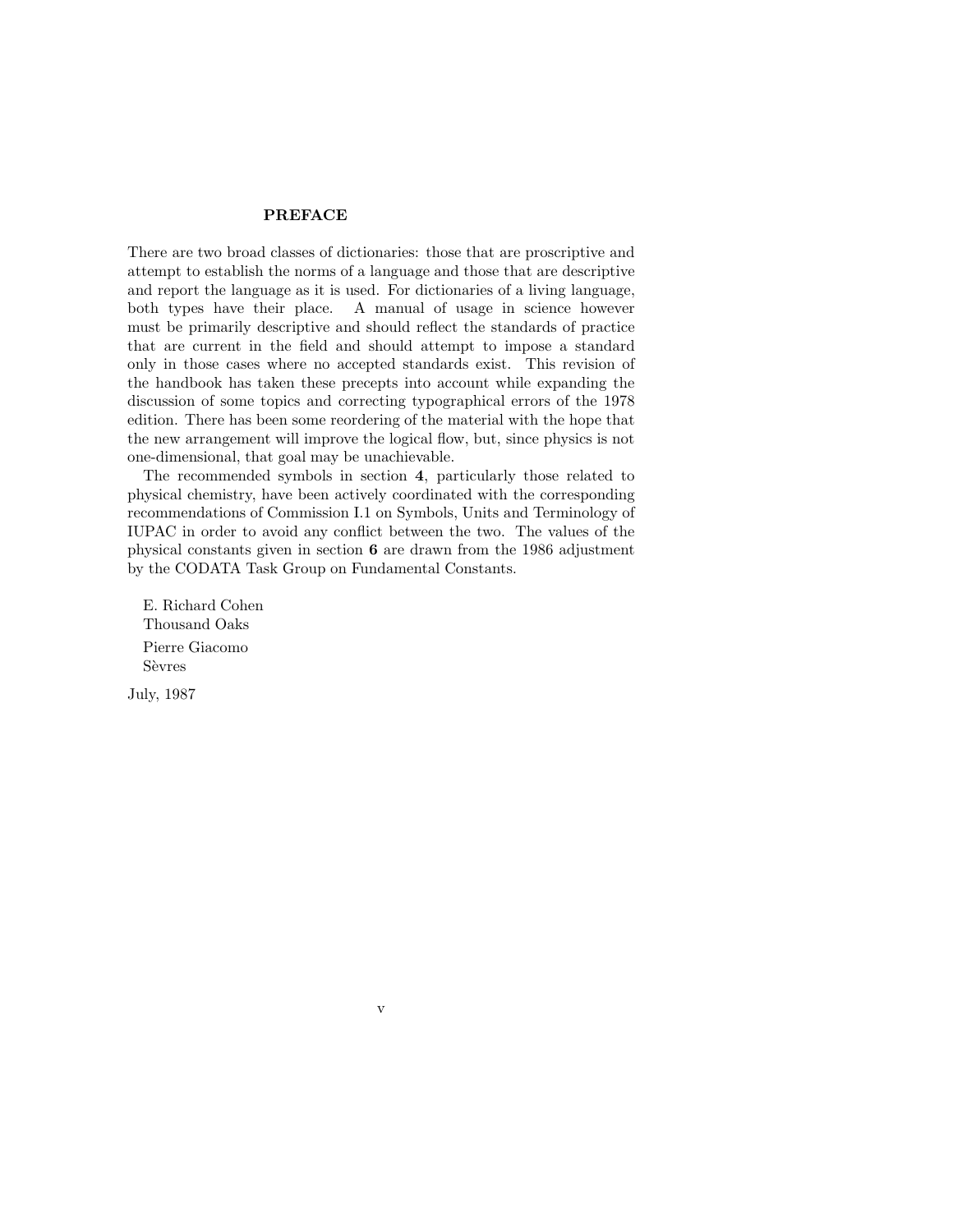## PREFACE

There are two broad classes of dictionaries: those that are proscriptive and attempt to establish the norms of a language and those that are descriptive and report the language as it is used. For dictionaries of a living language, both types have their place. A manual of usage in science however must be primarily descriptive and should reflect the standards of practice that are current in the field and should attempt to impose a standard only in those cases where no accepted standards exist. This revision of the handbook has taken these precepts into account while expanding the discussion of some topics and correcting typographical errors of the 1978 edition. There has been some reordering of the material with the hope that the new arrangement will improve the logical flow, but, since physics is not one-dimensional, that goal may be unachievable.

The recommended symbols in section **4**, particularly those related to physical chemistry, have been actively coordinated with the corresponding recommendations of Commission I.1 on Symbols, Units and Terminology of IUPAC in order to avoid any conflict between the two. The values of the physical constants given in section **6** are drawn from the 1986 adjustment by the CODATA Task Group on Fundamental Constants.

E. Richard Cohen
Thousand Oaks

Pierre Giacomo
Sèvres

July, 1987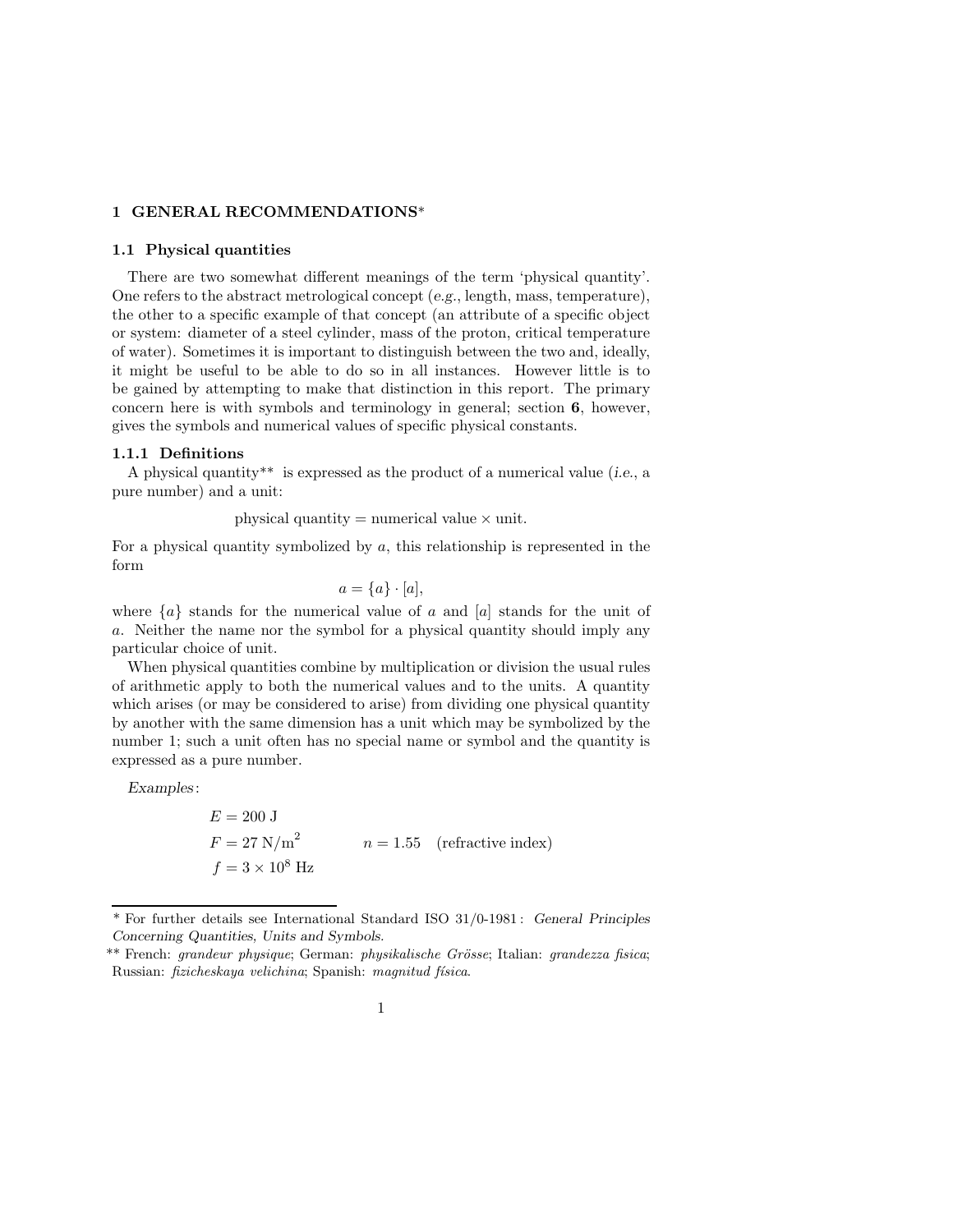# 1 GENERAL RECOMMENDATIONS*

## 1.1 Physical quantities

There are two somewhat different meanings of the term 'physical quantity'. One refers to the abstract metrological concept (*e.g.*, length, mass, temperature), the other to a specific example of that concept (an attribute of a specific object or system: diameter of a steel cylinder, mass of the proton, critical temperature of water). Sometimes it is important to distinguish between the two and, ideally, it might be useful to be able to do so in all instances. However little is to be gained by attempting to make that distinction in this report. The primary concern here is with symbols and terminology in general; section **6**, however, gives the symbols and numerical values of specific physical constants.

### 1.1.1 Definitions

A physical quantity** is expressed as the product of a numerical value (*i.e.*, a pure number) and a unit:

$$\text{physical quantity} = \text{numerical value} \times \text{unit}.$$

For a physical quantity symbolized by $a$, this relationship is represented in the form

$$a = \{a\} \cdot [a],$$

where $\{a\}$ stands for the numerical value of $a$ and $[a]$ stands for the unit of $a$. Neither the name nor the symbol for a physical quantity should imply any particular choice of unit.

When physical quantities combine by multiplication or division the usual rules of arithmetic apply to both the numerical values and to the units. A quantity which arises (or may be considered to arise) from dividing one physical quantity by another with the same dimension has a unit which may be symbolized by the number 1; such a unit often has no special name or symbol and the quantity is expressed as a pure number.

*Examples*:

$$E = 200 \text{ J}$$
$$F = 27 \text{ N/m}^2 \qquad n = 1.55 \quad \text{(refractive index)}$$
$$f = 3 \times 10^8 \text{ Hz}$$

---

\* For further details see International Standard ISO 31/0-1981: *General Principles Concerning Quantities, Units and Symbols*.

\** French: *grandeur physique*; German: *physikalische Grösse*; Italian: *grandezza fisica*; Russian: *fizicheskaya velichina*; Spanish: *magnitud física*.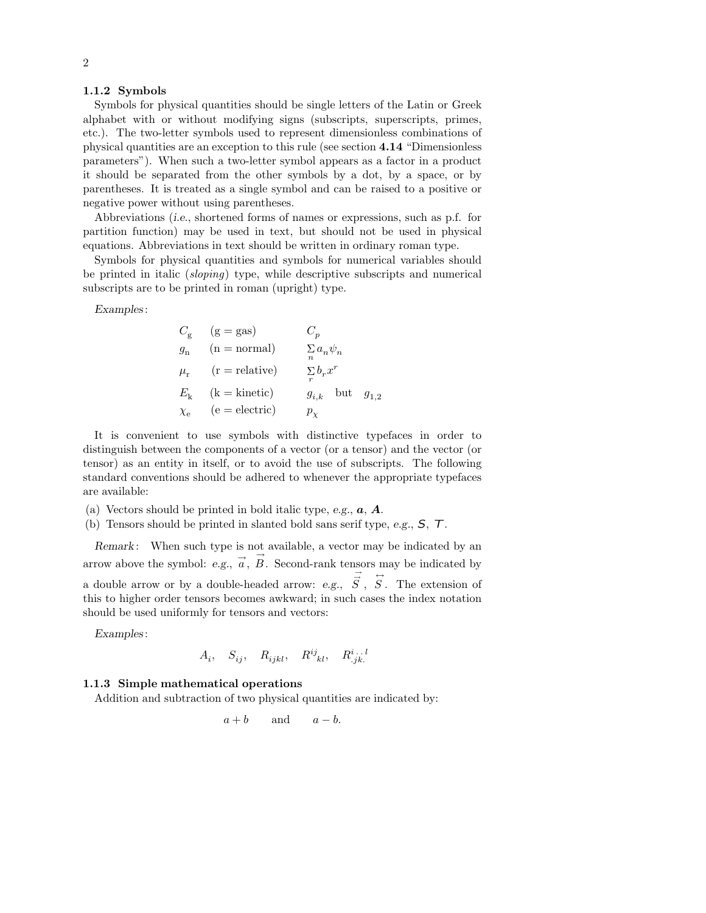### 1.1.2 Symbols

Symbols for physical quantities should be single letters of the Latin or Greek alphabet with or without modifying signs (subscripts, superscripts, primes, etc.). The two-letter symbols used to represent dimensionless combinations of physical quantities are an exception to this rule (see section **4.14** "Dimensionless parameters"). When such a two-letter symbol appears as a factor in a product it should be separated from the other symbols by a dot, by a space, or by parentheses. It is treated as a single symbol and can be raised to a positive or negative power without using parentheses.

Abbreviations (*i.e.*, shortened forms of names or expressions, such as p.f. for partition function) may be used in text, but should not be used in physical equations. Abbreviations in text should be written in ordinary roman type.

Symbols for physical quantities and symbols for numerical variables should be printed in italic (*sloping*) type, while descriptive subscripts and numerical subscripts are to be printed in roman (upright) type.

*Examples*:

| | | |
|---|---|---|
| $C_{\mathrm{g}}$ | (g = gas) | $C_p$ |
| $g_{\mathrm{n}}$ | (n = normal) | $\sum_n a_n \psi_n$ |
| $\mu_{\mathrm{r}}$ | (r = relative) | $\sum_r b_r x^r$ |
| $E_{\mathrm{k}}$ | (k = kinetic) | $g_{i,k}$ but $g_{1,2}$ |
| $\chi_{\mathrm{e}}$ | (e = electric) | $p_\chi$ |

It is convenient to use symbols with distinctive typefaces in order to distinguish between the components of a vector (or a tensor) and the vector (or tensor) as an entity in itself, or to avoid the use of subscripts. The following standard conventions should be adhered to whenever the appropriate typefaces are available:

(a) Vectors should be printed in bold italic type, *e.g.*, $\boldsymbol{a}$, $\boldsymbol{A}$.
(b) Tensors should be printed in slanted bold sans serif type, *e.g.*, $\mathsf{S}$, $\mathsf{T}$.

*Remark*: When such type is not available, a vector may be indicated by an arrow above the symbol: *e.g.*, $\vec{a}$, $\vec{B}$. Second-rank tensors may be indicated by a double arrow or by a double-headed arrow: *e.g.*, $\vec{\vec{S}}$, $\overleftrightarrow{S}$. The extension of this to higher order tensors becomes awkward; in such cases the index notation should be used uniformly for tensors and vectors:

*Examples*:

$$A_i, \quad S_{ij}, \quad R_{ijkl}, \quad R^{ij}{}_{kl}, \quad R^{i\,.\,.\,l}_{\,.jk.}$$

### 1.1.3 Simple mathematical operations

Addition and subtraction of two physical quantities are indicated by:

$$a + b \qquad \text{and} \qquad a - b.$$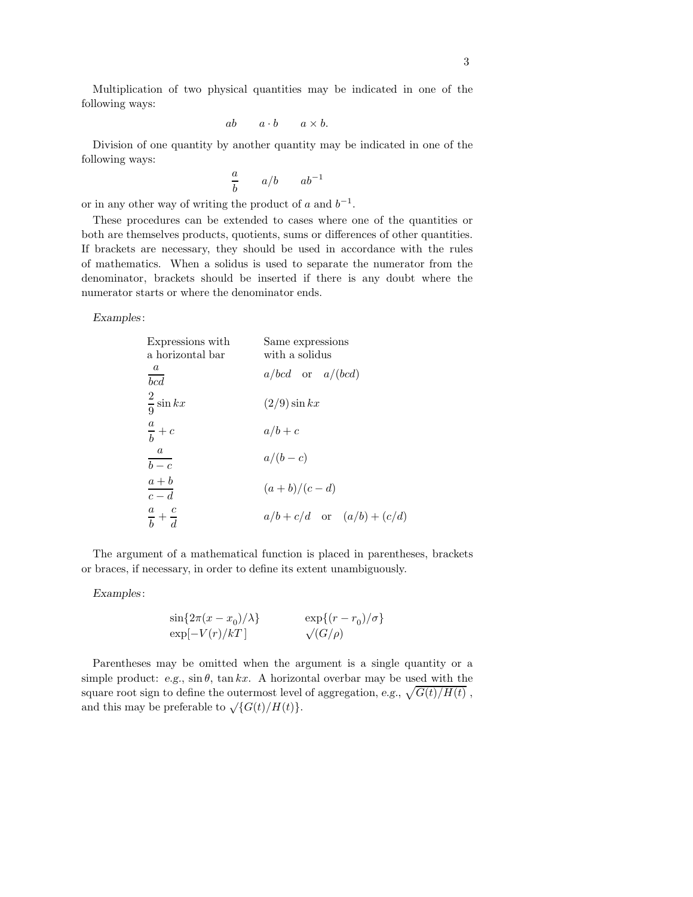Multiplication of two physical quantities may be indicated in one of the following ways:

$$ab \qquad a \cdot b \qquad a \times b.$$

Division of one quantity by another quantity may be indicated in one of the following ways:

$$\frac{a}{b} \qquad a/b \qquad ab^{-1}$$

or in any other way of writing the product of $a$ and $b^{-1}$.

These procedures can be extended to cases where one of the quantities or both are themselves products, quotients, sums or differences of other quantities. If brackets are necessary, they should be used in accordance with the rules of mathematics. When a solidus is used to separate the numerator from the denominator, brackets should be inserted if there is any doubt where the numerator starts or where the denominator ends.

*Examples*:

| Expressions with a horizontal bar | Same expressions with a solidus |
|---|---|
| $\dfrac{a}{bcd}$ | $a/bcd$ or $a/(bcd)$ |
| $\dfrac{2}{9}\sin kx$ | $(2/9)\sin kx$ |
| $\dfrac{a}{b}+c$ | $a/b+c$ |
| $\dfrac{a}{b-c}$ | $a/(b-c)$ |
| $\dfrac{a+b}{c-d}$ | $(a+b)/(c-d)$ |
| $\dfrac{a}{b}+\dfrac{c}{d}$ | $a/b+c/d$ or $(a/b)+(c/d)$ |

The argument of a mathematical function is placed in parentheses, brackets or braces, if necessary, in order to define its extent unambiguously.

*Examples*:

$$\sin\{2\pi(x-x_0)/\lambda\} \qquad \exp\{(r-r_0)/\sigma\}$$
$$\exp[-V(r)/kT] \qquad \surd(G/\rho)$$

Parentheses may be omitted when the argument is a single quantity or a simple product: *e.g.*, $\sin\theta$, $\tan kx$. A horizontal overbar may be used with the square root sign to define the outermost level of aggregation, *e.g.*, $\sqrt{G(t)/H(t)}$, and this may be preferable to $\surd\{G(t)/H(t)\}$.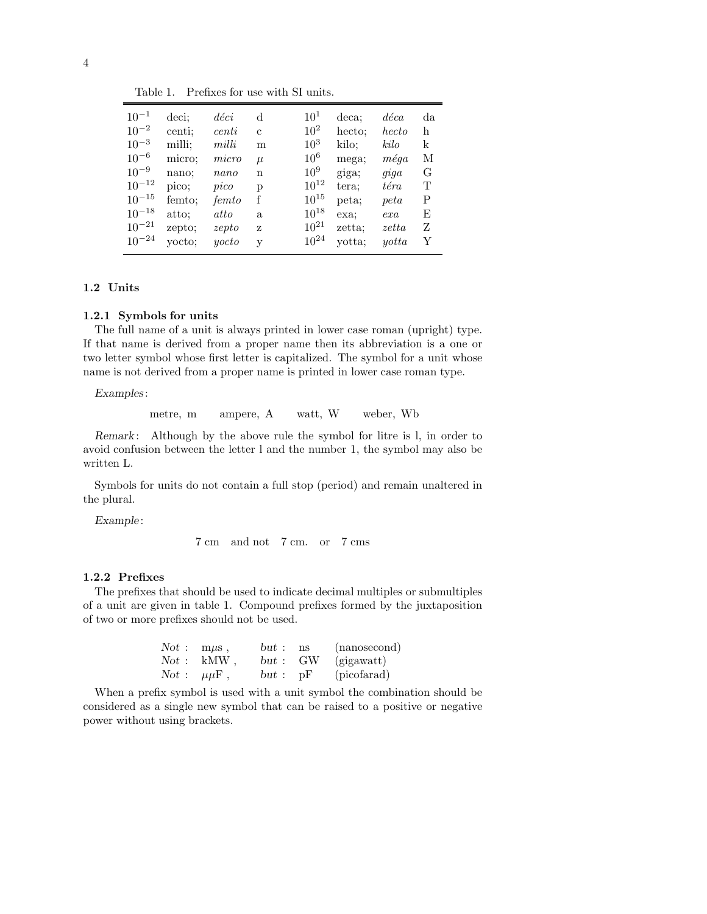Table 1. Prefixes for use with SI units.

| | | | | | | | |
|---|---|---|---|---|---|---|---|
| $10^{-1}$ | deci; | *déci* | d | $10^{1}$ | deca; | *déca* | da |
| $10^{-2}$ | centi; | *centi* | c | $10^{2}$ | hecto; | *hecto* | h |
| $10^{-3}$ | milli; | *milli* | m | $10^{3}$ | kilo; | *kilo* | k |
| $10^{-6}$ | micro; | *micro* | $\mu$ | $10^{6}$ | mega; | *méga* | M |
| $10^{-9}$ | nano; | *nano* | n | $10^{9}$ | giga; | *giga* | G |
| $10^{-12}$ | pico; | *pico* | p | $10^{12}$ | tera; | *téra* | T |
| $10^{-15}$ | femto; | *femto* | f | $10^{15}$ | peta; | *peta* | P |
| $10^{-18}$ | atto; | *atto* | a | $10^{18}$ | exa; | *exa* | E |
| $10^{-21}$ | zepto; | *zepto* | z | $10^{21}$ | zetta; | *zetta* | Z |
| $10^{-24}$ | yocto; | *yocto* | y | $10^{24}$ | yotta; | *yotta* | Y |

## 1.2 Units

### 1.2.1 Symbols for units

The full name of a unit is always printed in lower case roman (upright) type. If that name is derived from a proper name then its abbreviation is a one or two letter symbol whose first letter is capitalized. The symbol for a unit whose name is not derived from a proper name is printed in lower case roman type.

*Examples*:

metre, m  ampere, A  watt, W  weber, Wb

*Remark*: Although by the above rule the symbol for litre is l, in order to avoid confusion between the letter l and the number 1, the symbol may also be written L.

Symbols for units do not contain a full stop (period) and remain unaltered in the plural.

*Example*:

7 cm  and not  7 cm.  or  7 cms

### 1.2.2 Prefixes

The prefixes that should be used to indicate decimal multiples or submultiples of a unit are given in table 1. Compound prefixes formed by the juxtaposition of two or more prefixes should not be used.

| | | | | |
|---|---|---|---|---|
| *Not* : | m$\mu$s , | *but* : | ns | (nanosecond) |
| *Not* : | kMW , | *but* : | GW | (gigawatt) |
| *Not* : | $\mu\mu$F , | *but* : | pF | (picofarad) |

When a prefix symbol is used with a unit symbol the combination should be considered as a single new symbol that can be raised to a positive or negative power without using brackets.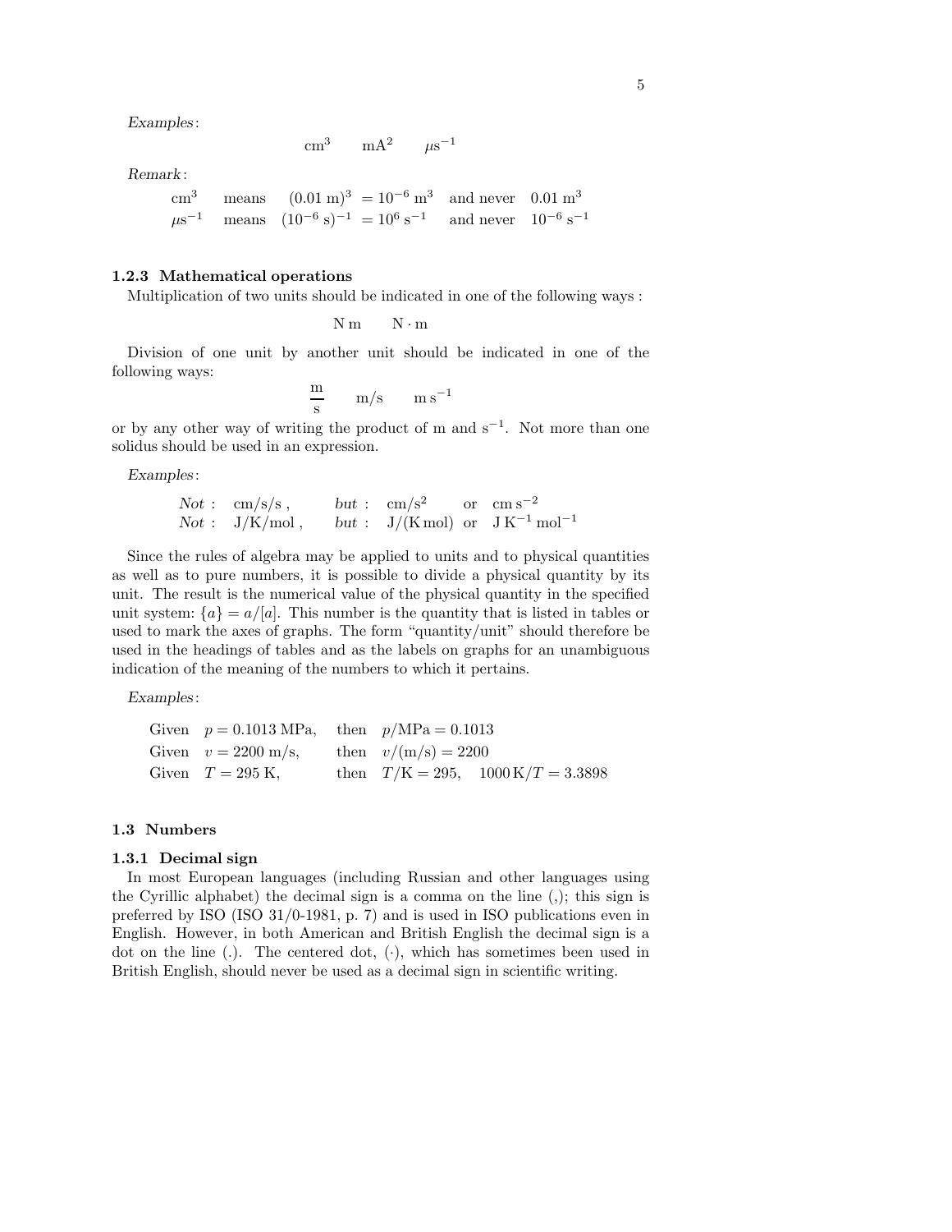*Examples*:

$$\mathrm{cm}^3 \qquad \mathrm{mA}^2 \qquad \mu\mathrm{s}^{-1}$$

*Remark*:

| | | | | |
|---|---|---|---|---|
| $\mathrm{cm}^3$ | means | $(0.01\ \mathrm{m})^3 = 10^{-6}\ \mathrm{m}^3$ | and never | $0.01\ \mathrm{m}^3$ |
| $\mu\mathrm{s}^{-1}$ | means | $(10^{-6}\ \mathrm{s})^{-1} = 10^{6}\ \mathrm{s}^{-1}$ | and never | $10^{-6}\ \mathrm{s}^{-1}$ |

### 1.2.3 Mathematical operations

Multiplication of two units should be indicated in one of the following ways :

$$\mathrm{N\,m} \qquad \mathrm{N \cdot m}$$

Division of one unit by another unit should be indicated in one of the following ways:

$$\frac{\mathrm{m}}{\mathrm{s}} \qquad \mathrm{m/s} \qquad \mathrm{m\,s}^{-1}$$

or by any other way of writing the product of m and $\mathrm{s}^{-1}$. Not more than one solidus should be used in an expression.

*Examples*:

| | | | | | |
|---|---|---|---|---|---|
| *Not* : | cm/s/s , | *but* : | $\mathrm{cm/s^2}$ | or | $\mathrm{cm\,s^{-2}}$ |
| *Not* : | J/K/mol , | *but* : | J/(K mol) | or | $\mathrm{J\,K^{-1}\,mol^{-1}}$ |

Since the rules of algebra may be applied to units and to physical quantities as well as to pure numbers, it is possible to divide a physical quantity by its unit. The result is the numerical value of the physical quantity in the specified unit system: $\{a\} = a/[a]$. This number is the quantity that is listed in tables or used to mark the axes of graphs. The form "quantity/unit" should therefore be used in the headings of tables and as the labels on graphs for an unambiguous indication of the meaning of the numbers to which it pertains.

*Examples*:

| | | | |
|---|---|---|---|
| Given | $p = 0.1013$ MPa, | then | $p/\mathrm{MPa} = 0.1013$ |
| Given | $v = 2200$ m/s, | then | $v/(\mathrm{m/s}) = 2200$ |
| Given | $T = 295$ K, | then | $T/\mathrm{K} = 295, \quad 1000\,\mathrm{K}/T = 3.3898$ |

## 1.3 Numbers

### 1.3.1 Decimal sign

In most European languages (including Russian and other languages using the Cyrillic alphabet) the decimal sign is a comma on the line (,); this sign is preferred by ISO (ISO 31/0-1981, p. 7) and is used in ISO publications even in English. However, in both American and British English the decimal sign is a dot on the line (.). The centered dot, (·), which has sometimes been used in British English, should never be used as a decimal sign in scientific writing.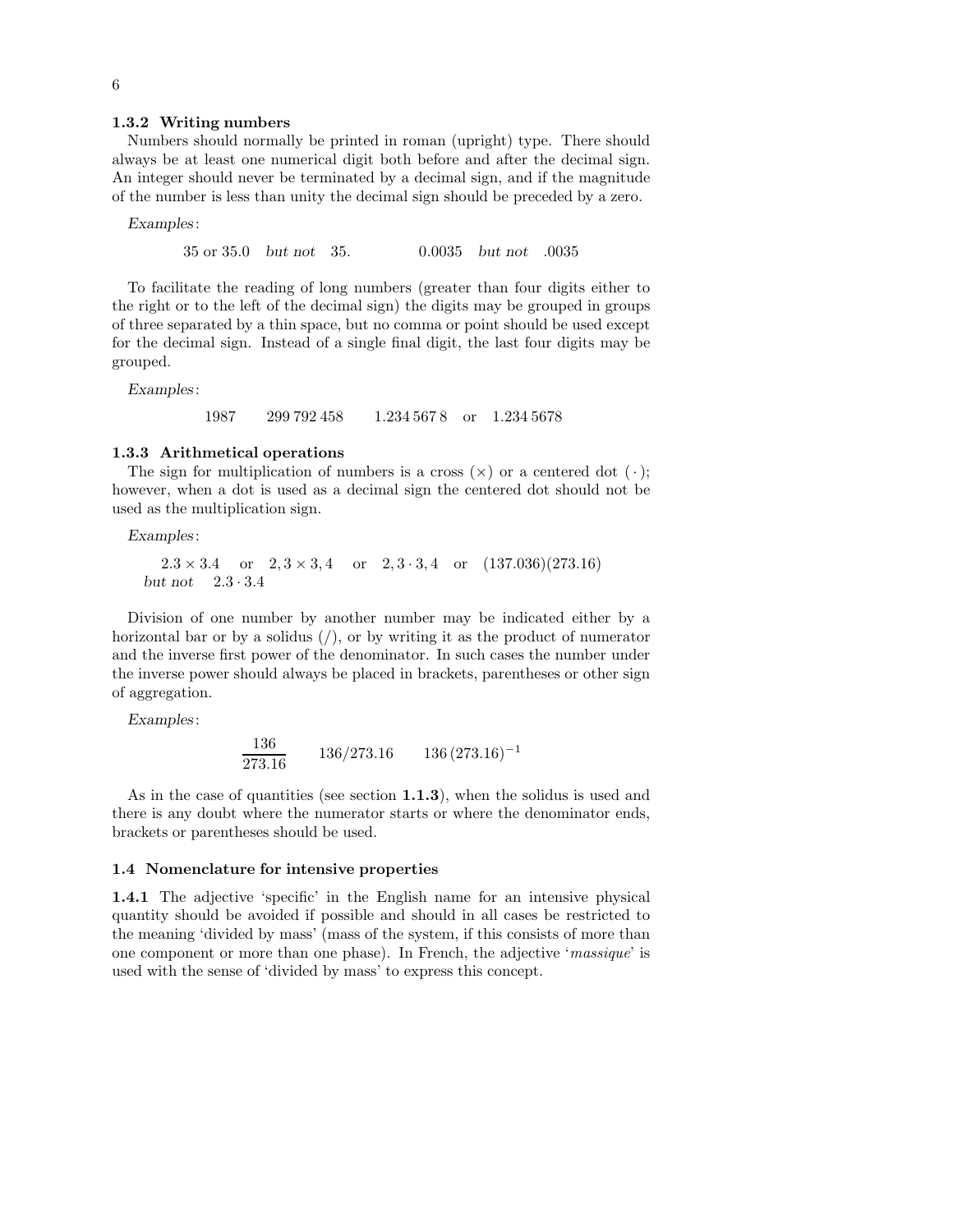### 1.3.2 Writing numbers

Numbers should normally be printed in roman (upright) type. There should always be at least one numerical digit both before and after the decimal sign. An integer should never be terminated by a decimal sign, and if the magnitude of the number is less than unity the decimal sign should be preceded by a zero.

*Examples*:

35 or 35.0 *but not* 35. 0.0035 *but not* .0035

To facilitate the reading of long numbers (greater than four digits either to the right or to the left of the decimal sign) the digits may be grouped in groups of three separated by a thin space, but no comma or point should be used except for the decimal sign. Instead of a single final digit, the last four digits may be grouped.

*Examples*:

1987 299 792 458 1.234 567 8 or 1.234 5678

### 1.3.3 Arithmetical operations

The sign for multiplication of numbers is a cross ($\times$) or a centered dot ($\cdot$); however, when a dot is used as a decimal sign the centered dot should not be used as the multiplication sign.

*Examples*:

$2.3 \times 3.4$ or $2,3 \times 3,4$ or $2,3 \cdot 3,4$ or $(137.036)(273.16)$
*but not* $2.3 \cdot 3.4$

Division of one number by another number may be indicated either by a horizontal bar or by a solidus (/), or by writing it as the product of numerator and the inverse first power of the denominator. In such cases the number under the inverse power should always be placed in brackets, parentheses or other sign of aggregation.

*Examples*:

$$\frac{136}{273.16} \qquad 136/273.16 \qquad 136\,(273.16)^{-1}$$

As in the case of quantities (see section **1.1.3**), when the solidus is used and there is any doubt where the numerator starts or where the denominator ends, brackets or parentheses should be used.

## 1.4 Nomenclature for intensive properties

**1.4.1** The adjective 'specific' in the English name for an intensive physical quantity should be avoided if possible and should in all cases be restricted to the meaning 'divided by mass' (mass of the system, if this consists of more than one component or more than one phase). In French, the adjective '*massique*' is used with the sense of 'divided by mass' to express this concept.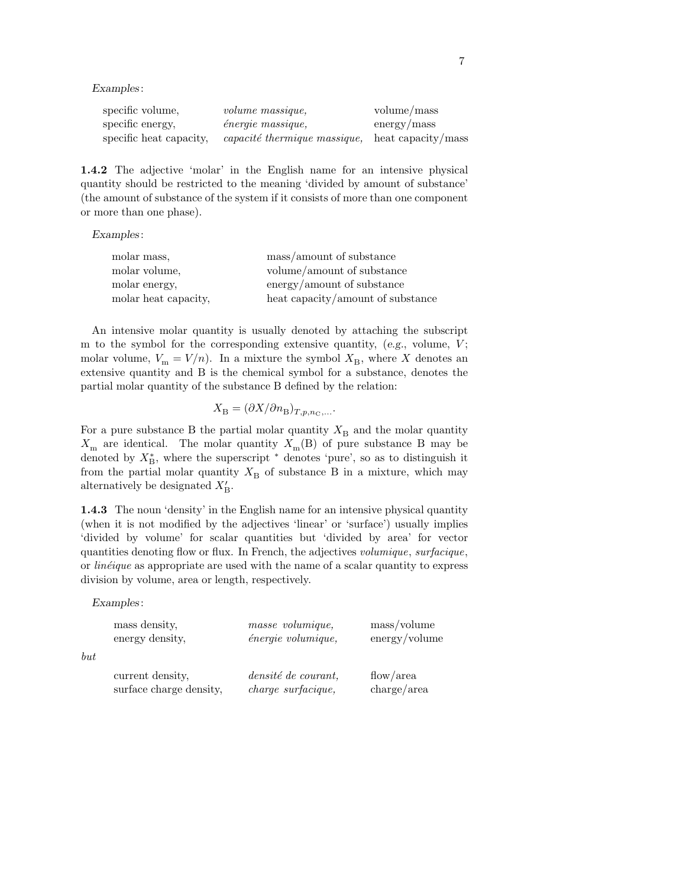*Examples*:

| | | |
|---|---|---|
| specific volume, | *volume massique,* | volume/mass |
| specific energy, | *énergie massique,* | energy/mass |
| specific heat capacity, | *capacité thermique massique,* | heat capacity/mass |

**1.4.2** The adjective 'molar' in the English name for an intensive physical quantity should be restricted to the meaning 'divided by amount of substance' (the amount of substance of the system if it consists of more than one component or more than one phase).

*Examples*:

| | |
|---|---|
| molar mass, | mass/amount of substance |
| molar volume, | volume/amount of substance |
| molar energy, | energy/amount of substance |
| molar heat capacity, | heat capacity/amount of substance |

An intensive molar quantity is usually denoted by attaching the subscript m to the symbol for the corresponding extensive quantity, (*e.g.*, volume, $V$; molar volume, $V_\mathrm{m} = V/n$). In a mixture the symbol $X_\mathrm{B}$, where $X$ denotes an extensive quantity and B is the chemical symbol for a substance, denotes the partial molar quantity of the substance B defined by the relation:

$$X_\mathrm{B} = (\partial X/\partial n_\mathrm{B})_{T,p,n_\mathrm{C},\ldots}.$$

For a pure substance B the partial molar quantity $X_\mathrm{B}$ and the molar quantity $X_\mathrm{m}$ are identical. The molar quantity $X_\mathrm{m}(\mathrm{B})$ of pure substance B may be denoted by $X^*_\mathrm{B}$, where the superscript $^*$ denotes 'pure', so as to distinguish it from the partial molar quantity $X_\mathrm{B}$ of substance B in a mixture, which may alternatively be designated $X'_\mathrm{B}$.

**1.4.3** The noun 'density' in the English name for an intensive physical quantity (when it is not modified by the adjectives 'linear' or 'surface') usually implies 'divided by volume' for scalar quantities but 'divided by area' for vector quantities denoting flow or flux. In French, the adjectives *volumique*, *surfacique*, or *linéique* as appropriate are used with the name of a scalar quantity to express division by volume, area or length, respectively.

*Examples*:

| | | |
|---|---|---|
| mass density, | *masse volumique,* | mass/volume |
| energy density, | *énergie volumique,* | energy/volume |

*but*

| | | |
|---|---|---|
| current density, | *densité de courant,* | flow/area |
| surface charge density, | *charge surfacique,* | charge/area |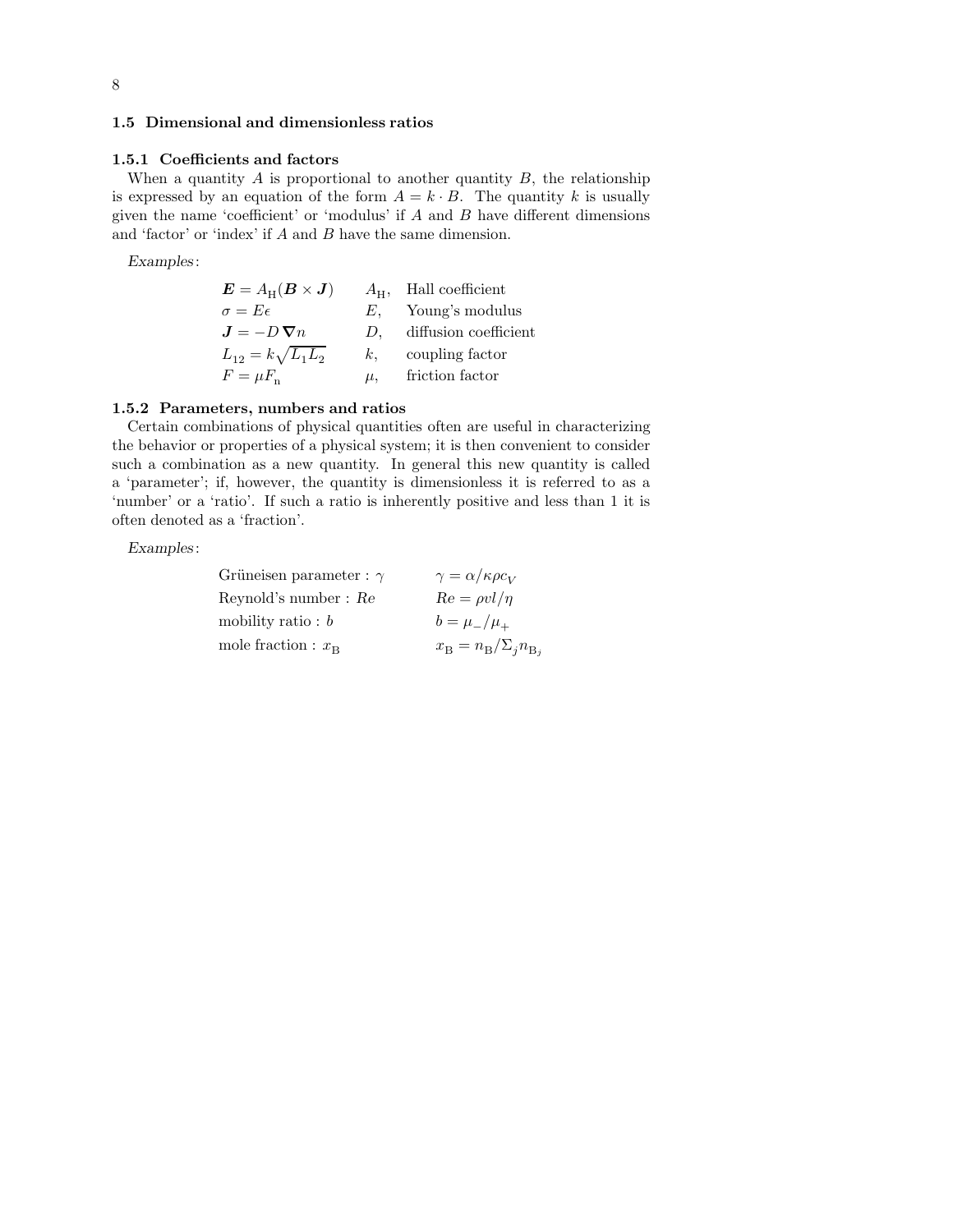### 1.5 Dimensional and dimensionless ratios

#### 1.5.1 Coefficients and factors

When a quantity $A$ is proportional to another quantity $B$, the relationship is expressed by an equation of the form $A = k \cdot B$. The quantity $k$ is usually given the name 'coefficient' or 'modulus' if $A$ and $B$ have different dimensions and 'factor' or 'index' if $A$ and $B$ have the same dimension.

*Examples*:

| | | |
|---|---|---|
| $\boldsymbol{E} = A_{\mathrm{H}}(\boldsymbol{B} \times \boldsymbol{J})$ | $A_{\mathrm{H}}$, | Hall coefficient |
| $\sigma = E\epsilon$ | $E$, | Young's modulus |
| $\boldsymbol{J} = -D\,\boldsymbol{\nabla} n$ | $D$, | diffusion coefficient |
| $L_{12} = k\sqrt{L_1 L_2}$ | $k$, | coupling factor |
| $F = \mu F_{\mathrm{n}}$ | $\mu$, | friction factor |

#### 1.5.2 Parameters, numbers and ratios

Certain combinations of physical quantities often are useful in characterizing the behavior or properties of a physical system; it is then convenient to consider such a combination as a new quantity. In general this new quantity is called a 'parameter'; if, however, the quantity is dimensionless it is referred to as a 'number' or a 'ratio'. If such a ratio is inherently positive and less than 1 it is often denoted as a 'fraction'.

*Examples*:

| | |
|---|---|
| Grüneisen parameter : $\gamma$ | $\gamma = \alpha/\kappa\rho c_V$ |
| Reynold's number : $Re$ | $Re = \rho v l/\eta$ |
| mobility ratio : $b$ | $b = \mu_-/\mu_+$ |
| mole fraction : $x_{\mathrm{B}}$ | $x_{\mathrm{B}} = n_{\mathrm{B}}/\Sigma_j n_{\mathrm{B}_j}$ |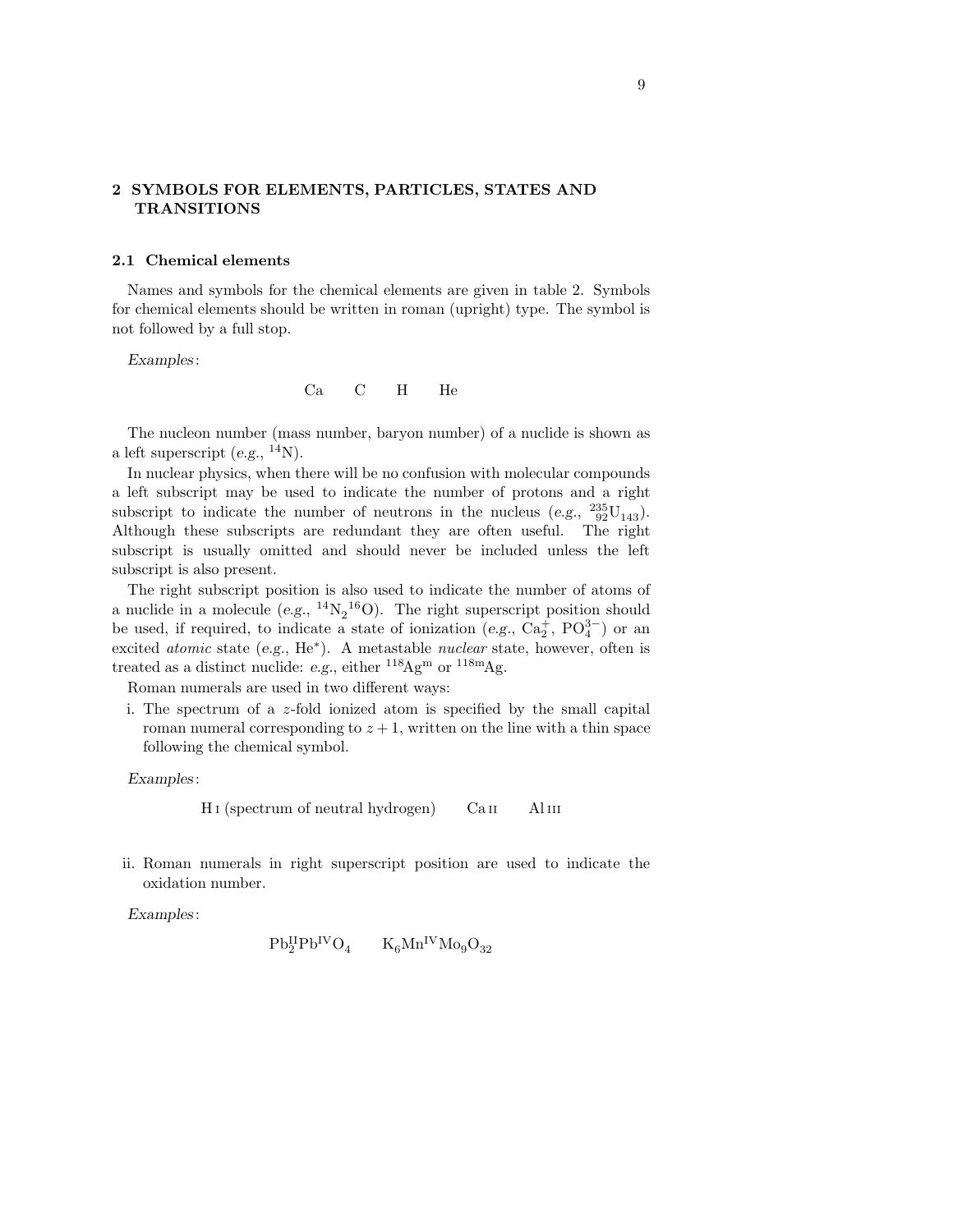## 2 SYMBOLS FOR ELEMENTS, PARTICLES, STATES AND TRANSITIONS

### 2.1 Chemical elements

Names and symbols for the chemical elements are given in table 2. Symbols for chemical elements should be written in roman (upright) type. The symbol is not followed by a full stop.

*Examples*:

Ca C H He

The nucleon number (mass number, baryon number) of a nuclide is shown as a left superscript (*e.g.*, $^{14}\mathrm{N}$).

In nuclear physics, when there will be no confusion with molecular compounds a left subscript may be used to indicate the number of protons and a right subscript to indicate the number of neutrons in the nucleus (*e.g.*, $^{235}_{92}\mathrm{U}_{143}$). Although these subscripts are redundant they are often useful. The right subscript is usually omitted and should never be included unless the left subscript is also present.

The right subscript position is also used to indicate the number of atoms of a nuclide in a molecule (*e.g.*, $^{14}\mathrm{N}_2{}^{16}\mathrm{O}$). The right superscript position should be used, if required, to indicate a state of ionization (*e.g.*, $\mathrm{Ca}_2^+$, $\mathrm{PO}_4^{3-}$) or an excited *atomic* state (*e.g.*, $\mathrm{He}^*$). A metastable *nuclear* state, however, often is treated as a distinct nuclide: *e.g.*, either $^{118}\mathrm{Ag}^{\mathrm{m}}$ or $^{118\mathrm{m}}\mathrm{Ag}$.

Roman numerals are used in two different ways:

i. The spectrum of a $z$-fold ionized atom is specified by the small capital roman numeral corresponding to $z+1$, written on the line with a thin space following the chemical symbol.

*Examples*:

H I (spectrum of neutral hydrogen) Ca II Al III

ii. Roman numerals in right superscript position are used to indicate the oxidation number.

*Examples*:

$\mathrm{Pb}_2^{\mathrm{II}}\mathrm{Pb}^{\mathrm{IV}}\mathrm{O}_4$ $\mathrm{K}_6\mathrm{Mn}^{\mathrm{IV}}\mathrm{Mo}_9\mathrm{O}_{32}$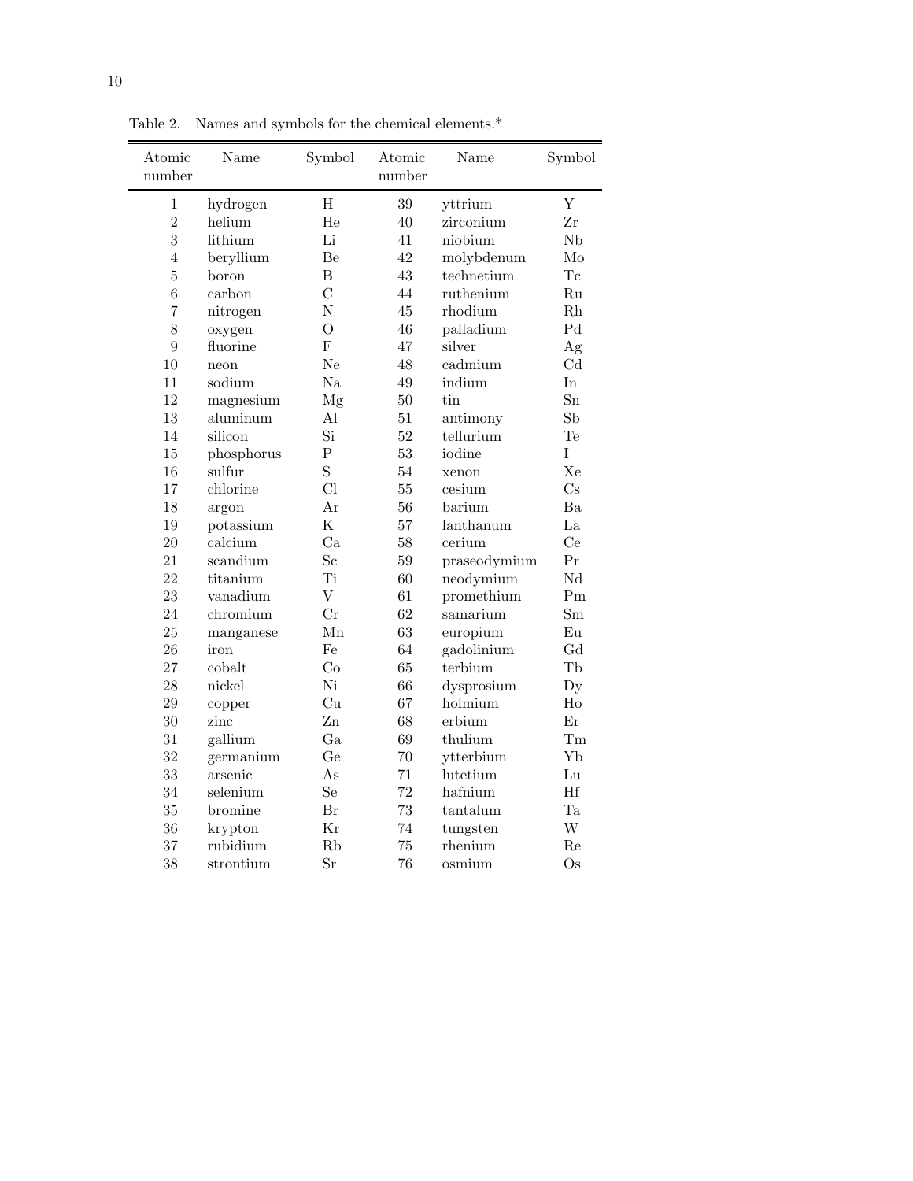Table 2. Names and symbols for the chemical elements.*

| Atomic number | Name | Symbol | Atomic number | Name | Symbol |
|---|---|---|---|---|---|
| 1 | hydrogen | H | 39 | yttrium | Y |
| 2 | helium | He | 40 | zirconium | Zr |
| 3 | lithium | Li | 41 | niobium | Nb |
| 4 | beryllium | Be | 42 | molybdenum | Mo |
| 5 | boron | B | 43 | technetium | Tc |
| 6 | carbon | C | 44 | ruthenium | Ru |
| 7 | nitrogen | N | 45 | rhodium | Rh |
| 8 | oxygen | O | 46 | palladium | Pd |
| 9 | fluorine | F | 47 | silver | Ag |
| 10 | neon | Ne | 48 | cadmium | Cd |
| 11 | sodium | Na | 49 | indium | In |
| 12 | magnesium | Mg | 50 | tin | Sn |
| 13 | aluminum | Al | 51 | antimony | Sb |
| 14 | silicon | Si | 52 | tellurium | Te |
| 15 | phosphorus | P | 53 | iodine | I |
| 16 | sulfur | S | 54 | xenon | Xe |
| 17 | chlorine | Cl | 55 | cesium | Cs |
| 18 | argon | Ar | 56 | barium | Ba |
| 19 | potassium | K | 57 | lanthanum | La |
| 20 | calcium | Ca | 58 | cerium | Ce |
| 21 | scandium | Sc | 59 | praseodymium | Pr |
| 22 | titanium | Ti | 60 | neodymium | Nd |
| 23 | vanadium | V | 61 | promethium | Pm |
| 24 | chromium | Cr | 62 | samarium | Sm |
| 25 | manganese | Mn | 63 | europium | Eu |
| 26 | iron | Fe | 64 | gadolinium | Gd |
| 27 | cobalt | Co | 65 | terbium | Tb |
| 28 | nickel | Ni | 66 | dysprosium | Dy |
| 29 | copper | Cu | 67 | holmium | Ho |
| 30 | zinc | Zn | 68 | erbium | Er |
| 31 | gallium | Ga | 69 | thulium | Tm |
| 32 | germanium | Ge | 70 | ytterbium | Yb |
| 33 | arsenic | As | 71 | lutetium | Lu |
| 34 | selenium | Se | 72 | hafnium | Hf |
| 35 | bromine | Br | 73 | tantalum | Ta |
| 36 | krypton | Kr | 74 | tungsten | W |
| 37 | rubidium | Rb | 75 | rhenium | Re |
| 38 | strontium | Sr | 76 | osmium | Os |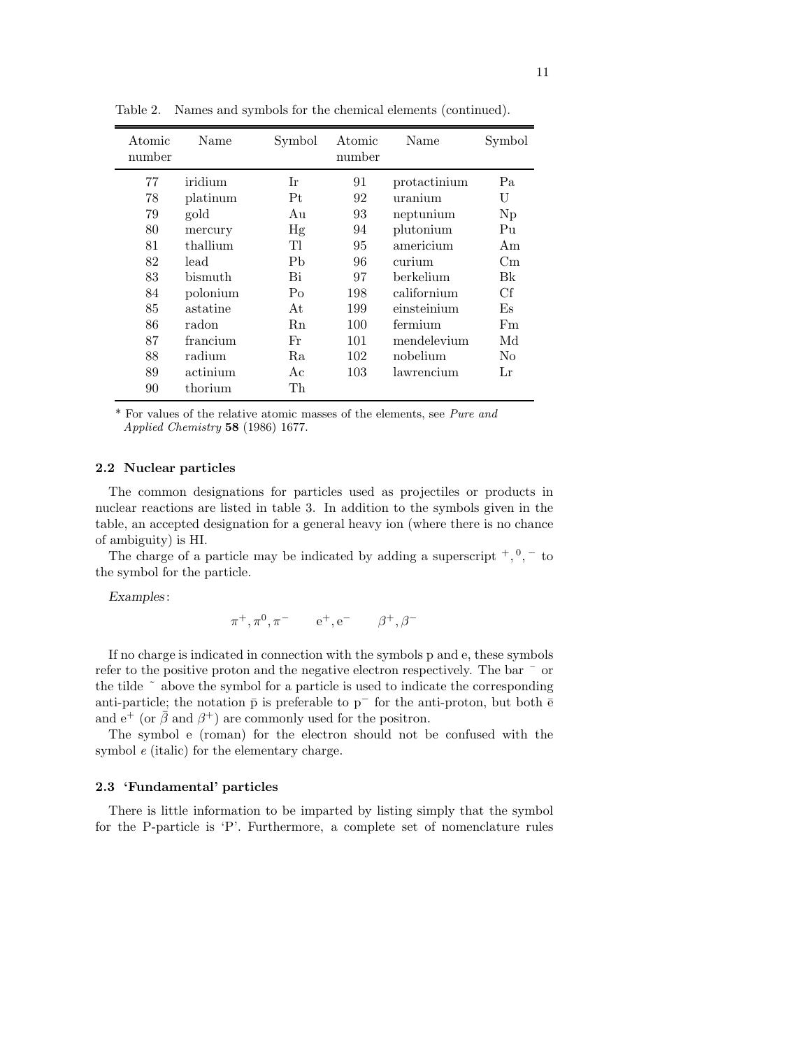Table 2. Names and symbols for the chemical elements (continued).

| Atomic number | Name | Symbol | Atomic number | Name | Symbol |
|---|---|---|---|---|---|
| 77 | iridium | Ir | 91 | protactinium | Pa |
| 78 | platinum | Pt | 92 | uranium | U |
| 79 | gold | Au | 93 | neptunium | Np |
| 80 | mercury | Hg | 94 | plutonium | Pu |
| 81 | thallium | Tl | 95 | americium | Am |
| 82 | lead | Pb | 96 | curium | Cm |
| 83 | bismuth | Bi | 97 | berkelium | Bk |
| 84 | polonium | Po | 198 | californium | Cf |
| 85 | astatine | At | 199 | einsteinium | Es |
| 86 | radon | Rn | 100 | fermium | Fm |
| 87 | francium | Fr | 101 | mendelevium | Md |
| 88 | radium | Ra | 102 | nobelium | No |
| 89 | actinium | Ac | 103 | lawrencium | Lr |
| 90 | thorium | Th | | | |

\* For values of the relative atomic masses of the elements, see *Pure and Applied Chemistry* **58** (1986) 1677.

### 2.2 Nuclear particles

The common designations for particles used as projectiles or products in nuclear reactions are listed in table 3. In addition to the symbols given in the table, an accepted designation for a general heavy ion (where there is no chance of ambiguity) is HI.

The charge of a particle may be indicated by adding a superscript $^+, ^0, ^-$ to the symbol for the particle.

*Examples*:

$$\pi^+, \pi^0, \pi^- \qquad \mathrm{e}^+, \mathrm{e}^- \qquad \beta^+, \beta^-$$

If no charge is indicated in connection with the symbols p and e, these symbols refer to the positive proton and the negative electron respectively. The bar $^-$ or the tilde $\tilde{}$ above the symbol for a particle is used to indicate the corresponding anti-particle; the notation $\bar{\mathrm{p}}$ is preferable to $\mathrm{p}^-$ for the anti-proton, but both $\bar{\mathrm{e}}$ and $\mathrm{e}^+$ (or $\bar{\beta}$ and $\beta^+$) are commonly used for the positron.

The symbol e (roman) for the electron should not be confused with the symbol $e$ (italic) for the elementary charge.

### 2.3 'Fundamental' particles

There is little information to be imparted by listing simply that the symbol for the P-particle is 'P'. Furthermore, a complete set of nomenclature rules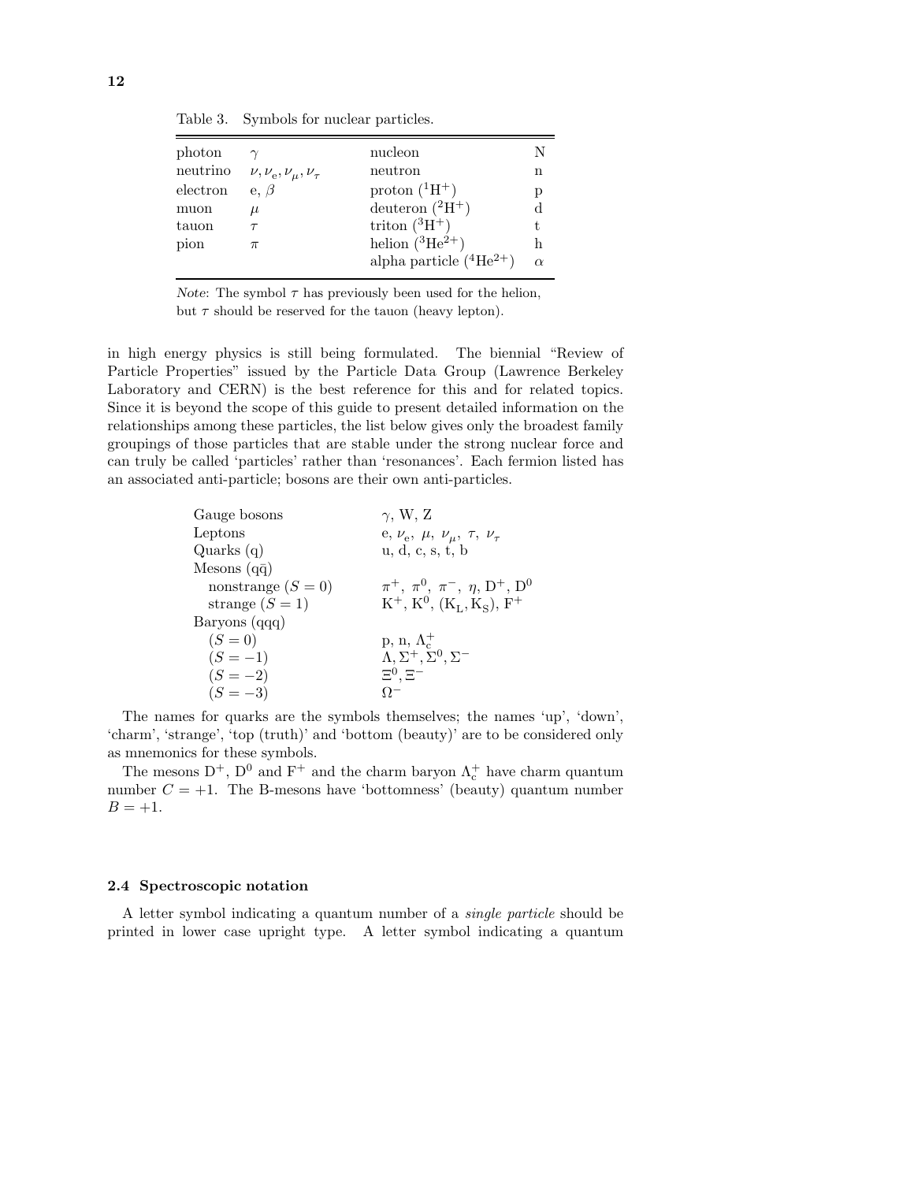Table 3. Symbols for nuclear particles.

| | | | |
|---|---|---|---|
| photon | $\gamma$ | nucleon | N |
| neutrino | $\nu, \nu_e, \nu_\mu, \nu_\tau$ | neutron | n |
| electron | e, $\beta$ | proton ($^1H^+$) | p |
| muon | $\mu$ | deuteron ($^2H^+$) | d |
| tauon | $\tau$ | triton ($^3H^+$) | t |
| pion | $\pi$ | helion ($^3He^{2+}$) | h |
| | | alpha particle ($^4He^{2+}$) | $\alpha$ |

*Note*: The symbol $\tau$ has previously been used for the helion, but $\tau$ should be reserved for the tauon (heavy lepton).

in high energy physics is still being formulated. The biennial "Review of Particle Properties" issued by the Particle Data Group (Lawrence Berkeley Laboratory and CERN) is the best reference for this and for related topics. Since it is beyond the scope of this guide to present detailed information on the relationships among these particles, the list below gives only the broadest family groupings of those particles that are stable under the strong nuclear force and can truly be called 'particles' rather than 'resonances'. Each fermion listed has an associated anti-particle; bosons are their own anti-particles.

| | |
|---|---|
| Gauge bosons | $\gamma$, W, Z |
| Leptons | e, $\nu_e$, $\mu$, $\nu_\mu$, $\tau$, $\nu_\tau$ |
| Quarks (q) | u, d, c, s, t, b |
| Mesons ($q\bar{q}$) | |
| nonstrange ($S = 0$) | $\pi^+$, $\pi^0$, $\pi^-$, $\eta$, $D^+$, $D^0$ |
| strange ($S = 1$) | $K^+$, $K^0$, ($K_L$, $K_S$), $F^+$ |
| Baryons (qqq) | |
| ($S = 0$) | p, n, $\Lambda_c^+$ |
| ($S = -1$) | $\Lambda, \Sigma^+, \Sigma^0, \Sigma^-$ |
| ($S = -2$) | $\Xi^0, \Xi^-$ |
| ($S = -3$) | $\Omega^-$ |

The names for quarks are the symbols themselves; the names 'up', 'down', 'charm', 'strange', 'top (truth)' and 'bottom (beauty)' are to be considered only as mnemonics for these symbols.

The mesons $D^+$, $D^0$ and $F^+$ and the charm baryon $\Lambda_c^+$ have charm quantum number $C = +1$. The B-mesons have 'bottomness' (beauty) quantum number $B = +1$.

## 2.4 Spectroscopic notation

A letter symbol indicating a quantum number of a *single particle* should be printed in lower case upright type. A letter symbol indicating a quantum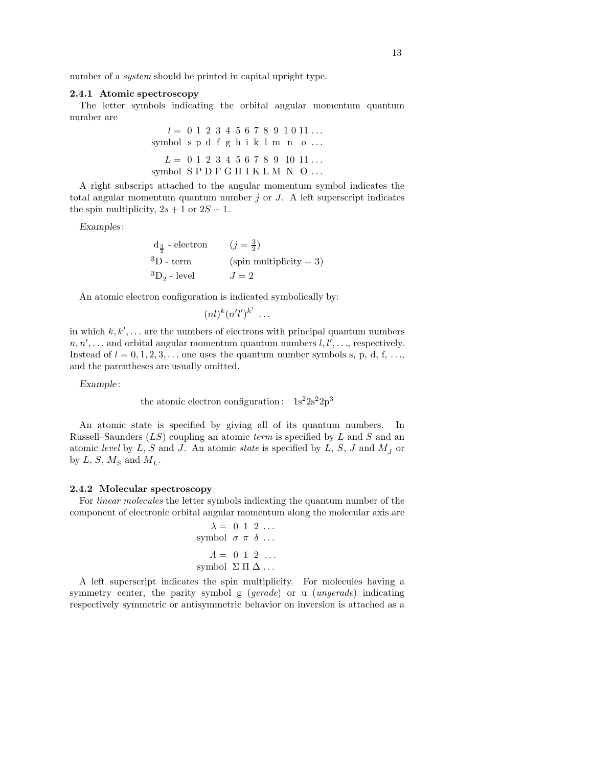number of a *system* should be printed in capital upright type.

### 2.4.1 Atomic spectroscopy

The letter symbols indicating the orbital angular momentum quantum number are

$$\begin{array}{lcccccccccccccc} l = & 0 & 1 & 2 & 3 & 4 & 5 & 6 & 7 & 8 & 9 & 10 & 11 & \ldots \\ \text{symbol} & \mathrm{s} & \mathrm{p} & \mathrm{d} & \mathrm{f} & \mathrm{g} & \mathrm{h} & \mathrm{i} & \mathrm{k} & \mathrm{l} & \mathrm{m} & \mathrm{n} & \mathrm{o} & \ldots \end{array}$$

$$\begin{array}{lcccccccccccccc} L = & 0 & 1 & 2 & 3 & 4 & 5 & 6 & 7 & 8 & 9 & 10 & 11 & \ldots \\ \text{symbol} & \mathrm{S} & \mathrm{P} & \mathrm{D} & \mathrm{F} & \mathrm{G} & \mathrm{H} & \mathrm{I} & \mathrm{K} & \mathrm{L} & \mathrm{M} & \mathrm{N} & \mathrm{O} & \ldots \end{array}$$

A right subscript attached to the angular momentum symbol indicates the total angular momentum quantum number $j$ or $J$. A left superscript indicates the spin multiplicity, $2s + 1$ or $2S + 1$.

*Examples*:

| | |
|---|---|
| $\mathrm{d}_{\frac{3}{2}}$ - electron | $(j = \frac{3}{2})$ |
| $^3\mathrm{D}$ - term | (spin multiplicity = 3) |
| $^3\mathrm{D}_2$ - level | $J = 2$ |

An atomic electron configuration is indicated symbolically by:

$$(nl)^k(n'l')^{k'} \ \ldots$$

in which $k, k', \ldots$ are the numbers of electrons with principal quantum numbers $n, n', \ldots$ and orbital angular momentum quantum numbers $l, l', \ldots$, respectively. Instead of $l = 0, 1, 2, 3, \ldots$ one uses the quantum number symbols s, p, d, f, ..., and the parentheses are usually omitted.

*Example*:

the atomic electron configuration: $1\mathrm{s}^2 2\mathrm{s}^2 2\mathrm{p}^3$

An atomic state is specified by giving all of its quantum numbers. In Russell–Saunders ($LS$) coupling an atomic *term* is specified by $L$ and $S$ and an atomic *level* by $L$, $S$ and $J$. An atomic *state* is specified by $L$, $S$, $J$ and $M_J$ or by $L$, $S$, $M_S$ and $M_L$.

### 2.4.2 Molecular spectroscopy

For *linear molecules* the letter symbols indicating the quantum number of the component of electronic orbital angular momentum along the molecular axis are

$$\begin{array}{lcccc} \lambda = & 0 & 1 & 2 & \ldots \\ \text{symbol} & \sigma & \pi & \delta & \ldots \end{array}$$

$$\begin{array}{lcccc} \Lambda = & 0 & 1 & 2 & \ldots \\ \text{symbol} & \Sigma & \Pi & \Delta & \ldots \end{array}$$

A left superscript indicates the spin multiplicity. For molecules having a symmetry center, the parity symbol g (*gerade*) or u (*ungerade*) indicating respectively symmetric or antisymmetric behavior on inversion is attached as a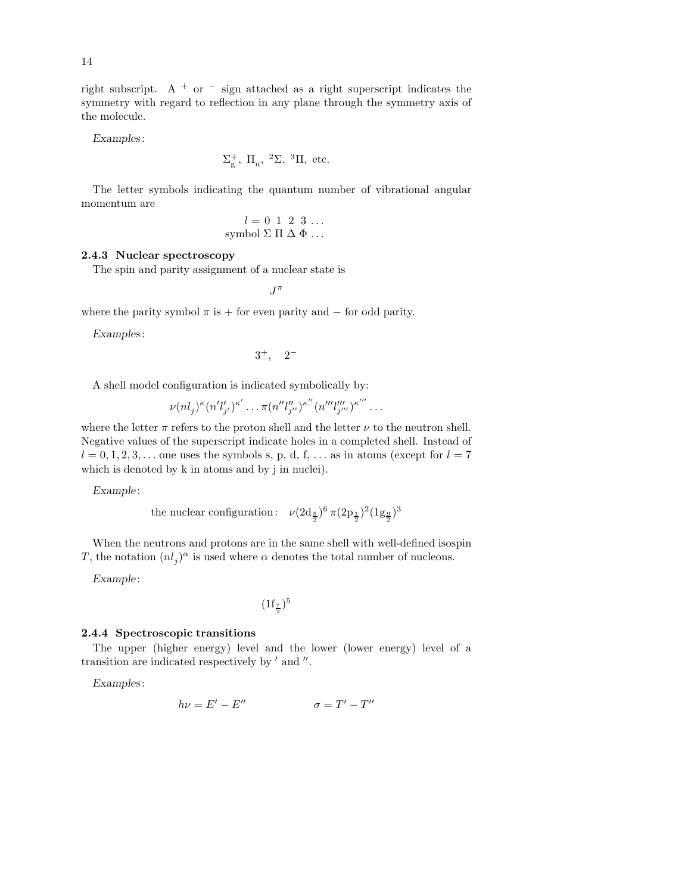right subscript. A $^+$ or $^-$ sign attached as a right superscript indicates the symmetry with regard to reflection in any plane through the symmetry axis of the molecule.

*Examples*:

$$\Sigma_g^+,\ \Pi_u,\ {}^2\Sigma,\ {}^3\Pi,\ \text{etc.}$$

The letter symbols indicating the quantum number of vibrational angular momentum are

$$\begin{array}{rl} l = & 0\ 1\ 2\ 3\ \ldots \\ \text{symbol} & \Sigma\ \Pi\ \Delta\ \Phi\ \ldots \end{array}$$

### 2.4.3 Nuclear spectroscopy

The spin and parity assignment of a nuclear state is

$$J^\pi$$

where the parity symbol $\pi$ is + for even parity and − for odd parity.

*Examples*:

$$3^+, \quad 2^-$$

A shell model configuration is indicated symbolically by:

$$\nu(nl_j)^\kappa (n'l'_{j'})^{\kappa'} \ldots \pi(n''l''_{j''})^{\kappa''} (n'''l'''_{j'''})^{\kappa'''} \ldots$$

where the letter $\pi$ refers to the proton shell and the letter $\nu$ to the neutron shell. Negative values of the superscript indicate holes in a completed shell. Instead of $l = 0, 1, 2, 3, \ldots$ one uses the symbols s, p, d, f, ... as in atoms (except for $l = 7$ which is denoted by k in atoms and by j in nuclei).

*Example*:

$$\text{the nuclear configuration:} \quad \nu(2\mathrm{d}_{\frac{5}{2}})^6\, \pi(2\mathrm{p}_{\frac{1}{2}})^2 (1\mathrm{g}_{\frac{9}{2}})^3$$

When the neutrons and protons are in the same shell with well-defined isospin $T$, the notation $(nl_j)^\alpha$ is used where $\alpha$ denotes the total number of nucleons.

*Example*:

$$(1\mathrm{f}_{\frac{7}{2}})^5$$

### 2.4.4 Spectroscopic transitions

The upper (higher energy) level and the lower (lower energy) level of a transition are indicated respectively by $'$ and $''$.

*Examples*:

$$h\nu = E' - E'' \qquad\qquad \sigma = T' - T''$$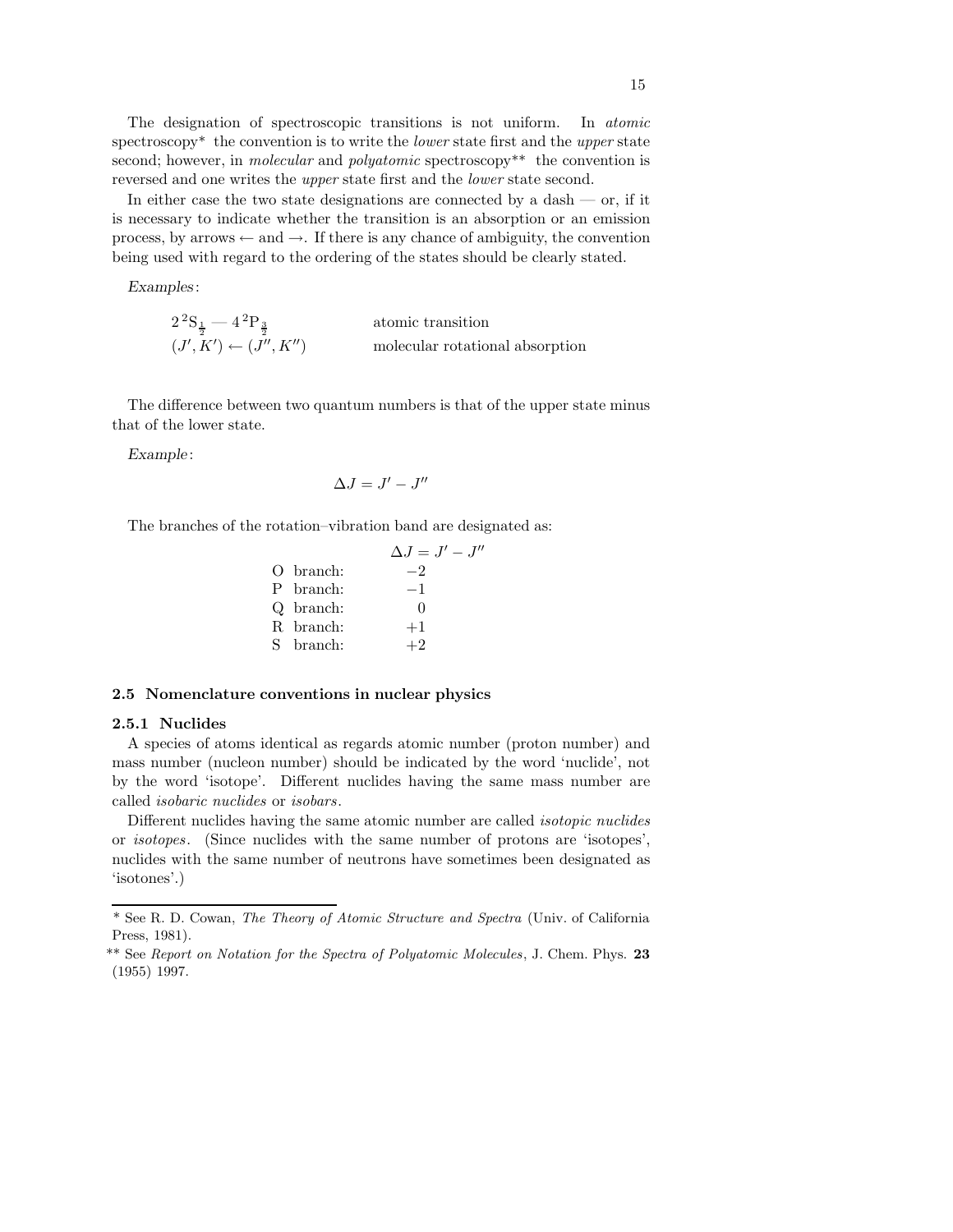The designation of spectroscopic transitions is not uniform. In *atomic* spectroscopy* the convention is to write the *lower* state first and the *upper* state second; however, in *molecular* and *polyatomic* spectroscopy** the convention is reversed and one writes the *upper* state first and the *lower* state second.

In either case the two state designations are connected by a dash — or, if it is necessary to indicate whether the transition is an absorption or an emission process, by arrows $\leftarrow$ and $\rightarrow$. If there is any chance of ambiguity, the convention being used with regard to the ordering of the states should be clearly stated.

*Examples*:

| | |
|---|---|
| $2\,{}^2\mathrm{S}_{\frac{1}{2}} — 4\,{}^2\mathrm{P}_{\frac{3}{2}}$ | atomic transition |
| $(J', K') \leftarrow (J'', K'')$ | molecular rotational absorption |

The difference between two quantum numbers is that of the upper state minus that of the lower state.

*Example*:

$$\Delta J = J' - J''$$

The branches of the rotation–vibration band are designated as:

| | $\Delta J = J' - J''$ |
|---|---|
| O branch: | $-2$ |
| P branch: | $-1$ |
| Q branch: | $0$ |
| R branch: | $+1$ |
| S branch: | $+2$ |

## 2.5 Nomenclature conventions in nuclear physics

### 2.5.1 Nuclides

A species of atoms identical as regards atomic number (proton number) and mass number (nucleon number) should be indicated by the word 'nuclide', not by the word 'isotope'. Different nuclides having the same mass number are called *isobaric nuclides* or *isobars*.

Different nuclides having the same atomic number are called *isotopic nuclides* or *isotopes*. (Since nuclides with the same number of protons are 'isotopes', nuclides with the same number of neutrons have sometimes been designated as 'isotones'.)

---

\* See R. D. Cowan, *The Theory of Atomic Structure and Spectra* (Univ. of California Press, 1981).

\** See *Report on Notation for the Spectra of Polyatomic Molecules*, J. Chem. Phys. **23** (1955) 1997.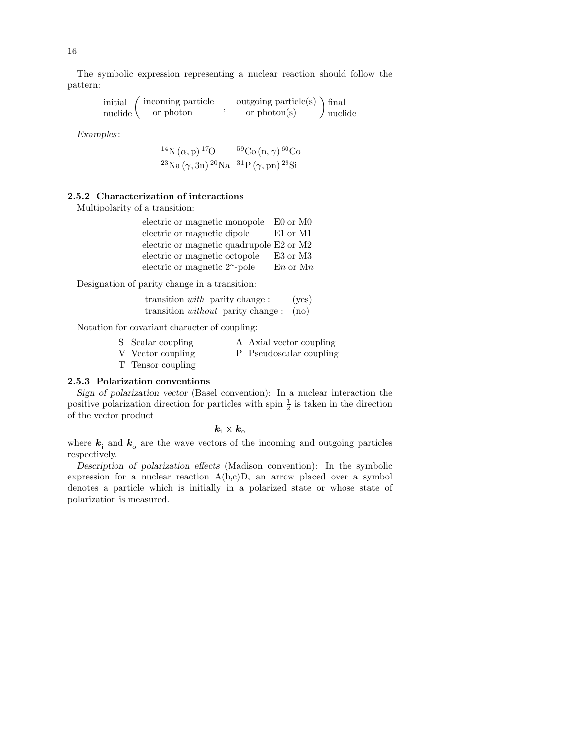The symbolic expression representing a nuclear reaction should follow the pattern:

$$\text{initial nuclide} \left( \begin{array}{c} \text{incoming particle} \\ \text{or photon} \end{array} , \begin{array}{c} \text{outgoing particle(s)} \\ \text{or photon(s)} \end{array} \right) \text{final nuclide}$$

*Examples*:

$$^{14}\mathrm{N}\,(\alpha, \mathrm{p})\,^{17}\mathrm{O} \qquad ^{59}\mathrm{Co}\,(\mathrm{n}, \gamma)\,^{60}\mathrm{Co}$$
$$^{23}\mathrm{Na}\,(\gamma, 3\mathrm{n})\,^{20}\mathrm{Na} \qquad ^{31}\mathrm{P}\,(\gamma, \mathrm{pn})\,^{29}\mathrm{Si}$$

### 2.5.2 Characterization of interactions

Multipolarity of a transition:

| | |
|---|---|
| electric or magnetic monopole | E0 or M0 |
| electric or magnetic dipole | E1 or M1 |
| electric or magnetic quadrupole | E2 or M2 |
| electric or magnetic octopole | E3 or M3 |
| electric or magnetic $2^n$-pole | E$n$ or M$n$ |

Designation of parity change in a transition:

| | |
|---|---|
| transition *with* parity change : | (yes) |
| transition *without* parity change : | (no) |

Notation for covariant character of coupling:

| | |
|---|---|
| S Scalar coupling | A Axial vector coupling |
| V Vector coupling | P Pseudoscalar coupling |
| T Tensor coupling | |

### 2.5.3 Polarization conventions

*Sign of polarization vector* (Basel convention): In a nuclear interaction the positive polarization direction for particles with spin $\frac{1}{2}$ is taken in the direction of the vector product

$$\boldsymbol{k}_{\mathrm{i}} \times \boldsymbol{k}_{\mathrm{o}}$$

where $\boldsymbol{k}_{\mathrm{i}}$ and $\boldsymbol{k}_{\mathrm{o}}$ are the wave vectors of the incoming and outgoing particles respectively.

*Description of polarization effects* (Madison convention): In the symbolic expression for a nuclear reaction A(b,c)D, an arrow placed over a symbol denotes a particle which is initially in a polarized state or whose state of polarization is measured.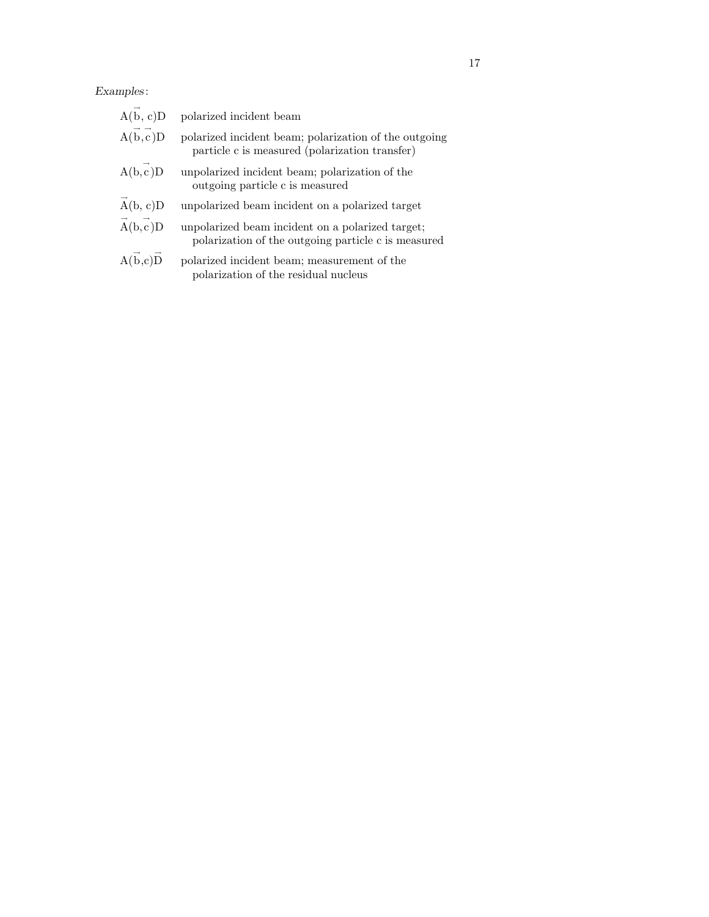*Examples*:

| | |
|---|---|
| $\mathrm{A}(\vec{\mathrm{b}}, \mathrm{c})\mathrm{D}$ | polarized incident beam |
| $\mathrm{A}(\vec{\mathrm{b}}, \vec{\mathrm{c}})\mathrm{D}$ | polarized incident beam; polarization of the outgoing particle c is measured (polarization transfer) |
| $\mathrm{A}(\mathrm{b}, \vec{\mathrm{c}})\mathrm{D}$ | unpolarized incident beam; polarization of the outgoing particle c is measured |
| $\vec{\mathrm{A}}(\mathrm{b}, \mathrm{c})\mathrm{D}$ | unpolarized beam incident on a polarized target |
| $\vec{\mathrm{A}}(\mathrm{b}, \vec{\mathrm{c}})\mathrm{D}$ | unpolarized beam incident on a polarized target; polarization of the outgoing particle c is measured |
| $\mathrm{A}(\vec{\mathrm{b}}, \mathrm{c})\vec{\mathrm{D}}$ | polarized incident beam; measurement of the polarization of the residual nucleus |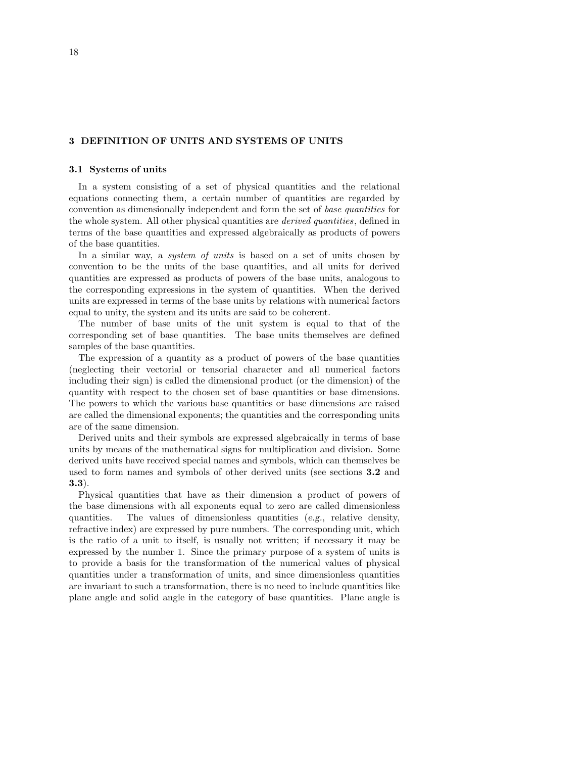# 3 DEFINITION OF UNITS AND SYSTEMS OF UNITS

## 3.1 Systems of units

In a system consisting of a set of physical quantities and the relational equations connecting them, a certain number of quantities are regarded by convention as dimensionally independent and form the set of *base quantities* for the whole system. All other physical quantities are *derived quantities*, defined in terms of the base quantities and expressed algebraically as products of powers of the base quantities.

In a similar way, a *system of units* is based on a set of units chosen by convention to be the units of the base quantities, and all units for derived quantities are expressed as products of powers of the base units, analogous to the corresponding expressions in the system of quantities. When the derived units are expressed in terms of the base units by relations with numerical factors equal to unity, the system and its units are said to be coherent.

The number of base units of the unit system is equal to that of the corresponding set of base quantities. The base units themselves are defined samples of the base quantities.

The expression of a quantity as a product of powers of the base quantities (neglecting their vectorial or tensorial character and all numerical factors including their sign) is called the dimensional product (or the dimension) of the quantity with respect to the chosen set of base quantities or base dimensions. The powers to which the various base quantities or base dimensions are raised are called the dimensional exponents; the quantities and the corresponding units are of the same dimension.

Derived units and their symbols are expressed algebraically in terms of base units by means of the mathematical signs for multiplication and division. Some derived units have received special names and symbols, which can themselves be used to form names and symbols of other derived units (see sections **3.2** and **3.3**).

Physical quantities that have as their dimension a product of powers of the base dimensions with all exponents equal to zero are called dimensionless quantities. The values of dimensionless quantities (*e.g.*, relative density, refractive index) are expressed by pure numbers. The corresponding unit, which is the ratio of a unit to itself, is usually not written; if necessary it may be expressed by the number 1. Since the primary purpose of a system of units is to provide a basis for the transformation of the numerical values of physical quantities under a transformation of units, and since dimensionless quantities are invariant to such a transformation, there is no need to include quantities like plane angle and solid angle in the category of base quantities. Plane angle is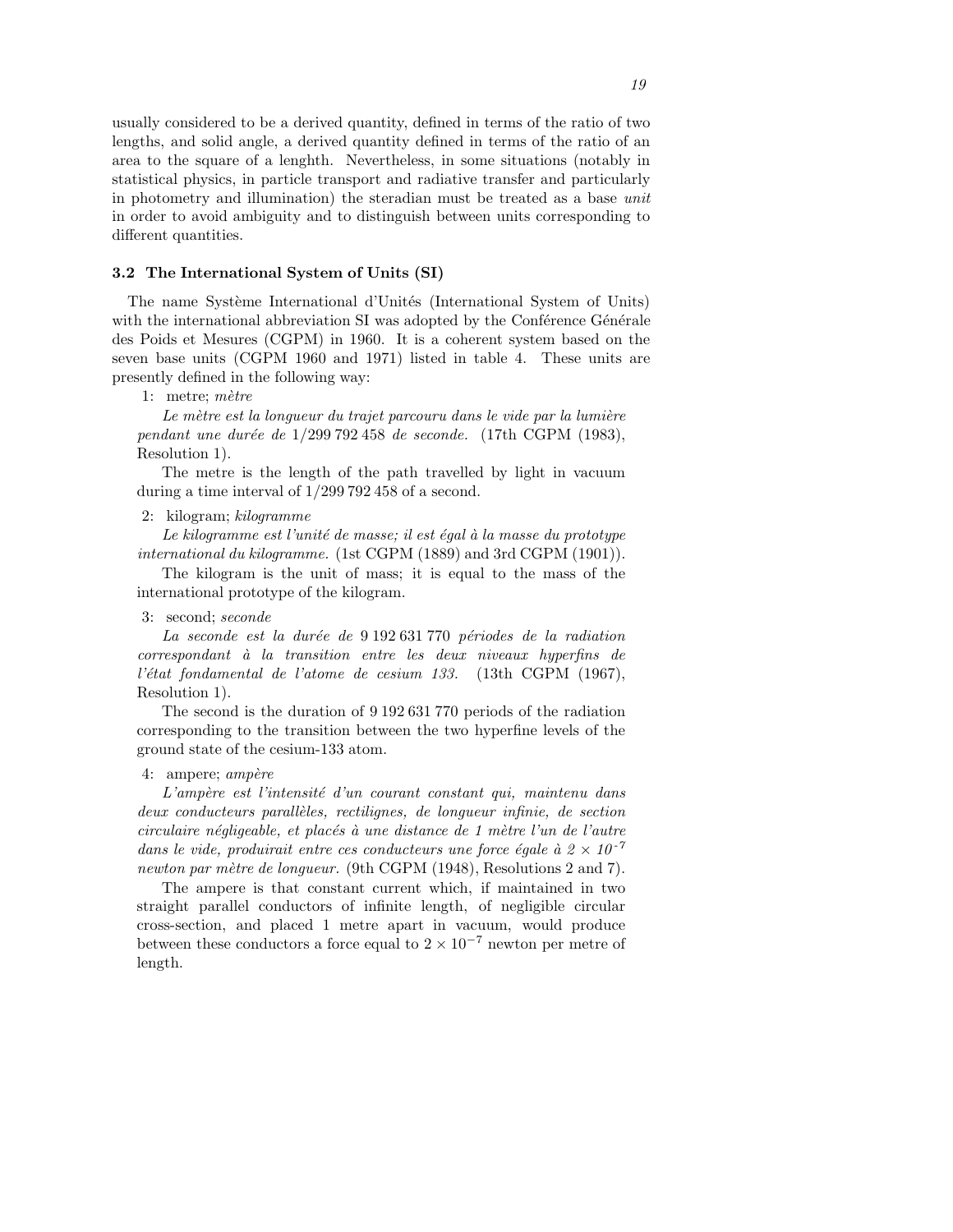usually considered to be a derived quantity, defined in terms of the ratio of two lengths, and solid angle, a derived quantity defined in terms of the ratio of an area to the square of a lenghth. Nevertheless, in some situations (notably in statistical physics, in particle transport and radiative transfer and particularly in photometry and illumination) the steradian must be treated as a base *unit* in order to avoid ambiguity and to distinguish between units corresponding to different quantities.

### 3.2 The International System of Units (SI)

The name Système International d'Unités (International System of Units) with the international abbreviation SI was adopted by the Conférence Générale des Poids et Mesures (CGPM) in 1960. It is a coherent system based on the seven base units (CGPM 1960 and 1971) listed in table 4. These units are presently defined in the following way:

1: metre; *mètre*

*Le mètre est la longueur du trajet parcouru dans le vide par la lumière pendant une durée de* 1/299 792 458 *de seconde.* (17th CGPM (1983), Resolution 1).

The metre is the length of the path travelled by light in vacuum during a time interval of 1/299 792 458 of a second.

2: kilogram; *kilogramme*

*Le kilogramme est l'unité de masse; il est égal à la masse du prototype international du kilogramme.* (1st CGPM (1889) and 3rd CGPM (1901)).

The kilogram is the unit of mass; it is equal to the mass of the international prototype of the kilogram.

3: second; *seconde*

*La seconde est la durée de* 9 192 631 770 *périodes de la radiation correspondant à la transition entre les deux niveaux hyperfins de l'état fondamental de l'atome de cesium 133.* (13th CGPM (1967), Resolution 1).

The second is the duration of 9 192 631 770 periods of the radiation corresponding to the transition between the two hyperfine levels of the ground state of the cesium-133 atom.

4: ampere; *ampère*

*L'ampère est l'intensité d'un courant constant qui, maintenu dans deux conducteurs parallèles, rectilignes, de longueur infinie, de section circulaire négligeable, et placés à une distance de 1 mètre l'un de l'autre dans le vide, produirait entre ces conducteurs une force égale à* $2 \times 10^{-7}$ *newton par mètre de longueur.* (9th CGPM (1948), Resolutions 2 and 7).

The ampere is that constant current which, if maintained in two straight parallel conductors of infinite length, of negligible circular cross-section, and placed 1 metre apart in vacuum, would produce between these conductors a force equal to $2 \times 10^{-7}$ newton per metre of length.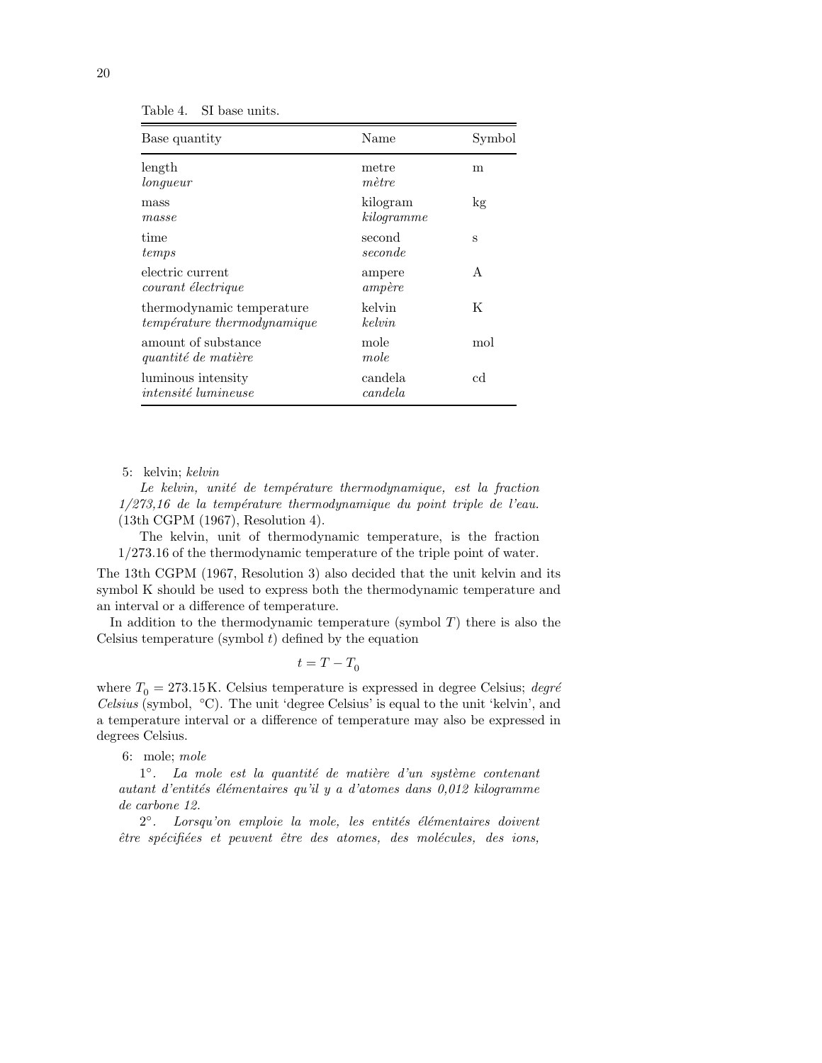Table 4. SI base units.

| Base quantity | Name | Symbol |
|---|---|---|
| length<br>*longueur* | metre<br>*mètre* | m |
| mass<br>*masse* | kilogram<br>*kilogramme* | kg |
| time<br>*temps* | second<br>*seconde* | s |
| electric current<br>*courant électrique* | ampere<br>*ampère* | A |
| thermodynamic temperature<br>*température thermodynamique* | kelvin<br>*kelvin* | K |
| amount of substance<br>*quantité de matière* | mole<br>*mole* | mol |
| luminous intensity<br>*intensité lumineuse* | candela<br>*candela* | cd |

5: kelvin; *kelvin*

*Le kelvin, unité de température thermodynamique, est la fraction 1/273,16 de la température thermodynamique du point triple de l'eau.* (13th CGPM (1967), Resolution 4).

The kelvin, unit of thermodynamic temperature, is the fraction 1/273.16 of the thermodynamic temperature of the triple point of water.

The 13th CGPM (1967, Resolution 3) also decided that the unit kelvin and its symbol K should be used to express both the thermodynamic temperature and an interval or a difference of temperature.

In addition to the thermodynamic temperature (symbol $T$) there is also the Celsius temperature (symbol $t$) defined by the equation

$$t = T - T_0$$

where $T_0 = 273.15\,\mathrm{K}$. Celsius temperature is expressed in degree Celsius; *degré Celsius* (symbol, °C). The unit 'degree Celsius' is equal to the unit 'kelvin', and a temperature interval or a difference of temperature may also be expressed in degrees Celsius.

6: mole; *mole*

1°. *La mole est la quantité de matière d'un système contenant autant d'entités élémentaires qu'il y a d'atomes dans 0,012 kilogramme de carbone 12.*

2°. *Lorsqu'on emploie la mole, les entités élémentaires doivent être spécifiées et peuvent être des atomes, des molécules, des ions,*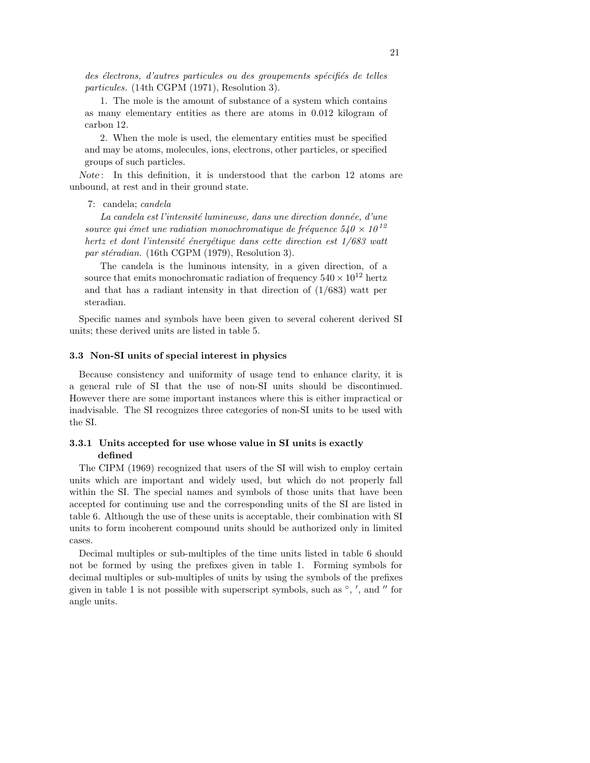*des électrons, d'autres particules ou des groupements spécifiés de telles particules.* (14th CGPM (1971), Resolution 3).

1. The mole is the amount of substance of a system which contains as many elementary entities as there are atoms in 0.012 kilogram of carbon 12.

2. When the mole is used, the elementary entities must be specified and may be atoms, molecules, ions, electrons, other particles, or specified groups of such particles.

*Note*: In this definition, it is understood that the carbon 12 atoms are unbound, at rest and in their ground state.

7: candela; *candela*

*La candela est l'intensité lumineuse, dans une direction donnée, d'une source qui émet une radiation monochromatique de fréquence 540 × 10*$^{12}$ *hertz et dont l'intensité énergétique dans cette direction est 1/683 watt par stéradian.* (16th CGPM (1979), Resolution 3).

The candela is the luminous intensity, in a given direction, of a source that emits monochromatic radiation of frequency $540 \times 10^{12}$ hertz and that has a radiant intensity in that direction of (1/683) watt per steradian.

Specific names and symbols have been given to several coherent derived SI units; these derived units are listed in table 5.

### 3.3 Non-SI units of special interest in physics

Because consistency and uniformity of usage tend to enhance clarity, it is a general rule of SI that the use of non-SI units should be discontinued. However there are some important instances where this is either impractical or inadvisable. The SI recognizes three categories of non-SI units to be used with the SI.

#### 3.3.1 Units accepted for use whose value in SI units is exactly defined

The CIPM (1969) recognized that users of the SI will wish to employ certain units which are important and widely used, but which do not properly fall within the SI. The special names and symbols of those units that have been accepted for continuing use and the corresponding units of the SI are listed in table 6. Although the use of these units is acceptable, their combination with SI units to form incoherent compound units should be authorized only in limited cases.

Decimal multiples or sub-multiples of the time units listed in table 6 should not be formed by using the prefixes given in table 1. Forming symbols for decimal multiples or sub-multiples of units by using the symbols of the prefixes given in table 1 is not possible with superscript symbols, such as $^\circ$, $'$, and $''$ for angle units.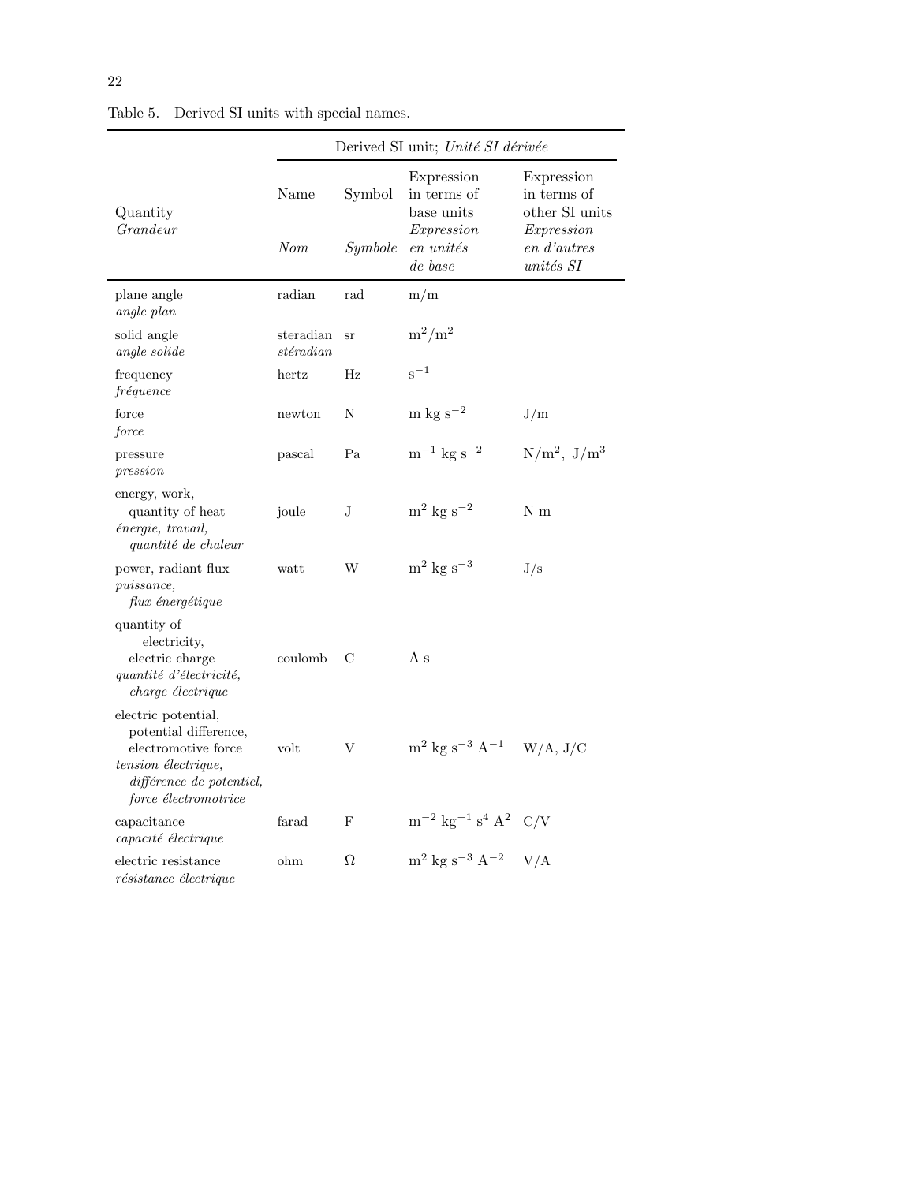Table 5. Derived SI units with special names.

| Quantity *Grandeur* | Derived SI unit; *Unité SI dérivée* | | | |
|---|---|---|---|---|
| | Name *Nom* | Symbol *Symbole* | Expression in terms of base units *Expression en unités de base* | Expression in terms of other SI units *Expression en d'autres unités SI* |
| plane angle *angle plan* | radian | rad | m/m | |
| solid angle *angle solide* | steradian *stéradian* | sr | $m^2/m^2$ | |
| frequency *fréquence* | hertz | Hz | $s^{-1}$ | |
| force *force* | newton | N | $m\ kg\ s^{-2}$ | J/m |
| pressure *pression* | pascal | Pa | $m^{-1}\ kg\ s^{-2}$ | $N/m^2$, $J/m^3$ |
| energy, work, quantity of heat *énergie, travail, quantité de chaleur* | joule | J | $m^2\ kg\ s^{-2}$ | N m |
| power, radiant flux *puissance, flux énergétique* | watt | W | $m^2\ kg\ s^{-3}$ | J/s |
| quantity of electricity, electric charge *quantité d'électricité, charge électrique* | coulomb | C | A s | |
| electric potential, potential difference, electromotive force *tension électrique, différence de potentiel, force électromotrice* | volt | V | $m^2\ kg\ s^{-3}\ A^{-1}$ | W/A, J/C |
| capacitance *capacité électrique* | farad | F | $m^{-2}\ kg^{-1}\ s^4\ A^2$ | C/V |
| electric resistance *résistance électrique* | ohm | Ω | $m^2\ kg\ s^{-3}\ A^{-2}$ | V/A |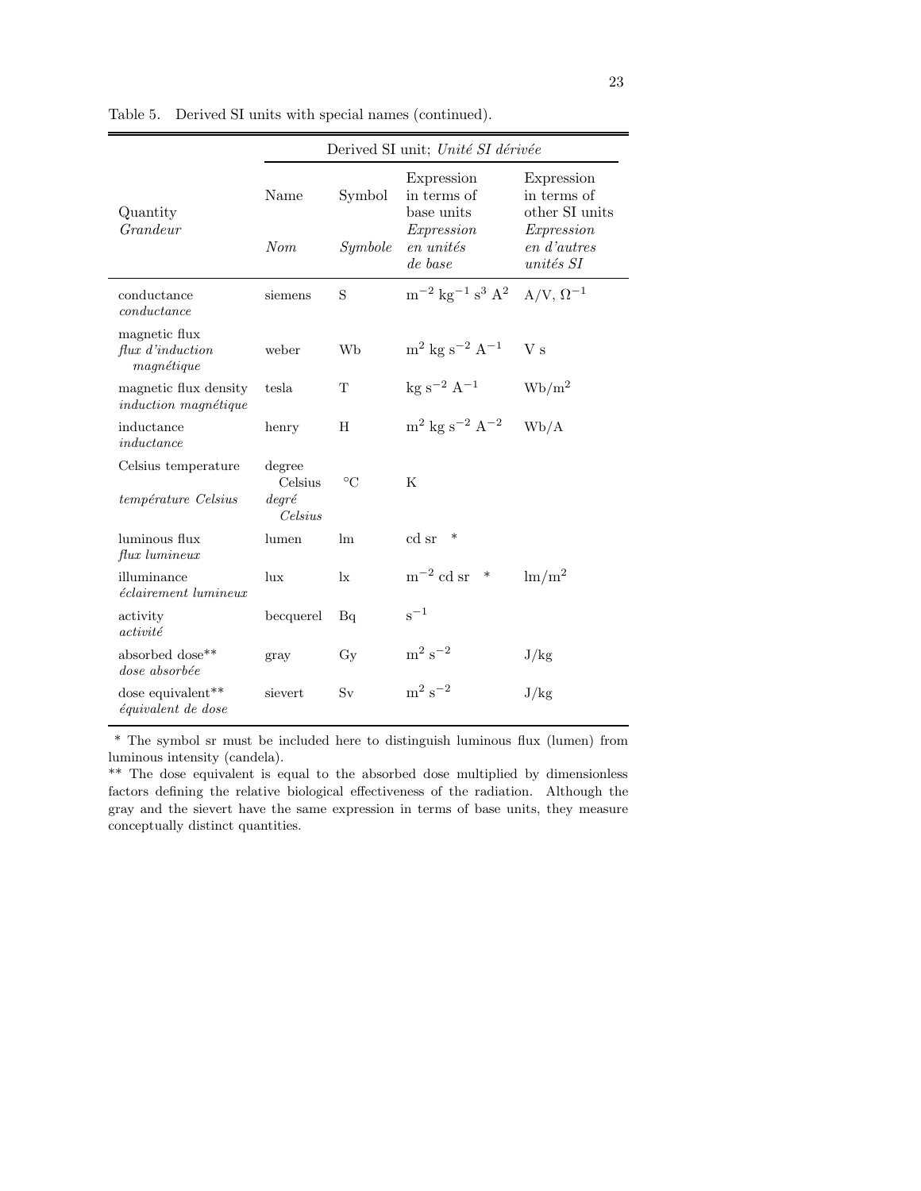Table 5. Derived SI units with special names (continued).

| Quantity *Grandeur* | Derived SI unit; *Unité SI dérivée* | | | |
|---|---|---|---|---|
| | Name *Nom* | Symbol *Symbole* | Expression in terms of base units *Expression en unités de base* | Expression in terms of other SI units *Expression en d'autres unités SI* |
| conductance *conductance* | siemens | S | $\mathrm{m^{-2}\ kg^{-1}\ s^{3}\ A^{2}}$ | A/V, $\Omega^{-1}$ |
| magnetic flux *flux d'induction magnétique* | weber | Wb | $\mathrm{m^{2}\ kg\ s^{-2}\ A^{-1}}$ | V s |
| magnetic flux density *induction magnétique* | tesla | T | $\mathrm{kg\ s^{-2}\ A^{-1}}$ | $\mathrm{Wb/m^{2}}$ |
| inductance *inductance* | henry | H | $\mathrm{m^{2}\ kg\ s^{-2}\ A^{-2}}$ | Wb/A |
| Celsius temperature *température Celsius* | degree Celsius *degré Celsius* | °C | K | |
| luminous flux *flux lumineux* | lumen | lm | cd sr * | |
| illuminance *éclairement lumineux* | lux | lx | $\mathrm{m^{-2}}$ cd sr * | $\mathrm{lm/m^{2}}$ |
| activity *activité* | becquerel | Bq | $\mathrm{s^{-1}}$ | |
| absorbed dose** *dose absorbée* | gray | Gy | $\mathrm{m^{2}\ s^{-2}}$ | J/kg |
| dose equivalent** *équivalent de dose* | sievert | Sv | $\mathrm{m^{2}\ s^{-2}}$ | J/kg |

\* The symbol sr must be included here to distinguish luminous flux (lumen) from luminous intensity (candela).

** The dose equivalent is equal to the absorbed dose multiplied by dimensionless factors defining the relative biological effectiveness of the radiation. Although the gray and the sievert have the same expression in terms of base units, they measure conceptually distinct quantities.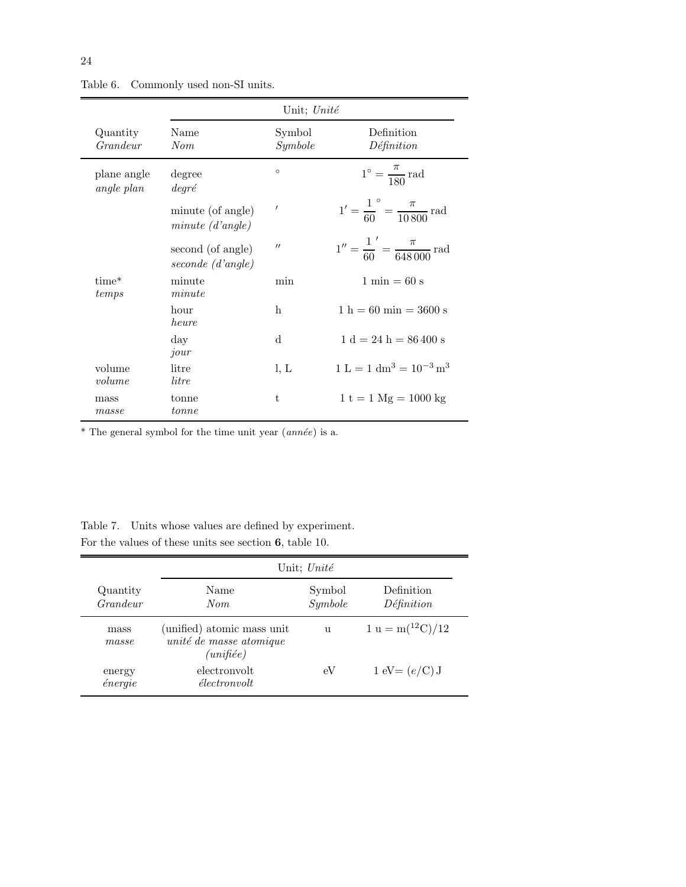Table 6. Commonly used non-SI units.

| Quantity *Grandeur* | Unit; *Unité* | | |
|---|---|---|---|
| | Name *Nom* | Symbol *Symbole* | Definition *Définition* |
| plane angle *angle plan* | degree *degré* | $\circ$ | $1^\circ = \dfrac{\pi}{180}\,\mathrm{rad}$ |
| | minute (of angle) *minute (d'angle)* | $'$ | $1' = \dfrac{1}{60}^\circ = \dfrac{\pi}{10\,800}\,\mathrm{rad}$ |
| | second (of angle) *seconde (d'angle)* | $''$ | $1'' = \dfrac{1}{60}' = \dfrac{\pi}{648\,000}\,\mathrm{rad}$ |
| time* *temps* | minute *minute* | min | $1\ \mathrm{min} = 60\ \mathrm{s}$ |
| | hour *heure* | h | $1\ \mathrm{h} = 60\ \mathrm{min} = 3600\ \mathrm{s}$ |
| | day *jour* | d | $1\ \mathrm{d} = 24\ \mathrm{h} = 86\,400\ \mathrm{s}$ |
| volume *volume* | litre *litre* | l, L | $1\ \mathrm{L} = 1\ \mathrm{dm}^3 = 10^{-3}\,\mathrm{m}^3$ |
| mass *masse* | tonne *tonne* | t | $1\ \mathrm{t} = 1\ \mathrm{Mg} = 1000\ \mathrm{kg}$ |

* The general symbol for the time unit year (*année*) is a.

Table 7. Units whose values are defined by experiment.
For the values of these units see section **6**, table 10.

| Quantity *Grandeur* | Unit; *Unité* | | |
|---|---|---|---|
| | Name *Nom* | Symbol *Symbole* | Definition *Définition* |
| mass *masse* | (unified) atomic mass unit *unité de masse atomique (unifiée)* | u | $1\ \mathrm{u} = \mathrm{m}(^{12}\mathrm{C})/12$ |
| energy *énergie* | electronvolt *électronvolt* | eV | $1\ \mathrm{eV} = (e/\mathrm{C})\,\mathrm{J}$ |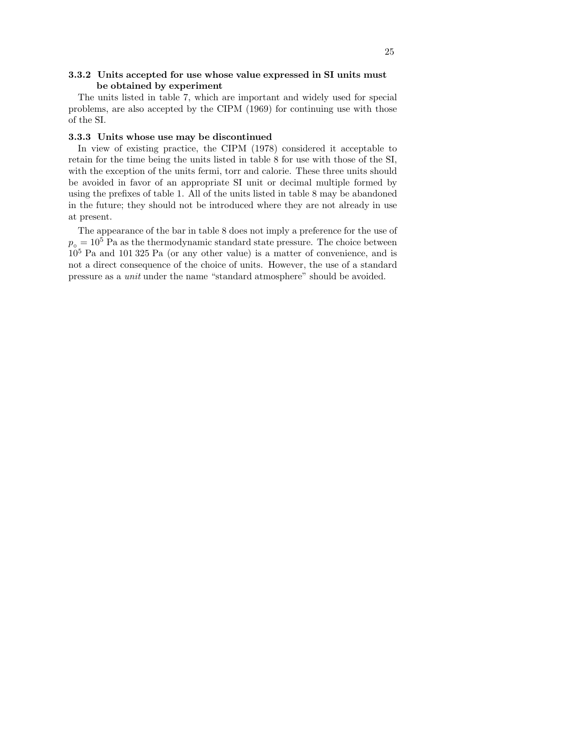### 3.3.2 Units accepted for use whose value expressed in SI units must be obtained by experiment

The units listed in table 7, which are important and widely used for special problems, are also accepted by the CIPM (1969) for continuing use with those of the SI.

### 3.3.3 Units whose use may be discontinued

In view of existing practice, the CIPM (1978) considered it acceptable to retain for the time being the units listed in table 8 for use with those of the SI, with the exception of the units fermi, torr and calorie. These three units should be avoided in favor of an appropriate SI unit or decimal multiple formed by using the prefixes of table 1. All of the units listed in table 8 may be abandoned in the future; they should not be introduced where they are not already in use at present.

The appearance of the bar in table 8 does not imply a preference for the use of $p_{\circ} = 10^5$ Pa as the thermodynamic standard state pressure. The choice between $10^5$ Pa and 101 325 Pa (or any other value) is a matter of convenience, and is not a direct consequence of the choice of units. However, the use of a standard pressure as a *unit* under the name "standard atmosphere" should be avoided.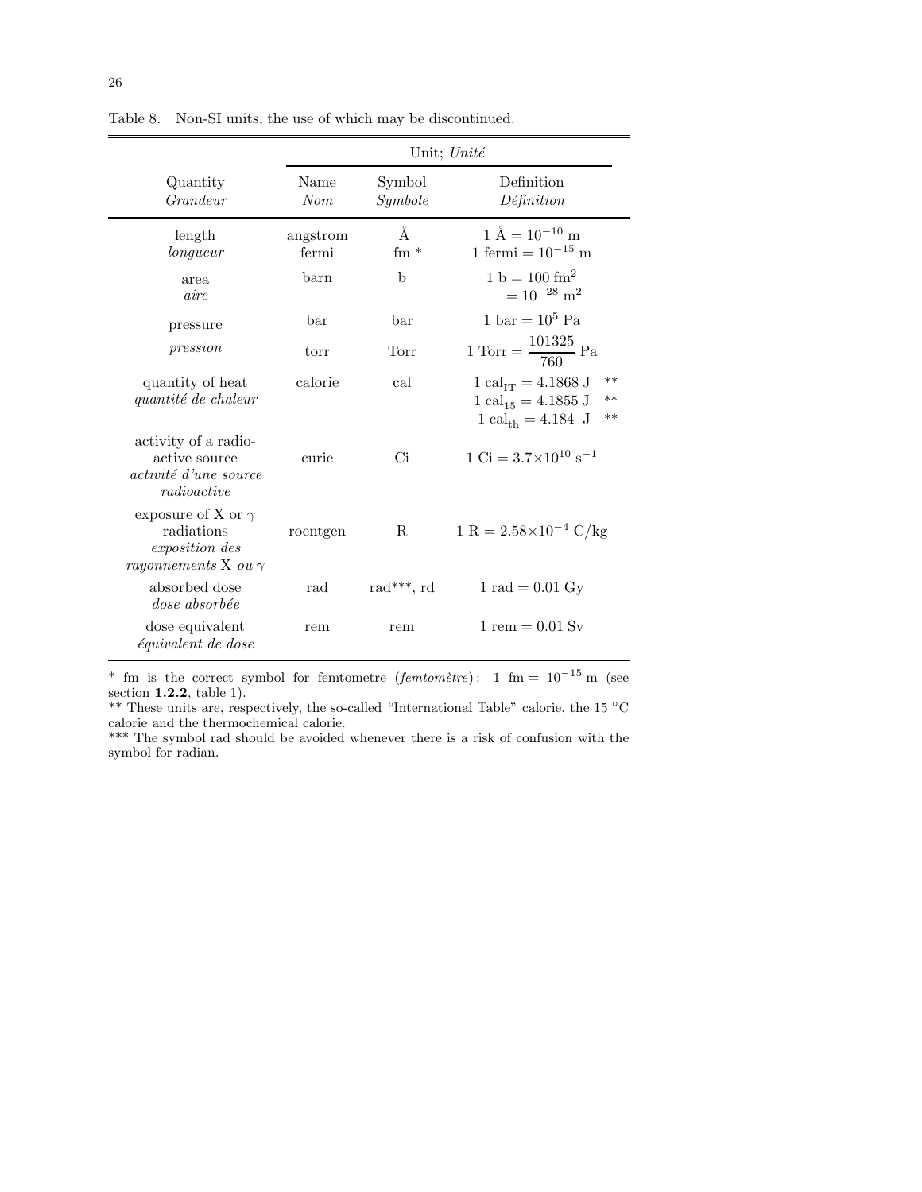Table 8. Non-SI units, the use of which may be discontinued.

| Quantity *Grandeur* | Unit; *Unité* Name *Nom* | Symbol *Symbole* | Definition *Définition* |
|---|---|---|---|
| length *longueur* | angstrom<br>fermi | Å<br>fm * | $1\ \text{Å} = 10^{-10}$ m<br>$1$ fermi $= 10^{-15}$ m |
| area *aire* | barn | b | $1\ \text{b} = 100\ \text{fm}^2 = 10^{-28}\ \text{m}^2$ |
| pressure *pression* | bar<br>torr | bar<br>Torr | $1\ \text{bar} = 10^5\ \text{Pa}$<br>$1\ \text{Torr} = \dfrac{101325}{760}\ \text{Pa}$ |
| quantity of heat *quantité de chaleur* | calorie | cal | $1\ \text{cal}_{\text{IT}} = 4.1868\ \text{J}$ **<br>$1\ \text{cal}_{15} = 4.1855\ \text{J}$ **<br>$1\ \text{cal}_{\text{th}} = 4.184\ \text{J}$ ** |
| activity of a radio-active source *activité d'une source radioactive* | curie | Ci | $1\ \text{Ci} = 3.7\times10^{10}\ \text{s}^{-1}$ |
| exposure of X or $\gamma$ radiations *exposition des rayonnements X ou* $\gamma$ | roentgen | R | $1\ \text{R} = 2.58\times10^{-4}\ \text{C/kg}$ |
| absorbed dose *dose absorbée* | rad | rad***, rd | $1\ \text{rad} = 0.01\ \text{Gy}$ |
| dose equivalent *équivalent de dose* | rem | rem | $1\ \text{rem} = 0.01\ \text{Sv}$ |

* fm is the correct symbol for femtometre (*femtomètre*): $1\ \text{fm} = 10^{-15}$ m (see section **1.2.2**, table 1).

** These units are, respectively, the so-called "International Table" calorie, the 15 °C calorie and the thermochemical calorie.

*** The symbol rad should be avoided whenever there is a risk of confusion with the symbol for radian.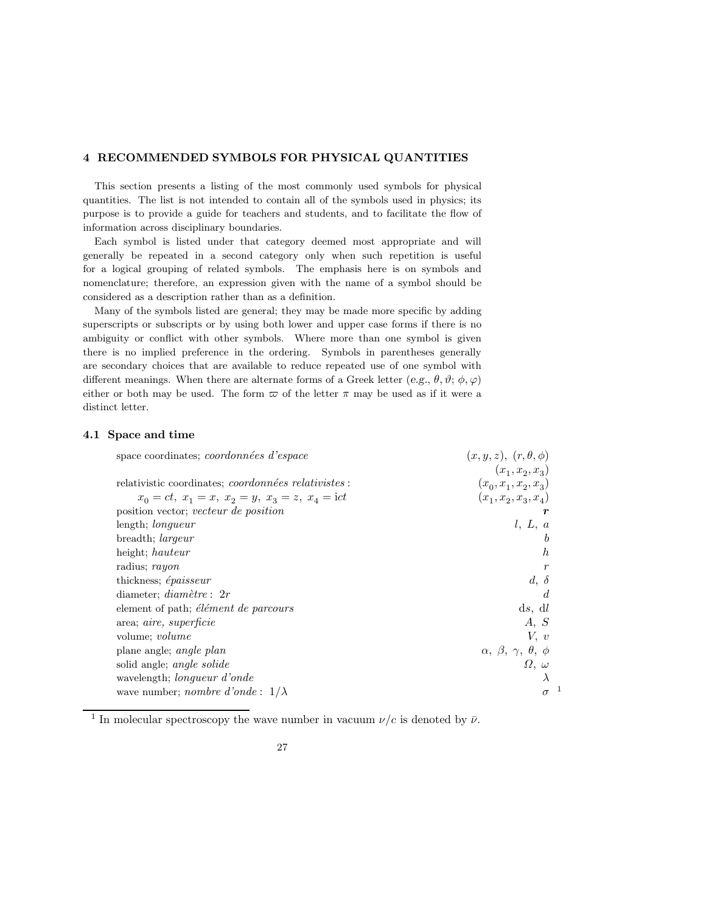## 4 RECOMMENDED SYMBOLS FOR PHYSICAL QUANTITIES

This section presents a listing of the most commonly used symbols for physical quantities. The list is not intended to contain all of the symbols used in physics; its purpose is to provide a guide for teachers and students, and to facilitate the flow of information across disciplinary boundaries.

Each symbol is listed under that category deemed most appropriate and will generally be repeated in a second category only when such repetition is useful for a logical grouping of related symbols. The emphasis here is on symbols and nomenclature; therefore, an expression given with the name of a symbol should be considered as a description rather than as a definition.

Many of the symbols listed are general; they may be made more specific by adding superscripts or subscripts or by using both lower and upper case forms if there is no ambiguity or conflict with other symbols. Where more than one symbol is given there is no implied preference in the ordering. Symbols in parentheses generally are secondary choices that are available to reduce repeated use of one symbol with different meanings. When there are alternate forms of a Greek letter (*e.g.*, $\theta, \vartheta$; $\phi, \varphi$) either or both may be used. The form $\varpi$ of the letter $\pi$ may be used as if it were a distinct letter.

### 4.1 Space and time

| Quantity | Symbol |
|---|---|
| space coordinates; *coordonnées d'espace* | $(x, y, z)$, $(r, \theta, \phi)$ |
| | $(x_1, x_2, x_3)$ |
| relativistic coordinates; *coordonnées relativistes*: | $(x_0, x_1, x_2, x_3)$ |
| $x_0 = ct,\ x_1 = x,\ x_2 = y,\ x_3 = z,\ x_4 = \mathrm{i}ct$ | $(x_1, x_2, x_3, x_4)$ |
| position vector; *vecteur de position* | $\boldsymbol{r}$ |
| length; *longueur* | $l,\ L,\ a$ |
| breadth; *largeur* | $b$ |
| height; *hauteur* | $h$ |
| radius; *rayon* | $r$ |
| thickness; *épaisseur* | $d,\ \delta$ |
| diameter; *diamètre*: $2r$ | $d$ |
| element of path; *élément de parcours* | $\mathrm{d}s,\ \mathrm{d}l$ |
| area; *aire, superficie* | $A,\ S$ |
| volume; *volume* | $V,\ v$ |
| plane angle; *angle plan* | $\alpha,\ \beta,\ \gamma,\ \theta,\ \phi$ |
| solid angle; *angle solide* | $\Omega,\ \omega$ |
| wavelength; *longueur d'onde* | $\lambda$ |
| wave number; *nombre d'onde*: $1/\lambda$ | $\sigma$ [1] |

[1] In molecular spectroscopy the wave number in vacuum $\nu/c$ is denoted by $\bar{\nu}$.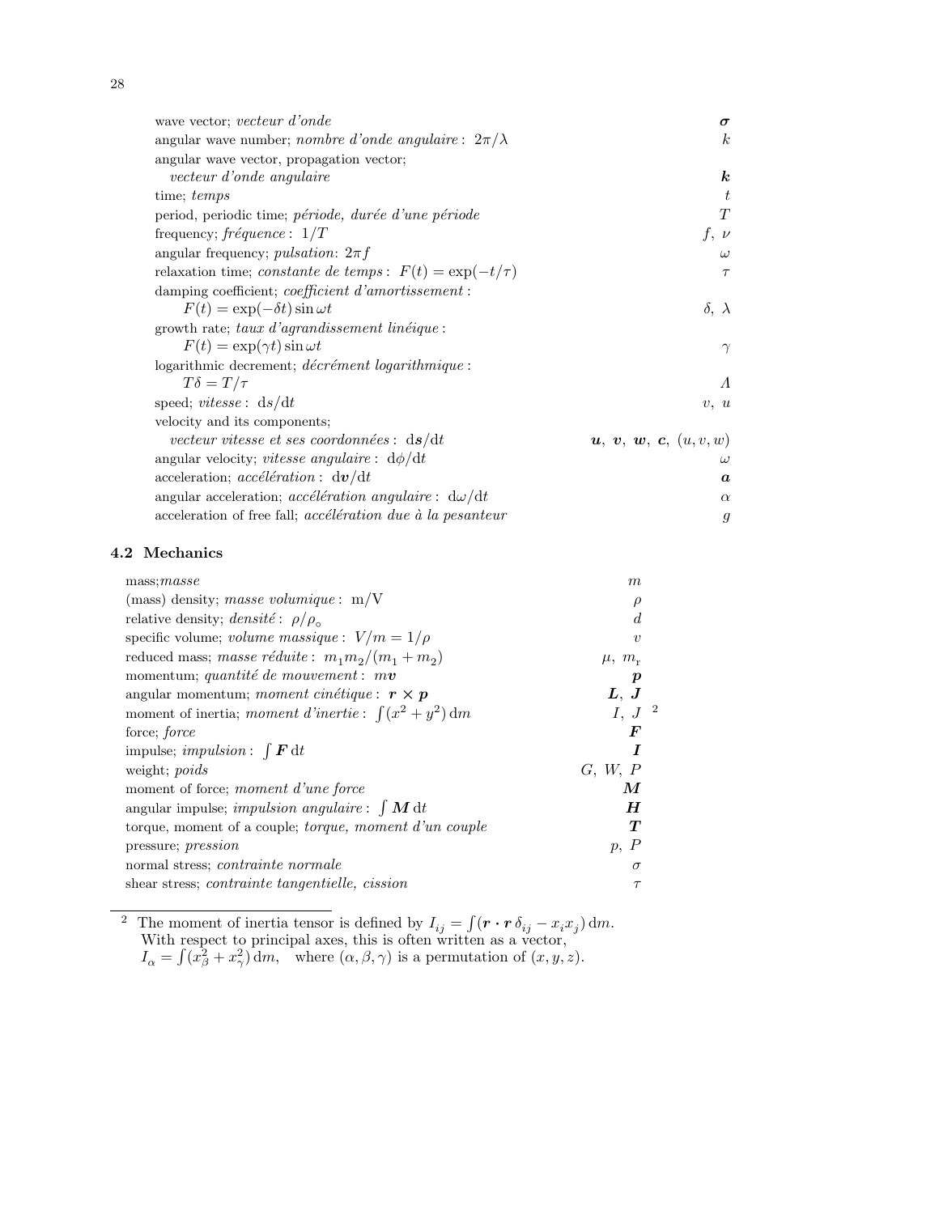| Quantity | Symbol |
|---|---|
| wave vector; *vecteur d'onde* | $\boldsymbol{\sigma}$ |
| angular wave number; *nombre d'onde angulaire* : $2\pi/\lambda$ | $k$ |
| angular wave vector, propagation vector; *vecteur d'onde angulaire* | $\boldsymbol{k}$ |
| time; *temps* | $t$ |
| period, periodic time; *période, durée d'une période* | $T$ |
| frequency; *fréquence* : $1/T$ | $f,\ \nu$ |
| angular frequency; *pulsation*: $2\pi f$ | $\omega$ |
| relaxation time; *constante de temps* : $F(t) = \exp(-t/\tau)$ | $\tau$ |
| damping coefficient; *coefficient d'amortissement* : $F(t) = \exp(-\delta t)\sin\omega t$ | $\delta,\ \lambda$ |
| growth rate; *taux d'agrandissement linéique* : $F(t) = \exp(\gamma t)\sin\omega t$ | $\gamma$ |
| logarithmic decrement; *décrément logarithmique* : $T\delta = T/\tau$ | $\Lambda$ |
| speed; *vitesse* : $\mathrm{d}s/\mathrm{d}t$ | $v,\ u$ |
| velocity and its components; *vecteur vitesse et ses coordonnées* : $\mathrm{d}\boldsymbol{s}/\mathrm{d}t$ | $\boldsymbol{u},\ \boldsymbol{v},\ \boldsymbol{w},\ \boldsymbol{c},\ (u,v,w)$ |
| angular velocity; *vitesse angulaire* : $\mathrm{d}\phi/\mathrm{d}t$ | $\omega$ |
| acceleration; *accélération* : $\mathrm{d}\boldsymbol{v}/\mathrm{d}t$ | $\boldsymbol{a}$ |
| angular acceleration; *accélération angulaire* : $\mathrm{d}\omega/\mathrm{d}t$ | $\alpha$ |
| acceleration of free fall; *accélération due à la pesanteur* | $g$ |

## 4.2 Mechanics

| Quantity | Symbol |
|---|---|
| mass;*masse* | $m$ |
| (mass) density; *masse volumique* : m/V | $\rho$ |
| relative density; *densité* : $\rho/\rho_\circ$ | $d$ |
| specific volume; *volume massique* : $V/m = 1/\rho$ | $v$ |
| reduced mass; *masse réduite* : $m_1 m_2/(m_1+m_2)$ | $\mu,\ m_\mathrm{r}$ |
| momentum; *quantité de mouvement* : $m\boldsymbol{v}$ | $\boldsymbol{p}$ |
| angular momentum; *moment cinétique* : $\boldsymbol{r}\times\boldsymbol{p}$ | $\boldsymbol{L},\ \boldsymbol{J}$ |
| moment of inertia; *moment d'inertie* : $\int(x^2+y^2)\,\mathrm{d}m$ | $I,\ J$ [2] |
| force; *force* | $\boldsymbol{F}$ |
| impulse; *impulsion* : $\int \boldsymbol{F}\,\mathrm{d}t$ | $\boldsymbol{I}$ |
| weight; *poids* | $G,\ W,\ P$ |
| moment of force; *moment d'une force* | $\boldsymbol{M}$ |
| angular impulse; *impulsion angulaire* : $\int \boldsymbol{M}\,\mathrm{d}t$ | $\boldsymbol{H}$ |
| torque, moment of a couple; *torque, moment d'un couple* | $\boldsymbol{T}$ |
| pressure; *pression* | $p,\ P$ |
| normal stress; *contrainte normale* | $\sigma$ |
| shear stress; *contrainte tangentielle, cission* | $\tau$ |

[2] The moment of inertia tensor is defined by $I_{ij} = \int(\boldsymbol{r}\cdot\boldsymbol{r}\,\delta_{ij} - x_i x_j)\,\mathrm{d}m$. With respect to principal axes, this is often written as a vector, $I_\alpha = \int(x_\beta^2 + x_\gamma^2)\,\mathrm{d}m$, where $(\alpha,\beta,\gamma)$ is a permutation of $(x,y,z)$.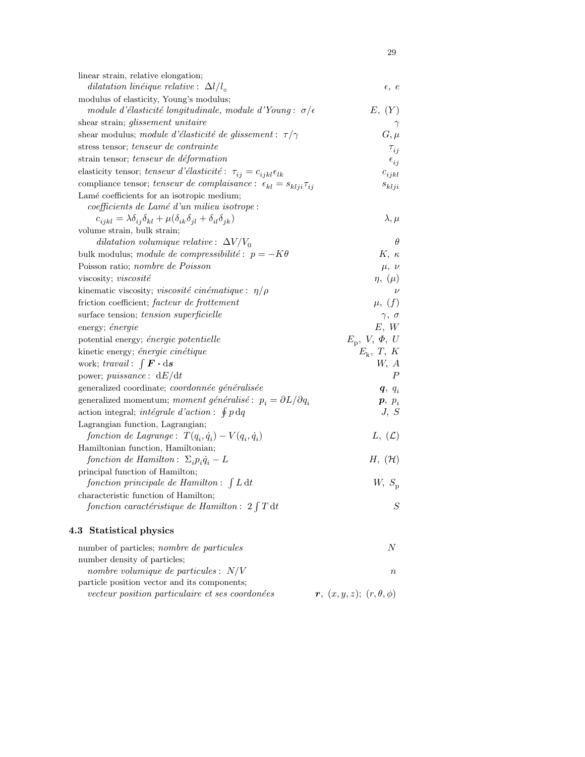| Quantity | Symbol |
| --- | --- |
| linear strain, relative elongation; *dilatation linéique relative*: $\Delta l/l_\circ$ | $\epsilon,\ e$ |
| modulus of elasticity, Young's modulus; *module d'élasticité longitudinale, module d'Young*: $\sigma/\epsilon$ | $E,\ (Y)$ |
| shear strain; *glissement unitaire* | $\gamma$ |
| shear modulus; *module d'élasticité de glissement*: $\tau/\gamma$ | $G, \mu$ |
| stress tensor; *tenseur de contrainte* | $\tau_{ij}$ |
| strain tensor; *tenseur de déformation* | $\epsilon_{ij}$ |
| elasticity tensor; *tenseur d'élasticité*: $\tau_{ij} = c_{ijkl}\epsilon_{lk}$ | $c_{ijkl}$ |
| compliance tensor; *tenseur de complaisance*: $\epsilon_{kl} = s_{klji}\tau_{ij}$ | $s_{klji}$ |
| Lamé coefficients for an isotropic medium; *coefficients de Lamé d'un milieu isotrope*: $c_{ijkl} = \lambda\delta_{ij}\delta_{kl} + \mu(\delta_{ik}\delta_{jl} + \delta_{il}\delta_{jk})$ | $\lambda, \mu$ |
| volume strain, bulk strain; *dilatation volumique relative*: $\Delta V/V_0$ | $\theta$ |
| bulk modulus; *module de compressibilité*: $p = -K\theta$ | $K,\ \kappa$ |
| Poisson ratio; *nombre de Poisson* | $\mu,\ \nu$ |
| viscosity; *viscosité* | $\eta,\ (\mu)$ |
| kinematic viscosity; *viscosité cinématique*: $\eta/\rho$ | $\nu$ |
| friction coefficient; *facteur de frottement* | $\mu,\ (f)$ |
| surface tension; *tension superficielle* | $\gamma,\ \sigma$ |
| energy; *énergie* | $E,\ W$ |
| potential energy; *énergie potentielle* | $E_{\mathrm{p}},\ V,\ \Phi,\ U$ |
| kinetic energy; *énergie cinétique* | $E_{\mathrm{k}},\ T,\ K$ |
| work; *travail*: $\int \boldsymbol{F} \cdot \mathrm{d}\boldsymbol{s}$ | $W,\ A$ |
| power; *puissance*: $\mathrm{d}E/\mathrm{d}t$ | $P$ |
| generalized coordinate; *coordonnée généralisée* | $\boldsymbol{q},\ q_i$ |
| generalized momentum; *moment généralisé*: $p_i = \partial L/\partial q_i$ | $\boldsymbol{p},\ p_i$ |
| action integral; *intégrale d'action*: $\oint p\,\mathrm{d}q$ | $J,\ S$ |
| Lagrangian function, Lagrangian; *fonction de Lagrange*: $T(q_i, \dot{q}_i) - V(q_i, \dot{q}_i)$ | $L,\ (\mathcal{L})$ |
| Hamiltonian function, Hamiltonian; *fonction de Hamilton*: $\Sigma_i p_i \dot{q}_i - L$ | $H,\ (\mathcal{H})$ |
| principal function of Hamilton; *fonction principale de Hamilton*: $\int L\,\mathrm{d}t$ | $W,\ S_{\mathrm{p}}$ |
| characteristic function of Hamilton; *fonction caractéristique de Hamilton*: $2\int T\,\mathrm{d}t$ | $S$ |

### 4.3 Statistical physics

| Quantity | Symbol |
| --- | --- |
| number of particles; *nombre de particules* | $N$ |
| number density of particles; *nombre volumique de particules*: $N/V$ | $n$ |
| particle position vector and its components; *vecteur position particulaire et ses coordonées* | $\boldsymbol{r},\ (x, y, z);\ (r, \theta, \phi)$ |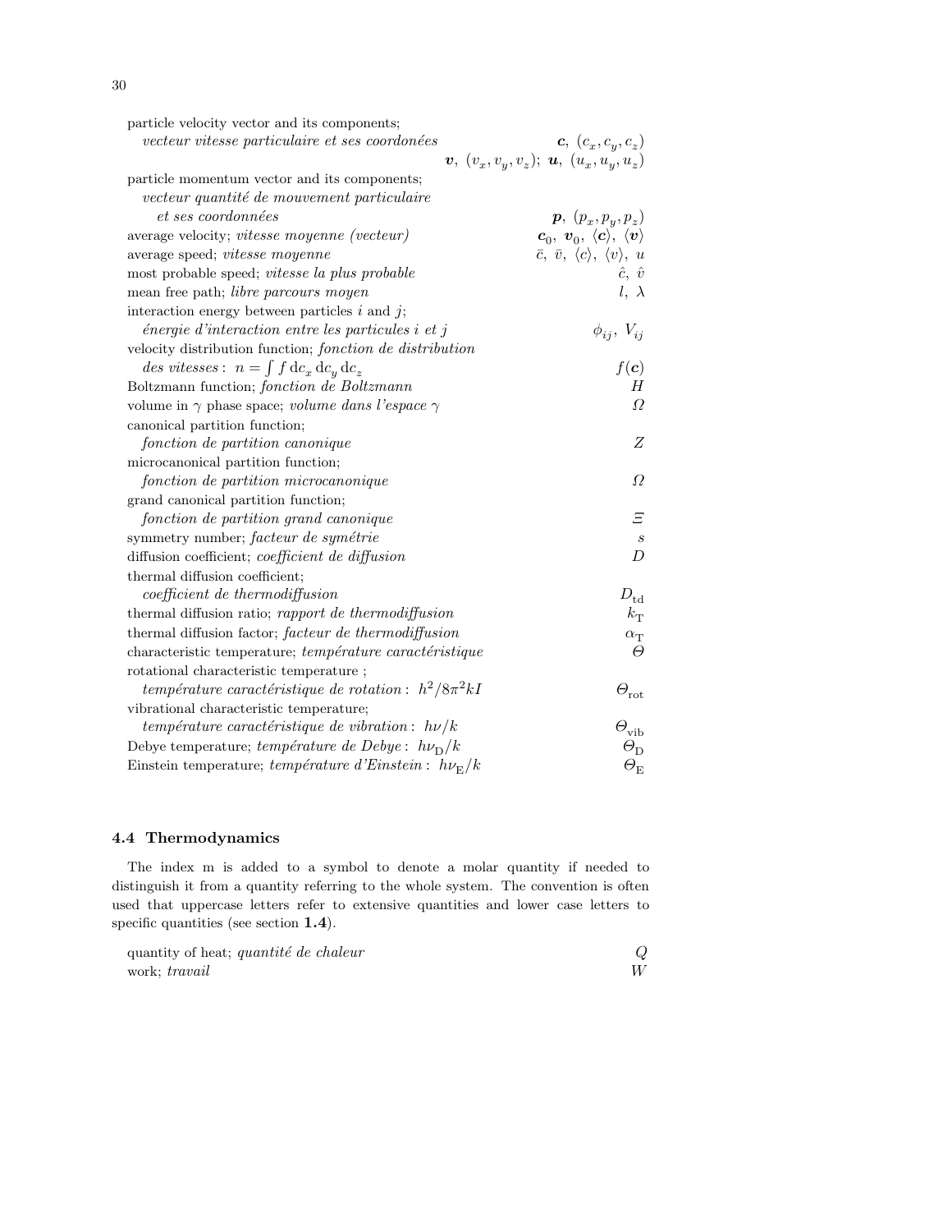particle velocity vector and its components; *vecteur vitesse particulaire et ses coordonées* — $\boldsymbol{c},\ (c_x, c_y, c_z)$; $\boldsymbol{v},\ (v_x, v_y, v_z)$; $\boldsymbol{u},\ (u_x, u_y, u_z)$

particle momentum vector and its components; *vecteur quantité de mouvement particulaire et ses coordonnées* — $\boldsymbol{p},\ (p_x, p_y, p_z)$

average velocity; *vitesse moyenne (vecteur)* — $\boldsymbol{c}_0,\ \boldsymbol{v}_0,\ \langle \boldsymbol{c} \rangle,\ \langle \boldsymbol{v} \rangle$

average speed; *vitesse moyenne* — $\bar{c},\ \bar{v},\ \langle c \rangle,\ \langle v \rangle,\ u$

most probable speed; *vitesse la plus probable* — $\hat{c},\ \hat{v}$

mean free path; *libre parcours moyen* — $l,\ \lambda$

interaction energy between particles $i$ and $j$; *énergie d'interaction entre les particules $i$ et $j$* — $\phi_{ij},\ V_{ij}$

velocity distribution function; *fonction de distribution des vitesses*: $n = \int f \, \mathrm{d}c_x \, \mathrm{d}c_y \, \mathrm{d}c_z$ — $f(\boldsymbol{c})$

Boltzmann function; *fonction de Boltzmann* — $H$

volume in $\gamma$ phase space; *volume dans l'espace $\gamma$* — $\mathit{\Omega}$

canonical partition function; *fonction de partition canonique* — $Z$

microcanonical partition function; *fonction de partition microcanonique* — $\mathit{\Omega}$

grand canonical partition function; *fonction de partition grand canonique* — $\mathit{\Xi}$

symmetry number; *facteur de symétrie* — $s$

diffusion coefficient; *coefficient de diffusion* — $D$

thermal diffusion coefficient; *coefficient de thermodiffusion* — $D_{\mathrm{td}}$

thermal diffusion ratio; *rapport de thermodiffusion* — $k_{\mathrm{T}}$

thermal diffusion factor; *facteur de thermodiffusion* — $\alpha_{\mathrm{T}}$

characteristic temperature; *température caractéristique* — $\mathit{\Theta}$

rotational characteristic temperature ; *température caractéristique de rotation*: $h^2/8\pi^2 kI$ — $\mathit{\Theta}_{\mathrm{rot}}$

vibrational characteristic temperature; *température caractéristique de vibration*: $h\nu/k$ — $\mathit{\Theta}_{\mathrm{vib}}$

Debye temperature; *température de Debye*: $h\nu_{\mathrm{D}}/k$ — $\mathit{\Theta}_{\mathrm{D}}$

Einstein temperature; *température d'Einstein*: $h\nu_{\mathrm{E}}/k$ — $\mathit{\Theta}_{\mathrm{E}}$

## 4.4 Thermodynamics

The index m is added to a symbol to denote a molar quantity if needed to distinguish it from a quantity referring to the whole system. The convention is often used that uppercase letters refer to extensive quantities and lower case letters to specific quantities (see section **1.4**).

quantity of heat; *quantité de chaleur* — $Q$

work; *travail* — $W$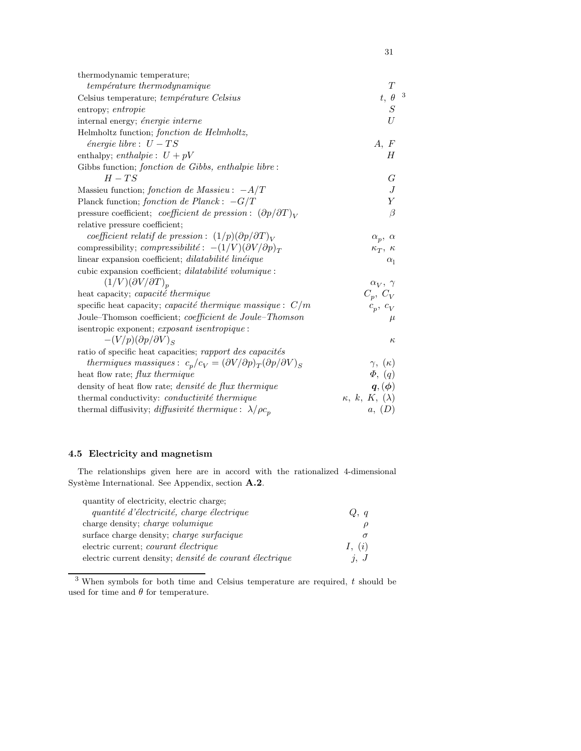| | |
|---|---|
| thermodynamic temperature; *température thermodynamique* | $T$ |
| Celsius temperature; *température Celsius* | $t,\ \theta$ [3] |
| entropy; *entropie* | $S$ |
| internal energy; *énergie interne* | $U$ |
| Helmholtz function; *fonction de Helmholtz, énergie libre* : $U - TS$ | $A,\ F$ |
| enthalpy; *enthalpie* : $U + pV$ | $H$ |
| Gibbs function; *fonction de Gibbs, enthalpie libre* : $H - TS$ | $G$ |
| Massieu function; *fonction de Massieu* : $-A/T$ | $J$ |
| Planck function; *fonction de Planck* : $-G/T$ | $Y$ |
| pressure coefficient; *coefficient de pression* : $(\partial p/\partial T)_V$ | $\beta$ |
| relative pressure coefficient; *coefficient relatif de pression* : $(1/p)(\partial p/\partial T)_V$ | $\alpha_p,\ \alpha$ |
| compressibility; *compressibilité* : $-(1/V)(\partial V/\partial p)_T$ | $\kappa_T,\ \kappa$ |
| linear expansion coefficient; *dilatabilité linéique* | $\alpha_l$ |
| cubic expansion coefficient; *dilatabilité volumique* : $(1/V)(\partial V/\partial T)_p$ | $\alpha_V,\ \gamma$ |
| heat capacity; *capacité thermique* | $C_p,\ C_V$ |
| specific heat capacity; *capacité thermique massique* : $C/m$ | $c_p,\ c_V$ |
| Joule–Thomson coefficient; *coefficient de Joule–Thomson* | $\mu$ |
| isentropic exponent; *exposant isentropique* : $-(V/p)(\partial p/\partial V)_S$ | $\kappa$ |
| ratio of specific heat capacities; *rapport des capacités thermiques massiques* : $c_p/c_V = (\partial V/\partial p)_T(\partial p/\partial V)_S$ | $\gamma,\ (\kappa)$ |
| heat flow rate; *flux thermique* | $\Phi,\ (q)$ |
| density of heat flow rate; *densité de flux thermique* | $\boldsymbol{q}, (\boldsymbol{\phi})$ |
| thermal conductivity: *conductivité thermique* | $\kappa,\ k,\ K,\ (\lambda)$ |
| thermal diffusivity; *diffusivité thermique* : $\lambda/\rho c_p$ | $a,\ (D)$ |

### 4.5 Electricity and magnetism

The relationships given here are in accord with the rationalized 4-dimensional Système International. See Appendix, section **A.2**.

| | |
|---|---|
| quantity of electricity, electric charge; *quantité d'électricité, charge électrique* | $Q,\ q$ |
| charge density; *charge volumique* | $\rho$ |
| surface charge density; *charge surfacique* | $\sigma$ |
| electric current; *courant électrique* | $I,\ (i)$ |
| electric current density; *densité de courant électrique* | $j,\ J$ |

[3] When symbols for both time and Celsius temperature are required, $t$ should be used for time and $\theta$ for temperature.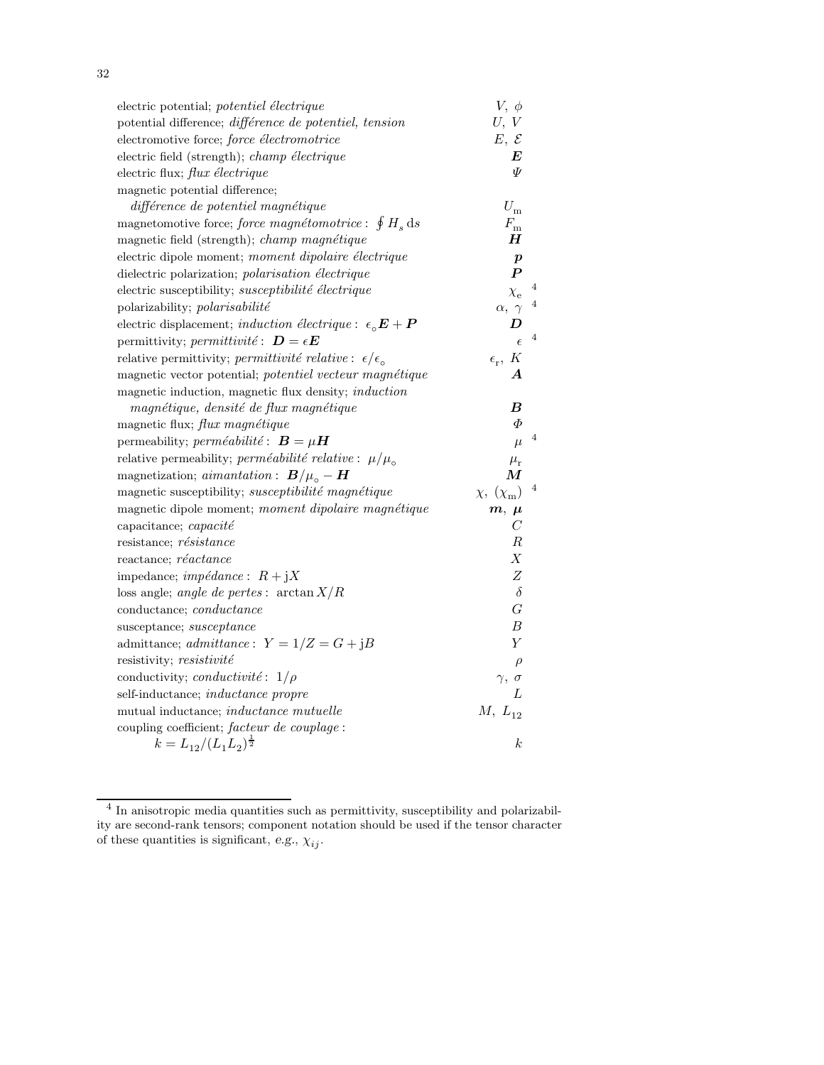| | | |
|---|---|---|
| electric potential; *potentiel électrique* | $V,\ \phi$ | |
| potential difference; *différence de potentiel, tension* | $U,\ V$ | |
| electromotive force; *force électromotrice* | $E,\ \mathcal{E}$ | |
| electric field (strength); *champ électrique* | $\boldsymbol{E}$ | |
| electric flux; *flux électrique* | $\Psi$ | |
| magnetic potential difference; *différence de potentiel magnétique* | $U_{\mathrm{m}}$ | |
| magnetomotive force; *force magnétomotrice* : $\oint H_s\,\mathrm{d}s$ | $F_{\mathrm{m}}$ | |
| magnetic field (strength); *champ magnétique* | $\boldsymbol{H}$ | |
| electric dipole moment; *moment dipolaire électrique* | $\boldsymbol{p}$ | |
| dielectric polarization; *polarisation électrique* | $\boldsymbol{P}$ | |
| electric susceptibility; *susceptibilité électrique* | $\chi_{\mathrm{e}}$ | [4] |
| polarizability; *polarisabilité* | $\alpha,\ \gamma$ | [4] |
| electric displacement; *induction électrique* : $\epsilon_{\circ}\boldsymbol{E}+\boldsymbol{P}$ | $\boldsymbol{D}$ | |
| permittivity; *permittivité* : $\boldsymbol{D}=\epsilon\boldsymbol{E}$ | $\epsilon$ | [4] |
| relative permittivity; *permittivité relative* : $\epsilon/\epsilon_{\circ}$ | $\epsilon_{\mathrm{r}},\ K$ | |
| magnetic vector potential; *potentiel vecteur magnétique* | $\boldsymbol{A}$ | |
| magnetic induction, magnetic flux density; *induction magnétique, densité de flux magnétique* | $\boldsymbol{B}$ | |
| magnetic flux; *flux magnétique* | $\Phi$ | |
| permeability; *perméabilité* : $\boldsymbol{B}=\mu\boldsymbol{H}$ | $\mu$ | [4] |
| relative permeability; *perméabilité relative* : $\mu/\mu_{\circ}$ | $\mu_{\mathrm{r}}$ | |
| magnetization; *aimantation* : $\boldsymbol{B}/\mu_{\circ}-\boldsymbol{H}$ | $\boldsymbol{M}$ | |
| magnetic susceptibility; *susceptibilité magnétique* | $\chi,\ (\chi_{\mathrm{m}})$ | [4] |
| magnetic dipole moment; *moment dipolaire magnétique* | $\boldsymbol{m},\ \boldsymbol{\mu}$ | |
| capacitance; *capacité* | $C$ | |
| resistance; *résistance* | $R$ | |
| reactance; *réactance* | $X$ | |
| impedance; *impédance* : $R+\mathrm{j}X$ | $Z$ | |
| loss angle; *angle de pertes* : $\arctan X/R$ | $\delta$ | |
| conductance; *conductance* | $G$ | |
| susceptance; *susceptance* | $B$ | |
| admittance; *admittance* : $Y=1/Z=G+\mathrm{j}B$ | $Y$ | |
| resistivity; *resistivité* | $\rho$ | |
| conductivity; *conductivité* : $1/\rho$ | $\gamma,\ \sigma$ | |
| self-inductance; *inductance propre* | $L$ | |
| mutual inductance; *inductance mutuelle* | $M,\ L_{12}$ | |
| coupling coefficient; *facteur de couplage* : $k=L_{12}/(L_1L_2)^{\frac{1}{2}}$ | $k$ | |

[4] In anisotropic media quantities such as permittivity, susceptibility and polarizability are second-rank tensors; component notation should be used if the tensor character of these quantities is significant, *e.g.*, $\chi_{ij}$.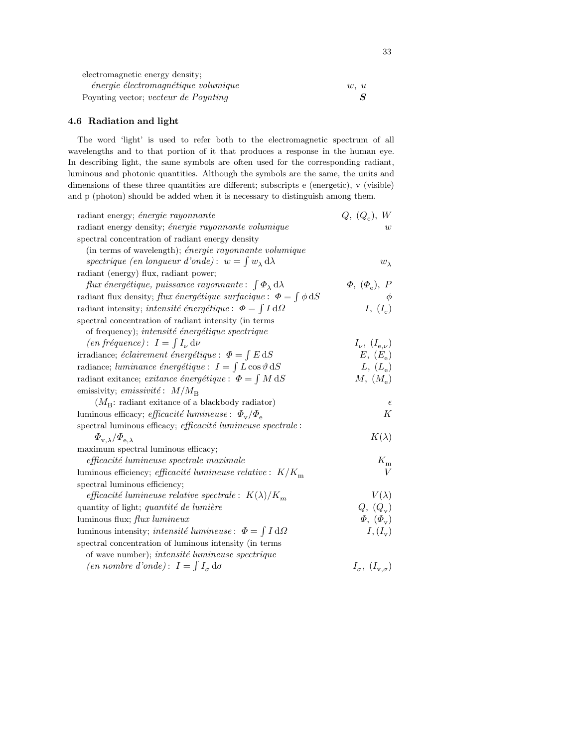electromagnetic energy density; 
*énergie électromagnétique volumique* $w,\ u$

Poynting vector; *vecteur de Poynting* $\boldsymbol{S}$

### 4.6 Radiation and light

The word 'light' is used to refer both to the electromagnetic spectrum of all wavelengths and to that portion of it that produces a response in the human eye. In describing light, the same symbols are often used for the corresponding radiant, luminous and photonic quantities. Although the symbols are the same, the units and dimensions of these three quantities are different; subscripts e (energetic), v (visible) and p (photon) should be added when it is necessary to distinguish among them.

| | |
|---|---|
| radiant energy; *énergie rayonnante* | $Q,\ (Q_\mathrm{e}),\ W$ |
| radiant energy density; *énergie rayonnante volumique* | $w$ |
| spectral concentration of radiant energy density (in terms of wavelength); *énergie rayonnante volumique spectrique (en longueur d'onde)*: $w = \int w_\lambda \, \mathrm{d}\lambda$ | $w_\lambda$ |
| radiant (energy) flux, radiant power; *flux énergétique, puissance rayonnante*: $\int \Phi_\lambda \, \mathrm{d}\lambda$ | $\Phi,\ (\Phi_\mathrm{e}),\ P$ |
| radiant flux density; *flux énergétique surfacique*: $\Phi = \int \phi \, \mathrm{d}S$ | $\phi$ |
| radiant intensity; *intensité énergétique*: $\Phi = \int I \, \mathrm{d}\Omega$ | $I,\ (I_\mathrm{e})$ |
| spectral concentration of radiant intensity (in terms of frequency); *intensité énergétique spectrique (en fréquence)*: $I = \int I_\nu \, \mathrm{d}\nu$ | $I_\nu,\ (I_{\mathrm{e},\nu})$ |
| irradiance; *éclairement énergétique*: $\Phi = \int E \, \mathrm{d}S$ | $E,\ (E_\mathrm{e})$ |
| radiance; *luminance énergétique*: $I = \int L \cos\vartheta \, \mathrm{d}S$ | $L,\ (L_\mathrm{e})$ |
| radiant exitance; *exitance énergétique*: $\Phi = \int M \, \mathrm{d}S$ | $M,\ (M_\mathrm{e})$ |
| emissivity; *emissivité*: $M/M_\mathrm{B}$ ($M_\mathrm{B}$: radiant exitance of a blackbody radiator) | $\epsilon$ |
| luminous efficacy; *efficacité lumineuse*: $\Phi_\mathrm{v}/\Phi_\mathrm{e}$ | $K$ |
| spectral luminous efficacy; *efficacité lumineuse spectrale*: $\Phi_{\mathrm{v},\lambda}/\Phi_{\mathrm{e},\lambda}$ | $K(\lambda)$ |
| maximum spectral luminous efficacy; *efficacité lumineuse spectrale maximale* | $K_\mathrm{m}$ |
| luminous efficiency; *efficacité lumineuse relative*: $K/K_\mathrm{m}$ | $V$ |
| spectral luminous efficiency; *efficacité lumineuse relative spectrale*: $K(\lambda)/K_m$ | $V(\lambda)$ |
| quantity of light; *quantité de lumière* | $Q,\ (Q_\mathrm{v})$ |
| luminous flux; *flux lumineux* | $\Phi,\ (\Phi_\mathrm{v})$ |
| luminous intensity; *intensité lumineuse*: $\Phi = \int I \, \mathrm{d}\Omega$ | $I, (I_\mathrm{v})$ |
| spectral concentration of luminous intensity (in terms of wave number); *intensité lumineuse spectrique (en nombre d'onde)*: $I = \int I_\sigma \, \mathrm{d}\sigma$ | $I_\sigma,\ (I_{\mathrm{v},\sigma})$ |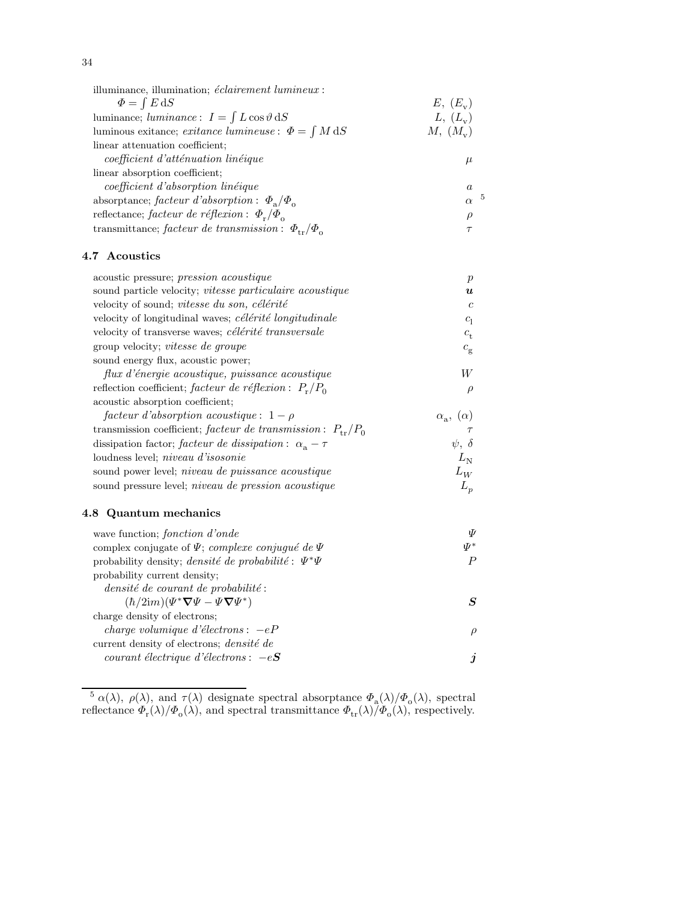| | |
|---|---|
| illuminance, illumination; *éclairement lumineux* : $\Phi = \int E\,\mathrm{d}S$ | $E,\ (E_\mathrm{v})$ |
| luminance; *luminance* : $I = \int L \cos\vartheta\,\mathrm{d}S$ | $L,\ (L_\mathrm{v})$ |
| luminous exitance; *exitance lumineuse* : $\Phi = \int M\,\mathrm{d}S$ | $M,\ (M_\mathrm{v})$ |
| linear attenuation coefficient; *coefficient d'atténuation linéique* | $\mu$ |
| linear absorption coefficient; *coefficient d'absorption linéique* | $a$ |
| absorptance; *facteur d'absorption* : $\Phi_\mathrm{a}/\Phi_\mathrm{o}$ | $\alpha$ [5] |
| reflectance; *facteur de réflexion* : $\Phi_\mathrm{r}/\Phi_\mathrm{o}$ | $\rho$ |
| transmittance; *facteur de transmission* : $\Phi_\mathrm{tr}/\Phi_\mathrm{o}$ | $\tau$ |

### 4.7 Acoustics

| | |
|---|---|
| acoustic pressure; *pression acoustique* | $p$ |
| sound particle velocity; *vitesse particulaire acoustique* | $\boldsymbol{u}$ |
| velocity of sound; *vitesse du son, célérité* | $c$ |
| velocity of longitudinal waves; *célérité longitudinale* | $c_\mathrm{l}$ |
| velocity of transverse waves; *célérité transversale* | $c_\mathrm{t}$ |
| group velocity; *vitesse de groupe* | $c_\mathrm{g}$ |
| sound energy flux, acoustic power; *flux d'énergie acoustique, puissance acoustique* | $W$ |
| reflection coefficient; *facteur de réflexion* : $P_\mathrm{r}/P_0$ | $\rho$ |
| acoustic absorption coefficient; *facteur d'absorption acoustique* : $1-\rho$ | $\alpha_\mathrm{a},\ (\alpha)$ |
| transmission coefficient; *facteur de transmission* : $P_\mathrm{tr}/P_0$ | $\tau$ |
| dissipation factor; *facteur de dissipation* : $\alpha_\mathrm{a} - \tau$ | $\psi,\ \delta$ |
| loudness level; *niveau d'isosonie* | $L_\mathrm{N}$ |
| sound power level; *niveau de puissance acoustique* | $L_W$ |
| sound pressure level; *niveau de pression acoustique* | $L_p$ |

### 4.8 Quantum mechanics

| | |
|---|---|
| wave function; *fonction d'onde* | $\Psi$ |
| complex conjugate of $\Psi$; *complexe conjugué de* $\Psi$ | $\Psi^*$ |
| probability density; *densité de probabilité* : $\Psi^*\Psi$ | $P$ |
| probability current density; *densité de courant de probabilité* : $(\hbar/2\mathrm{i}m)(\Psi^*\boldsymbol{\nabla}\Psi - \Psi\boldsymbol{\nabla}\Psi^*)$ | $\boldsymbol{S}$ |
| charge density of electrons; *charge volumique d'électrons* : $-eP$ | $\rho$ |
| current density of electrons; *densité de courant électrique d'électrons* : $-e\boldsymbol{S}$ | $\boldsymbol{j}$ |

[5] $\alpha(\lambda)$, $\rho(\lambda)$, and $\tau(\lambda)$ designate spectral absorptance $\Phi_\mathrm{a}(\lambda)/\Phi_\mathrm{o}(\lambda)$, spectral reflectance $\Phi_\mathrm{r}(\lambda)/\Phi_\mathrm{o}(\lambda)$, and spectral transmittance $\Phi_\mathrm{tr}(\lambda)/\Phi_\mathrm{o}(\lambda)$, respectively.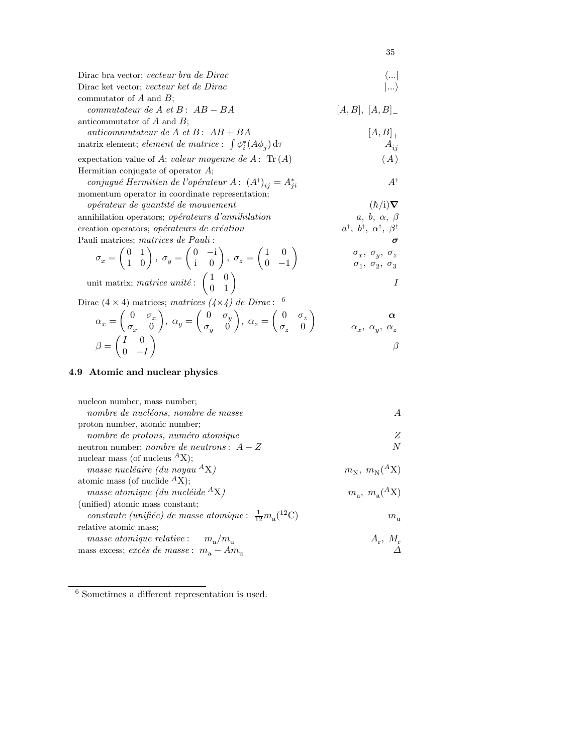| | |
|---|---|
| Dirac bra vector; *vecteur bra de Dirac* | $\langle ...\vert$ |
| Dirac ket vector; *vecteur ket de Dirac* | $\vert ...\rangle$ |
| commutator of $A$ and $B$; *commutateur de $A$ et $B$*: $AB - BA$ | $[A,B]$, $[A,B]_-$ |
| anticommutator of $A$ and $B$; *anticommutateur de $A$ et $B$*: $AB + BA$ | $[A,B]_+$ |
| matrix element; *element de matrice*: $\int \phi_i^*(A\phi_j)\,\mathrm{d}\tau$ | $A_{ij}$ |
| expectation value of $A$; *valeur moyenne de $A$*: $\mathrm{Tr}\,(A)$ | $\langle A \rangle$ |
| Hermitian conjugate of operator $A$; *conjugué Hermitien de l'opérateur $A$*: $(A^\dagger)_{ij} = A_{ji}^*$ | $A^\dagger$ |
| momentum operator in coordinate representation; *opérateur de quantité de mouvement* | $(\hbar/\mathrm{i})\boldsymbol{\nabla}$ |
| annihilation operators; *opérateurs d'annihilation* | $a$, $b$, $\alpha$, $\beta$ |
| creation operators; *opérateurs de création* | $a^\dagger$, $b^\dagger$, $\alpha^\dagger$, $\beta^\dagger$ |
| Pauli matrices; *matrices de Pauli*: | $\boldsymbol{\sigma}$ |
| $\sigma_x = \begin{pmatrix} 0 & 1 \\ 1 & 0 \end{pmatrix}$, $\sigma_y = \begin{pmatrix} 0 & -\mathrm{i} \\ \mathrm{i} & 0 \end{pmatrix}$, $\sigma_z = \begin{pmatrix} 1 & 0 \\ 0 & -1 \end{pmatrix}$ | $\sigma_x$, $\sigma_y$, $\sigma_z$ <br> $\sigma_1$, $\sigma_2$, $\sigma_3$ |
| unit matrix; *matrice unité*: $\begin{pmatrix} 1 & 0 \\ 0 & 1 \end{pmatrix}$ | $I$ |
| Dirac $(4 \times 4)$ matrices; *matrices (4×4) de Dirac*: [6] | |
| $\alpha_x = \begin{pmatrix} 0 & \sigma_x \\ \sigma_x & 0 \end{pmatrix}$, $\alpha_y = \begin{pmatrix} 0 & \sigma_y \\ \sigma_y & 0 \end{pmatrix}$, $\alpha_z = \begin{pmatrix} 0 & \sigma_z \\ \sigma_z & 0 \end{pmatrix}$ | $\boldsymbol{\alpha}$ <br> $\alpha_x$, $\alpha_y$, $\alpha_z$ |
| $\beta = \begin{pmatrix} I & 0 \\ 0 & -I \end{pmatrix}$ | $\beta$ |

### 4.9 Atomic and nuclear physics

| | |
|---|---|
| nucleon number, mass number; *nombre de nucléons, nombre de masse* | $A$ |
| proton number, atomic number; *nombre de protons, numéro atomique* | $Z$ |
| neutron number; *nombre de neutrons*: $A - Z$ | $N$ |
| nuclear mass (of nucleus ${}^{A}\mathrm{X}$); *masse nucléaire (du noyau ${}^{A}\mathrm{X}$)* | $m_\mathrm{N}$, $m_\mathrm{N}({}^{A}\mathrm{X})$ |
| atomic mass (of nuclide ${}^{A}\mathrm{X}$); *masse atomique (du nucléide ${}^{A}\mathrm{X}$)* | $m_\mathrm{a}$, $m_\mathrm{a}({}^{A}\mathrm{X})$ |
| (unified) atomic mass constant; *constante (unifiée) de masse atomique*: $\frac{1}{12}m_\mathrm{a}({}^{12}\mathrm{C})$ | $m_\mathrm{u}$ |
| relative atomic mass; *masse atomique relative*: $m_\mathrm{a}/m_\mathrm{u}$ | $A_\mathrm{r}$, $M_\mathrm{r}$ |
| mass excess; *excès de masse*: $m_\mathrm{a} - Am_\mathrm{u}$ | $\Delta$ |

[6] Sometimes a different representation is used.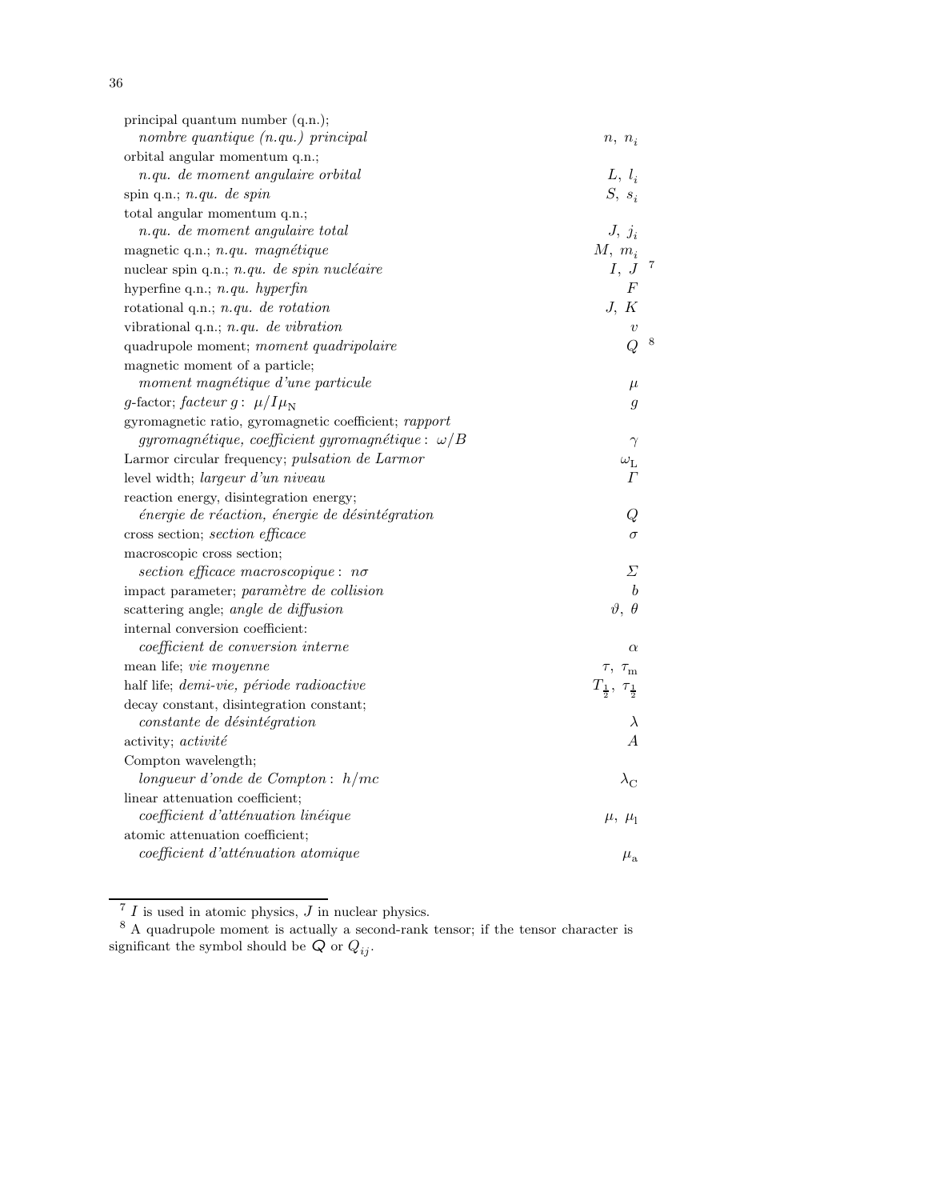| Quantity | Symbol |
|---|---|
| principal quantum number (q.n.); *nombre quantique (n.qu.) principal* | $n,\ n_i$ |
| orbital angular momentum q.n.; *n.qu. de moment angulaire orbital* | $L,\ l_i$ |
| spin q.n.; *n.qu. de spin* | $S,\ s_i$ |
| total angular momentum q.n.; *n.qu. de moment angulaire total* | $J,\ j_i$ |
| magnetic q.n.; *n.qu. magnétique* | $M,\ m_i$ |
| nuclear spin q.n.; *n.qu. de spin nucléaire* | $I,\ J$ [7] |
| hyperfine q.n.; *n.qu. hyperfin* | $F$ |
| rotational q.n.; *n.qu. de rotation* | $J,\ K$ |
| vibrational q.n.; *n.qu. de vibration* | $v$ |
| quadrupole moment; *moment quadripolaire* | $Q$ [8] |
| magnetic moment of a particle; *moment magnétique d'une particule* | $\mu$ |
| $g$-factor; *facteur $g$*: $\mu/I\mu_{\mathrm{N}}$ | $g$ |
| gyromagnetic ratio, gyromagnetic coefficient; *rapport gyromagnétique, coefficient gyromagnétique*: $\omega/B$ | $\gamma$ |
| Larmor circular frequency; *pulsation de Larmor* | $\omega_{\mathrm{L}}$ |
| level width; *largeur d'un niveau* | $\Gamma$ |
| reaction energy, disintegration energy; *énergie de réaction, énergie de désintégration* | $Q$ |
| cross section; *section efficace* | $\sigma$ |
| macroscopic cross section; *section efficace macroscopique*: $n\sigma$ | $\Sigma$ |
| impact parameter; *paramètre de collision* | $b$ |
| scattering angle; *angle de diffusion* | $\vartheta,\ \theta$ |
| internal conversion coefficient: *coefficient de conversion interne* | $\alpha$ |
| mean life; *vie moyenne* | $\tau,\ \tau_{\mathrm{m}}$ |
| half life; *demi-vie, période radioactive* | $T_{\frac{1}{2}},\ \tau_{\frac{1}{2}}$ |
| decay constant, disintegration constant; *constante de désintégration* | $\lambda$ |
| activity; *activité* | $A$ |
| Compton wavelength; *longueur d'onde de Compton*: $h/mc$ | $\lambda_{\mathrm{C}}$ |
| linear attenuation coefficient; *coefficient d'atténuation linéique* | $\mu,\ \mu_{\mathrm{l}}$ |
| atomic attenuation coefficient; *coefficient d'atténuation atomique* | $\mu_{\mathrm{a}}$ |

[7] $I$ is used in atomic physics, $J$ in nuclear physics.

[8] A quadrupole moment is actually a second-rank tensor; if the tensor character is significant the symbol should be $\boldsymbol{Q}$ or $Q_{ij}$.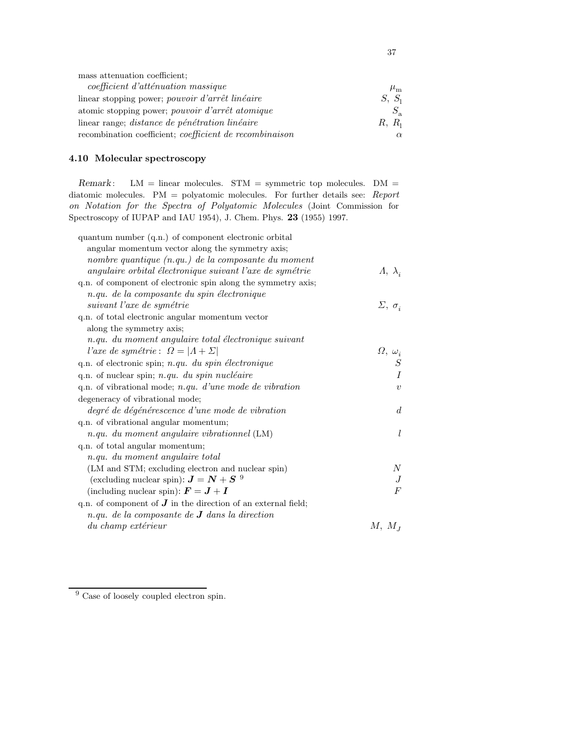mass attenuation coefficient;
*coefficient d'atténuation massique* $\mu_\mathrm{m}$

linear stopping power; *pouvoir d'arrêt linéaire* $S,\ S_\mathrm{l}$

atomic stopping power; *pouvoir d'arrêt atomique* $S_\mathrm{a}$

linear range; *distance de pénétration linéaire* $R,\ R_\mathrm{l}$

recombination coefficient; *coefficient de recombinaison* $\alpha$

### 4.10 Molecular spectroscopy

*Remark*: LM = linear molecules. STM = symmetric top molecules. DM = diatomic molecules. PM = polyatomic molecules. For further details see: *Report on Notation for the Spectra of Polyatomic Molecules* (Joint Commission for Spectroscopy of IUPAP and IAU 1954), J. Chem. Phys. **23** (1955) 1997.

quantum number (q.n.) of component electronic orbital angular momentum vector along the symmetry axis;
*nombre quantique (n.qu.) de la composante du moment angulaire orbital électronique suivant l'axe de symétrie* $\Lambda,\ \lambda_i$

q.n. of component of electronic spin along the symmetry axis;
*n.qu. de la composante du spin électronique suivant l'axe de symétrie* $\Sigma,\ \sigma_i$

q.n. of total electronic angular momentum vector along the symmetry axis;
*n.qu. du moment angulaire total électronique suivant l'axe de symétrie*: $\Omega = |\Lambda + \Sigma|$ $\Omega,\ \omega_i$

q.n. of electronic spin; *n.qu. du spin électronique* $S$

q.n. of nuclear spin; *n.qu. du spin nucléaire* $I$

q.n. of vibrational mode; *n.qu. d'une mode de vibration* $v$

degeneracy of vibrational mode;
*degré de dégénérescence d'une mode de vibration* $d$

q.n. of vibrational angular momentum;
*n.qu. du moment angulaire vibrationnel* (LM) $l$

q.n. of total angular momentum;
*n.qu. du moment angulaire total*
(LM and STM; excluding electron and nuclear spin) $N$
(excluding nuclear spin): $\boldsymbol{J} = \boldsymbol{N} + \boldsymbol{S}$ [9] $J$
(including nuclear spin): $\boldsymbol{F} = \boldsymbol{J} + \boldsymbol{I}$ $F$

q.n. of component of $\boldsymbol{J}$ in the direction of an external field;
*n.qu. de la composante de* $\boldsymbol{J}$ *dans la direction du champ extérieur* $M,\ M_J$

[9] Case of loosely coupled electron spin.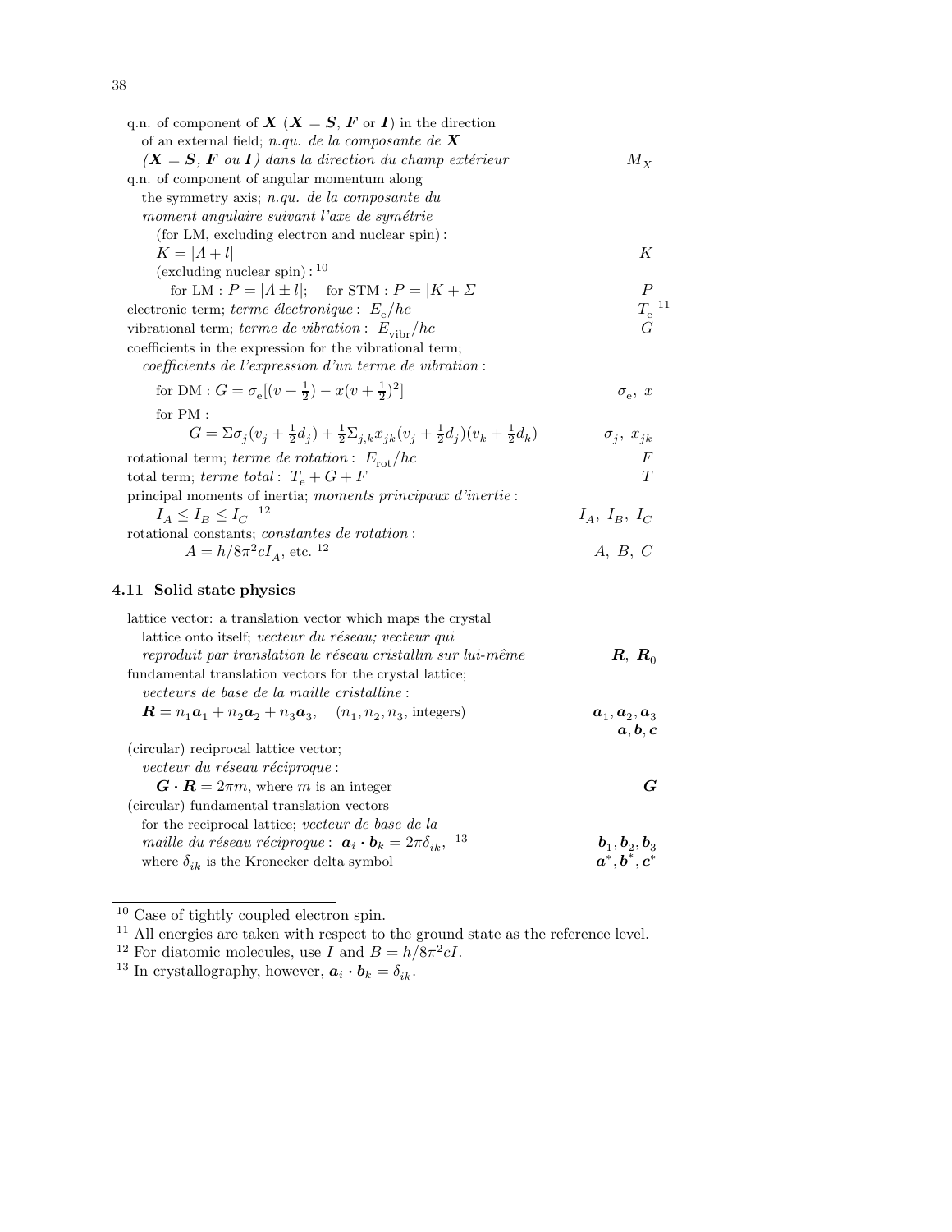q.n. of component of $\boldsymbol{X}$ ($\boldsymbol{X} = \boldsymbol{S}$, $\boldsymbol{F}$ or $\boldsymbol{I}$) in the direction of an external field; *n.qu. de la composante de* $\boldsymbol{X}$ *($\boldsymbol{X} = \boldsymbol{S}$, $\boldsymbol{F}$ ou $\boldsymbol{I}$) dans la direction du champ extérieur* — $M_X$

q.n. of component of angular momentum along the symmetry axis; *n.qu. de la composante du moment angulaire suivant l'axe de symétrie*

(for LM, excluding electron and nuclear spin) :
$K = |\Lambda + l|$ — $K$

(excluding nuclear spin) :[10]
for LM : $P = |\Lambda \pm l|$; for STM : $P = |K + \Sigma|$ — $P$

electronic term; *terme électronique* : $E_\mathrm{e}/hc$ — $T_\mathrm{e}$ [11]

vibrational term; *terme de vibration* : $E_\mathrm{vibr}/hc$ — $G$

coefficients in the expression for the vibrational term; *coefficients de l'expression d'un terme de vibration* :

for DM : $G = \sigma_\mathrm{e}[(v + \frac{1}{2}) - x(v + \frac{1}{2})^2]$ — $\sigma_\mathrm{e},\ x$

for PM :

$$G = \Sigma\sigma_j(v_j + \tfrac{1}{2}d_j) + \tfrac{1}{2}\Sigma_{j,k}x_{jk}(v_j + \tfrac{1}{2}d_j)(v_k + \tfrac{1}{2}d_k)$$ — $\sigma_j,\ x_{jk}$

rotational term; *terme de rotation* : $E_\mathrm{rot}/hc$ — $F$

total term; *terme total* : $T_\mathrm{e} + G + F$ — $T$

principal moments of inertia; *moments principaux d'inertie* :
$I_A \le I_B \le I_C$ [12] — $I_A,\ I_B,\ I_C$

rotational constants; *constantes de rotation* :
$A = h/8\pi^2 cI_A$, etc. [12] — $A,\ B,\ C$

### 4.11 Solid state physics

lattice vector: a translation vector which maps the crystal lattice onto itself; *vecteur du réseau; vecteur qui reproduit par translation le réseau cristallin sur lui-même* — $\boldsymbol{R},\ \boldsymbol{R}_0$

fundamental translation vectors for the crystal lattice; *vecteurs de base de la maille cristalline* :
$\boldsymbol{R} = n_1\boldsymbol{a}_1 + n_2\boldsymbol{a}_2 + n_3\boldsymbol{a}_3$, ($n_1, n_2, n_3$, integers) — $\boldsymbol{a}_1, \boldsymbol{a}_2, \boldsymbol{a}_3$; $\boldsymbol{a}, \boldsymbol{b}, \boldsymbol{c}$

(circular) reciprocal lattice vector; *vecteur du réseau réciproque* :
$\boldsymbol{G} \cdot \boldsymbol{R} = 2\pi m$, where $m$ is an integer — $\boldsymbol{G}$

(circular) fundamental translation vectors for the reciprocal lattice; *vecteur de base de la maille du réseau réciproque* : $\boldsymbol{a}_i \cdot \boldsymbol{b}_k = 2\pi\delta_{ik}$, [13] where $\delta_{ik}$ is the Kronecker delta symbol — $\boldsymbol{b}_1, \boldsymbol{b}_2, \boldsymbol{b}_3$; $\boldsymbol{a}^*, \boldsymbol{b}^*, \boldsymbol{c}^*$

---

[10] Case of tightly coupled electron spin.

[11] All energies are taken with respect to the ground state as the reference level.

[12] For diatomic molecules, use $I$ and $B = h/8\pi^2 cI$.

[13] In crystallography, however, $\boldsymbol{a}_i \cdot \boldsymbol{b}_k = \delta_{ik}$.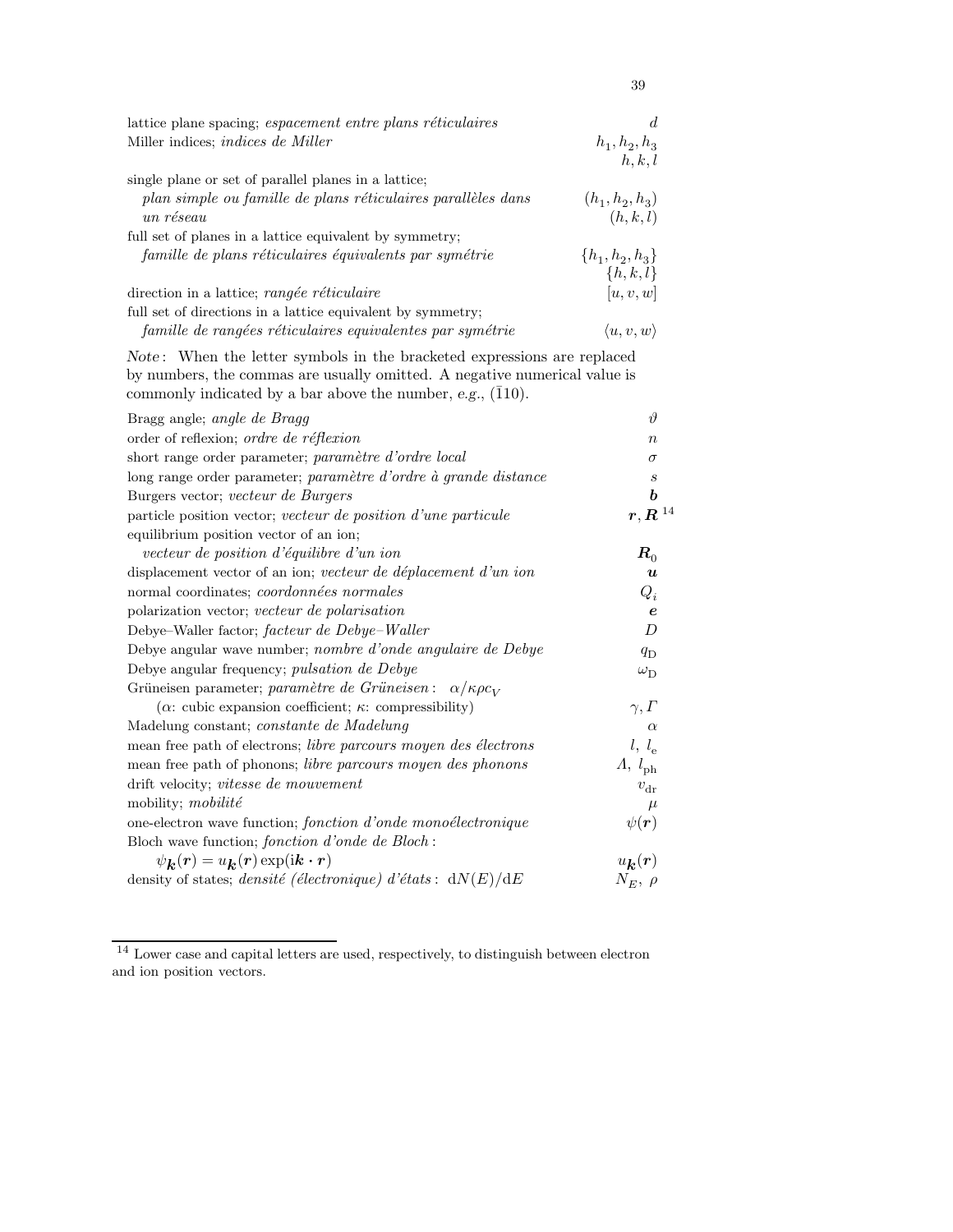| | |
|---|---|
| lattice plane spacing; *espacement entre plans réticulaires* | $d$ |
| Miller indices; *indices de Miller* | $h_1, h_2, h_3$<br>$h, k, l$ |
| single plane or set of parallel planes in a lattice;<br>*plan simple ou famille de plans réticulaires parallèles dans un réseau* | $(h_1, h_2, h_3)$<br>$(h, k, l)$ |
| full set of planes in a lattice equivalent by symmetry;<br>*famille de plans réticulaires équivalents par symétrie* | $\{h_1, h_2, h_3\}$<br>$\{h, k, l\}$ |
| direction in a lattice; *rangée réticulaire* | $[u, v, w]$ |
| full set of directions in a lattice equivalent by symmetry;<br>*famille de rangées réticulaires equivalentes par symétrie* | $\langle u, v, w \rangle$ |

*Note*: When the letter symbols in the bracketed expressions are replaced by numbers, the commas are usually omitted. A negative numerical value is commonly indicated by a bar above the number, *e.g.*, $(\bar{1}10)$.

| | |
|---|---|
| Bragg angle; *angle de Bragg* | $\vartheta$ |
| order of reflexion; *ordre de réflexion* | $n$ |
| short range order parameter; *paramètre d'ordre local* | $\sigma$ |
| long range order parameter; *paramètre d'ordre à grande distance* | $s$ |
| Burgers vector; *vecteur de Burgers* | $\boldsymbol{b}$ |
| particle position vector; *vecteur de position d'une particule* | $\boldsymbol{r}, \boldsymbol{R}$ [14] |
| equilibrium position vector of an ion;<br>*vecteur de position d'équilibre d'un ion* | $\boldsymbol{R}_0$ |
| displacement vector of an ion; *vecteur de déplacement d'un ion* | $\boldsymbol{u}$ |
| normal coordinates; *coordonnées normales* | $Q_i$ |
| polarization vector; *vecteur de polarisation* | $\boldsymbol{e}$ |
| Debye–Waller factor; *facteur de Debye–Waller* | $D$ |
| Debye angular wave number; *nombre d'onde angulaire de Debye* | $q_{\mathrm{D}}$ |
| Debye angular frequency; *pulsation de Debye* | $\omega_{\mathrm{D}}$ |
| Grüneisen parameter; *paramètre de Grüneisen*: $\alpha/\kappa\rho c_V$<br>($\alpha$: cubic expansion coefficient; $\kappa$: compressibility) | $\gamma, \Gamma$ |
| Madelung constant; *constante de Madelung* | $\alpha$ |
| mean free path of electrons; *libre parcours moyen des électrons* | $l,\ l_{\mathrm{e}}$ |
| mean free path of phonons; *libre parcours moyen des phonons* | $\Lambda,\ l_{\mathrm{ph}}$ |
| drift velocity; *vitesse de mouvement* | $v_{\mathrm{dr}}$ |
| mobility; *mobilité* | $\mu$ |
| one-electron wave function; *fonction d'onde monoélectronique* | $\psi(\boldsymbol{r})$ |
| Bloch wave function; *fonction d'onde de Bloch*:<br>$\psi_{\boldsymbol{k}}(\boldsymbol{r}) = u_{\boldsymbol{k}}(\boldsymbol{r}) \exp(\mathrm{i}\boldsymbol{k} \cdot \boldsymbol{r})$ | $u_{\boldsymbol{k}}(\boldsymbol{r})$ |
| density of states; *densité (électronique) d'états*: $\mathrm{d}N(E)/\mathrm{d}E$ | $N_E,\ \rho$ |

[14] Lower case and capital letters are used, respectively, to distinguish between electron and ion position vectors.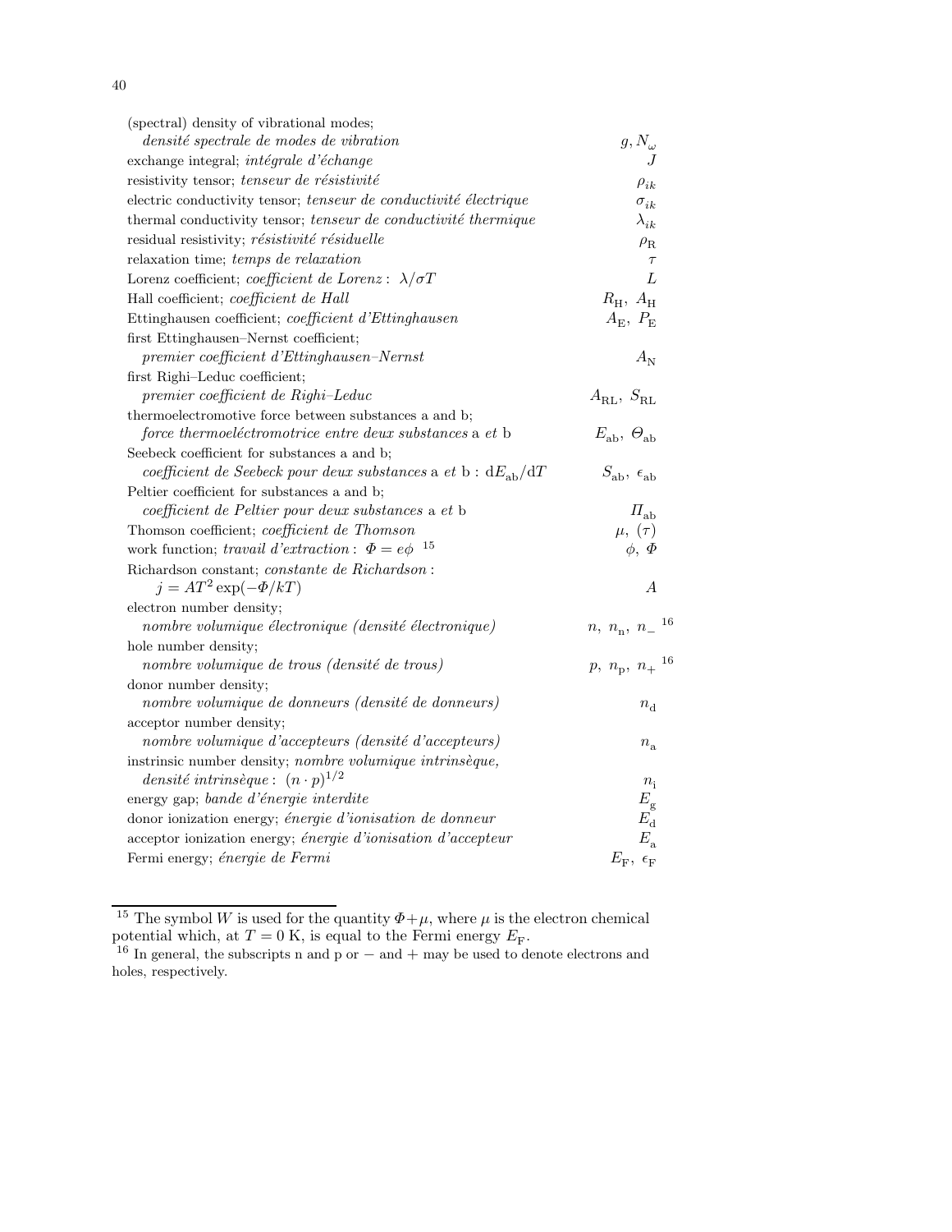| Quantity | Symbol |
|---|---|
| (spectral) density of vibrational modes; *densité spectrale de modes de vibration* | $g, N_\omega$ |
| exchange integral; *intégrale d'échange* | $J$ |
| resistivity tensor; *tenseur de résistivité* | $\rho_{ik}$ |
| electric conductivity tensor; *tenseur de conductivité électrique* | $\sigma_{ik}$ |
| thermal conductivity tensor; *tenseur de conductivité thermique* | $\lambda_{ik}$ |
| residual resistivity; *résistivité résiduelle* | $\rho_\mathrm{R}$ |
| relaxation time; *temps de relaxation* | $\tau$ |
| Lorenz coefficient; *coefficient de Lorenz* : $\lambda/\sigma T$ | $L$ |
| Hall coefficient; *coefficient de Hall* | $R_\mathrm{H},\ A_\mathrm{H}$ |
| Ettinghausen coefficient; *coefficient d'Ettinghausen* | $A_\mathrm{E},\ P_\mathrm{E}$ |
| first Ettinghausen–Nernst coefficient; *premier coefficient d'Ettinghausen–Nernst* | $A_\mathrm{N}$ |
| first Righi–Leduc coefficient; *premier coefficient de Righi–Leduc* | $A_\mathrm{RL},\ S_\mathrm{RL}$ |
| thermoelectromotive force between substances a and b; *force thermoeléctromotrice entre deux substances* a *et* b | $E_\mathrm{ab},\ \Theta_\mathrm{ab}$ |
| Seebeck coefficient for substances a and b; *coefficient de Seebeck pour deux substances* a *et* b : $\mathrm{d}E_\mathrm{ab}/\mathrm{d}T$ | $S_\mathrm{ab},\ \epsilon_\mathrm{ab}$ |
| Peltier coefficient for substances a and b; *coefficient de Peltier pour deux substances* a *et* b | $\Pi_\mathrm{ab}$ |
| Thomson coefficient; *coefficient de Thomson* | $\mu,\ (\tau)$ |
| work function; *travail d'extraction* : $\Phi = e\phi$ [15] | $\phi,\ \Phi$ |
| Richardson constant; *constante de Richardson* : $j = AT^2 \exp(-\Phi/kT)$ | $A$ |
| electron number density; *nombre volumique électronique (densité électronique)* | $n,\ n_\mathrm{n},\ n_-$ [16] |
| hole number density; *nombre volumique de trous (densité de trous)* | $p,\ n_\mathrm{p},\ n_+$ [16] |
| donor number density; *nombre volumique de donneurs (densité de donneurs)* | $n_\mathrm{d}$ |
| acceptor number density; *nombre volumique d'accepteurs (densité d'accepteurs)* | $n_\mathrm{a}$ |
| instrinsic number density; *nombre volumique intrinsèque, densité intrinsèque* : $(n \cdot p)^{1/2}$ | $n_\mathrm{i}$ |
| energy gap; *bande d'énergie interdite* | $E_\mathrm{g}$ |
| donor ionization energy; *énergie d'ionisation de donneur* | $E_\mathrm{d}$ |
| acceptor ionization energy; *énergie d'ionisation d'accepteur* | $E_\mathrm{a}$ |
| Fermi energy; *énergie de Fermi* | $E_\mathrm{F},\ \epsilon_\mathrm{F}$ |

[15] The symbol $W$ is used for the quantity $\Phi+\mu$, where $\mu$ is the electron chemical potential which, at $T = 0$ K, is equal to the Fermi energy $E_\mathrm{F}$.

[16] In general, the subscripts n and p or − and + may be used to denote electrons and holes, respectively.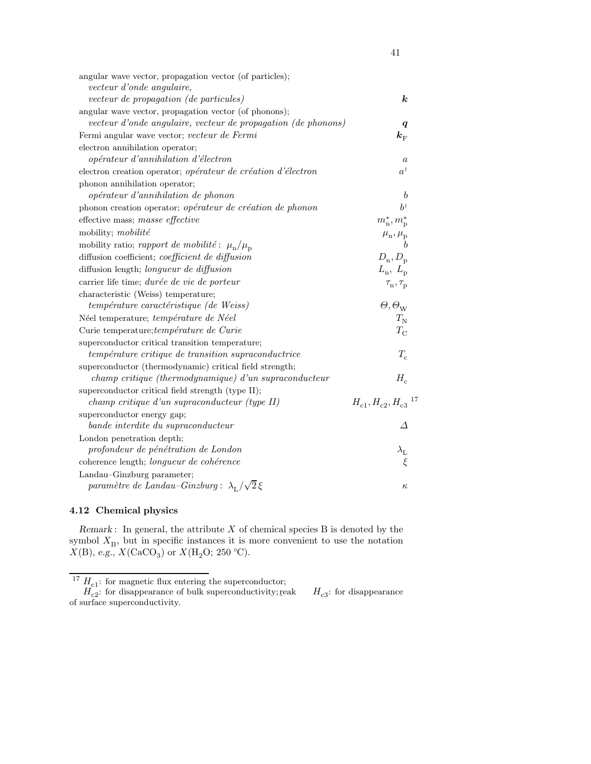| | |
|---|---|
| angular wave vector, propagation vector (of particles); *vecteur d'onde angulaire, vecteur de propagation (de particules)* | $\boldsymbol{k}$ |
| angular wave vector, propagation vector (of phonons); *vecteur d'onde angulaire, vecteur de propagation (de phonons)* | $\boldsymbol{q}$ |
| Fermi angular wave vector; *vecteur de Fermi* | $\boldsymbol{k}_{\mathrm{F}}$ |
| electron annihilation operator; *opérateur d'annihilation d'électron* | $a$ |
| electron creation operator; *opérateur de création d'électron* | $a^{\dagger}$ |
| phonon annihilation operator; *opérateur d'annihilation de phonon* | $b$ |
| phonon creation operator; *opérateur de création de phonon* | $b^{\dagger}$ |
| effective mass; *masse effective* | $m_{\mathrm{n}}^{*}, m_{\mathrm{p}}^{*}$ |
| mobility; *mobilité* | $\mu_{\mathrm{n}}, \mu_{\mathrm{p}}$ |
| mobility ratio; *rapport de mobilité*: $\mu_{\mathrm{n}}/\mu_{\mathrm{p}}$ | $b$ |
| diffusion coefficient; *coefficient de diffusion* | $D_{\mathrm{n}}, D_{\mathrm{p}}$ |
| diffusion length; *longueur de diffusion* | $L_{\mathrm{n}},\ L_{\mathrm{p}}$ |
| carrier life time; *durée de vie de porteur* | $\tau_{\mathrm{n}}, \tau_{\mathrm{p}}$ |
| characteristic (Weiss) temperature; *température caractéristique (de Weiss)* | $\Theta, \Theta_{\mathrm{W}}$ |
| Néel temperature; *température de Néel* | $T_{\mathrm{N}}$ |
| Curie temperature;*température de Curie* | $T_{\mathrm{C}}$ |
| superconductor critical transition temperature; *température critique de transition supraconductrice* | $T_{\mathrm{c}}$ |
| superconductor (thermodynamic) critical field strength; *champ critique (thermodynamique) d'un supraconducteur* | $H_{\mathrm{c}}$ |
| superconductor critical field strength (type II); *champ critique d'un supraconducteur (type II)* | $H_{\mathrm{c1}}, H_{\mathrm{c2}}, H_{\mathrm{c3}}$ [17] |
| superconductor energy gap; *bande interdite du supraconducteur* | $\Delta$ |
| London penetration depth; *profondeur de pénétration de London* | $\lambda_{\mathrm{L}}$ |
| coherence length; *longueur de cohérence* | $\xi$ |
| Landau–Ginzburg parameter; *paramètre de Landau–Ginzburg*: $\lambda_{\mathrm{L}}/\sqrt{2}\,\xi$ | $\kappa$ |

## 4.12 Chemical physics

*Remark*: In general, the attribute $X$ of chemical species B is denoted by the symbol $X_{\mathrm{B}}$, but in specific instances it is more convenient to use the notation $X(\mathrm{B})$, *e.g.*, $X(\mathrm{CaCO_3})$ or $X(\mathrm{H_2O};\ 250\ ^{\circ}\mathrm{C})$.

---

[17] $H_{\mathrm{c1}}$: for magnetic flux entering the superconductor;
$H_{\mathrm{c2}}$: for disappearance of bulk superconductivity; reak $H_{\mathrm{c3}}$: for disappearance of surface superconductivity.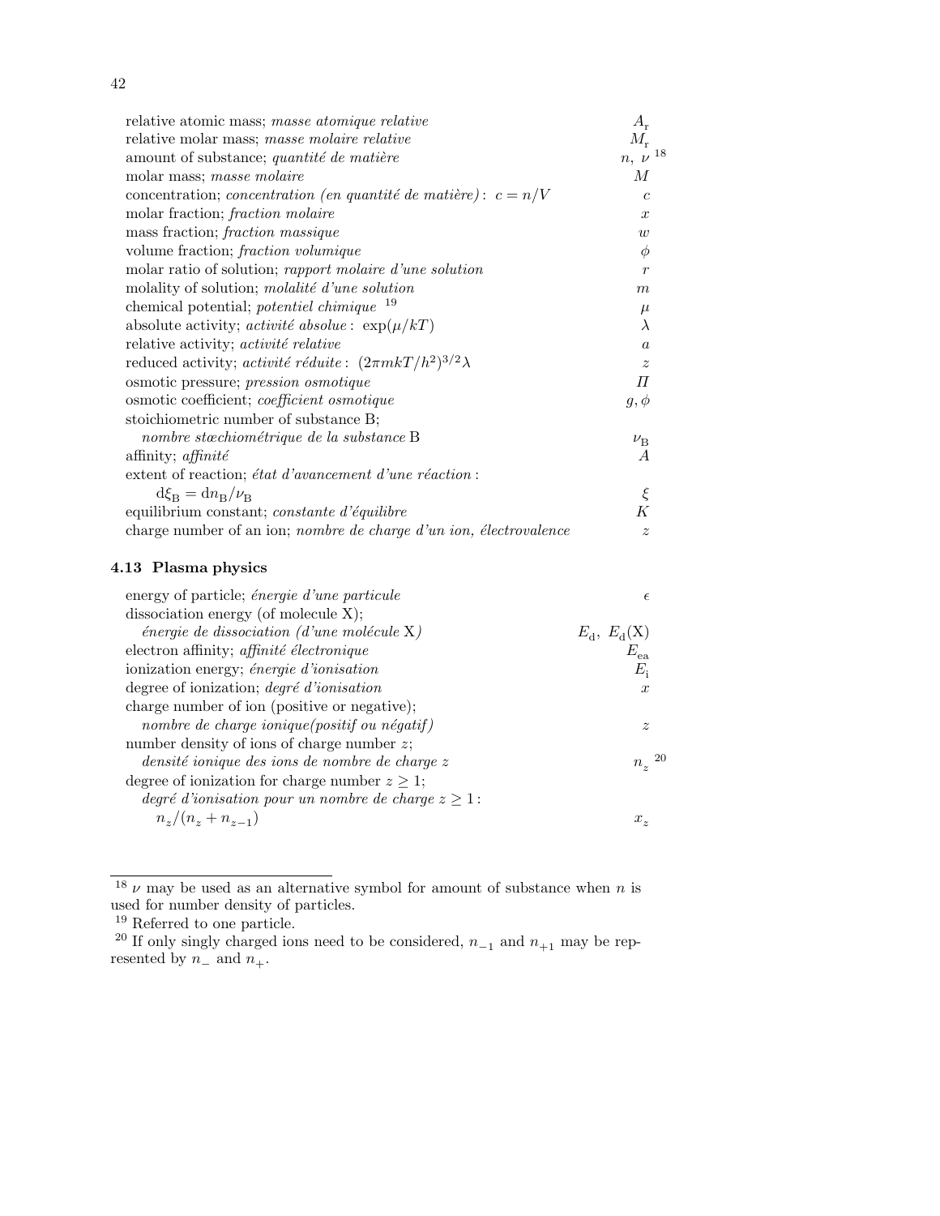| | |
|---|---|
| relative atomic mass; *masse atomique relative* | $A_r$ |
| relative molar mass; *masse molaire relative* | $M_r$ |
| amount of substance; *quantité de matière* | $n,\ \nu$ [18] |
| molar mass; *masse molaire* | $M$ |
| concentration; *concentration (en quantité de matière)*: $c = n/V$ | $c$ |
| molar fraction; *fraction molaire* | $x$ |
| mass fraction; *fraction massique* | $w$ |
| volume fraction; *fraction volumique* | $\phi$ |
| molar ratio of solution; *rapport molaire d'une solution* | $r$ |
| molality of solution; *molalité d'une solution* | $m$ |
| chemical potential; *potentiel chimique* [19] | $\mu$ |
| absolute activity; *activité absolue*: $\exp(\mu/kT)$ | $\lambda$ |
| relative activity; *activité relative* | $a$ |
| reduced activity; *activité réduite*: $(2\pi mkT/h^2)^{3/2}\lambda$ | $z$ |
| osmotic pressure; *pression osmotique* | $\Pi$ |
| osmotic coefficient; *coefficient osmotique* | $g, \phi$ |
| stoichiometric number of substance B; *nombre stœchiométrique de la substance* B | $\nu_B$ |
| affinity; *affinité* | $A$ |
| extent of reaction; *état d'avancement d'une réaction*: $d\xi_B = dn_B/\nu_B$ | $\xi$ |
| equilibrium constant; *constante d'équilibre* | $K$ |
| charge number of an ion; *nombre de charge d'un ion, électrovalence* | $z$ |

### 4.13 Plasma physics

| | |
|---|---|
| energy of particle; *énergie d'une particule* | $\epsilon$ |
| dissociation energy (of molecule X); *énergie de dissociation (d'une molécule* X*)* | $E_d,\ E_d(X)$ |
| electron affinity; *affinité électronique* | $E_{ea}$ |
| ionization energy; *énergie d'ionisation* | $E_i$ |
| degree of ionization; *degré d'ionisation* | $x$ |
| charge number of ion (positive or negative); *nombre de charge ionique(positif ou négatif)* | $z$ |
| number density of ions of charge number $z$; *densité ionique des ions de nombre de charge $z$* | $n_z$ [20] |
| degree of ionization for charge number $z \geq 1$; *degré d'ionisation pour un nombre de charge $z \geq 1$*: $n_z/(n_z + n_{z-1})$ | $x_z$ |

---

[18] $\nu$ may be used as an alternative symbol for amount of substance when $n$ is used for number density of particles.

[19] Referred to one particle.

[20] If only singly charged ions need to be considered, $n_{-1}$ and $n_{+1}$ may be represented by $n_-$ and $n_+$.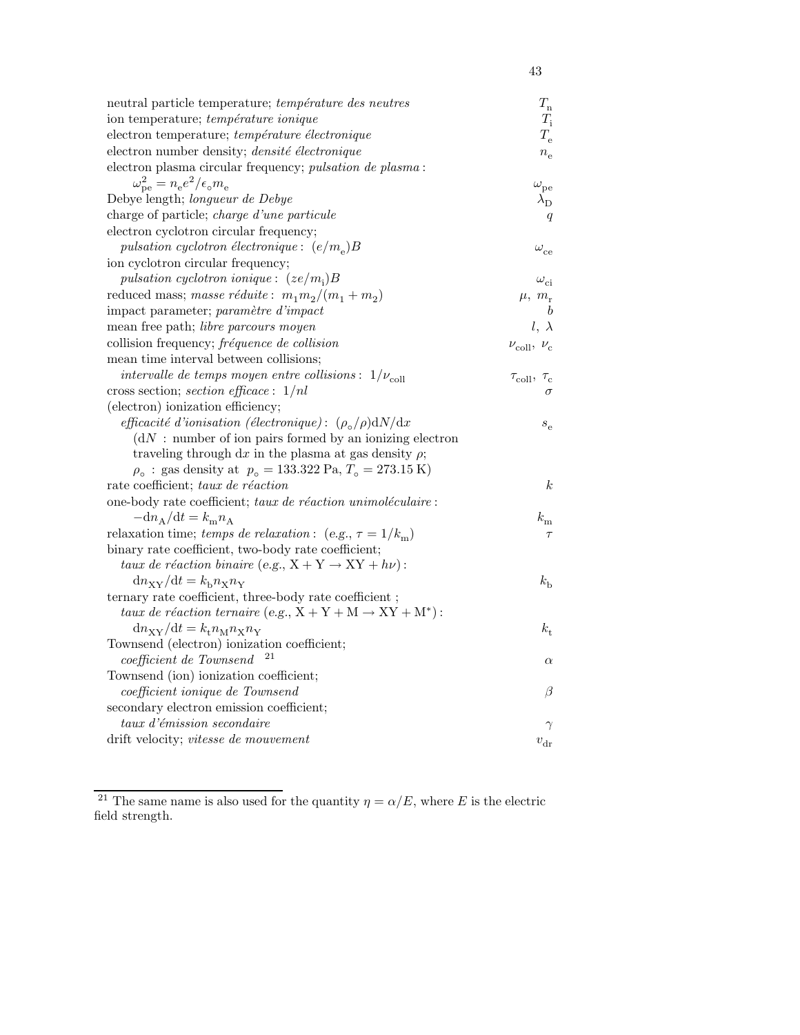| | |
|---|---|
| neutral particle temperature; *température des neutres* | $T_{\mathrm{n}}$ |
| ion temperature; *température ionique* | $T_{\mathrm{i}}$ |
| electron temperature; *température électronique* | $T_{\mathrm{e}}$ |
| electron number density; *densité électronique* | $n_{\mathrm{e}}$ |
| electron plasma circular frequency; *pulsation de plasma* : $\omega_{\mathrm{pe}}^2 = n_{\mathrm{e}} e^2/\epsilon_\circ m_{\mathrm{e}}$ | $\omega_{\mathrm{pe}}$ |
| Debye length; *longueur de Debye* | $\lambda_{\mathrm{D}}$ |
| charge of particle; *charge d'une particule* | $q$ |
| electron cyclotron circular frequency; *pulsation cyclotron électronique* : $(e/m_{\mathrm{e}})B$ | $\omega_{\mathrm{ce}}$ |
| ion cyclotron circular frequency; *pulsation cyclotron ionique* : $(ze/m_{\mathrm{i}})B$ | $\omega_{\mathrm{ci}}$ |
| reduced mass; *masse réduite* : $m_1 m_2/(m_1+m_2)$ | $\mu,\ m_{\mathrm{r}}$ |
| impact parameter; *paramètre d'impact* | $b$ |
| mean free path; *libre parcours moyen* | $l,\ \lambda$ |
| collision frequency; *fréquence de collision* | $\nu_{\mathrm{coll}},\ \nu_{\mathrm{c}}$ |
| mean time interval between collisions; *intervalle de temps moyen entre collisions* : $1/\nu_{\mathrm{coll}}$ | $\tau_{\mathrm{coll}},\ \tau_{\mathrm{c}}$ |
| cross section; *section efficace* : $1/nl$ | $\sigma$ |
| (electron) ionization efficiency; *efficacité d'ionisation (électronique)* : $(\rho_\circ/\rho)\mathrm{d}N/\mathrm{d}x$ ($\mathrm{d}N$ : number of ion pairs formed by an ionizing electron traveling through $\mathrm{d}x$ in the plasma at gas density $\rho$; $\rho_\circ$ : gas density at $p_\circ = 133.322$ Pa, $T_\circ = 273.15$ K) | $s_{\mathrm{e}}$ |
| rate coefficient; *taux de réaction* | $k$ |
| one-body rate coefficient; *taux de réaction unimoléculaire* : $-\mathrm{d}n_{\mathrm{A}}/\mathrm{d}t = k_{\mathrm{m}} n_{\mathrm{A}}$ | $k_{\mathrm{m}}$ |
| relaxation time; *temps de relaxation* : (e.g., $\tau = 1/k_{\mathrm{m}}$) | $\tau$ |
| binary rate coefficient, two-body rate coefficient; *taux de réaction binaire* (e.g., $\mathrm{X} + \mathrm{Y} \rightarrow \mathrm{XY} + h\nu$) : $\mathrm{d}n_{\mathrm{XY}}/\mathrm{d}t = k_{\mathrm{b}} n_{\mathrm{X}} n_{\mathrm{Y}}$ | $k_{\mathrm{b}}$ |
| ternary rate coefficient, three-body rate coefficient ; *taux de réaction ternaire* (e.g., $\mathrm{X} + \mathrm{Y} + \mathrm{M} \rightarrow \mathrm{XY} + \mathrm{M}^*$) : $\mathrm{d}n_{\mathrm{XY}}/\mathrm{d}t = k_{\mathrm{t}} n_{\mathrm{M}} n_{\mathrm{X}} n_{\mathrm{Y}}$ | $k_{\mathrm{t}}$ |
| Townsend (electron) ionization coefficient; *coefficient de Townsend* [21] | $\alpha$ |
| Townsend (ion) ionization coefficient; *coefficient ionique de Townsend* | $\beta$ |
| secondary electron emission coefficient; *taux d'émission secondaire* | $\gamma$ |
| drift velocity; *vitesse de mouvement* | $v_{\mathrm{dr}}$ |

[21] The same name is also used for the quantity $\eta = \alpha/E$, where $E$ is the electric field strength.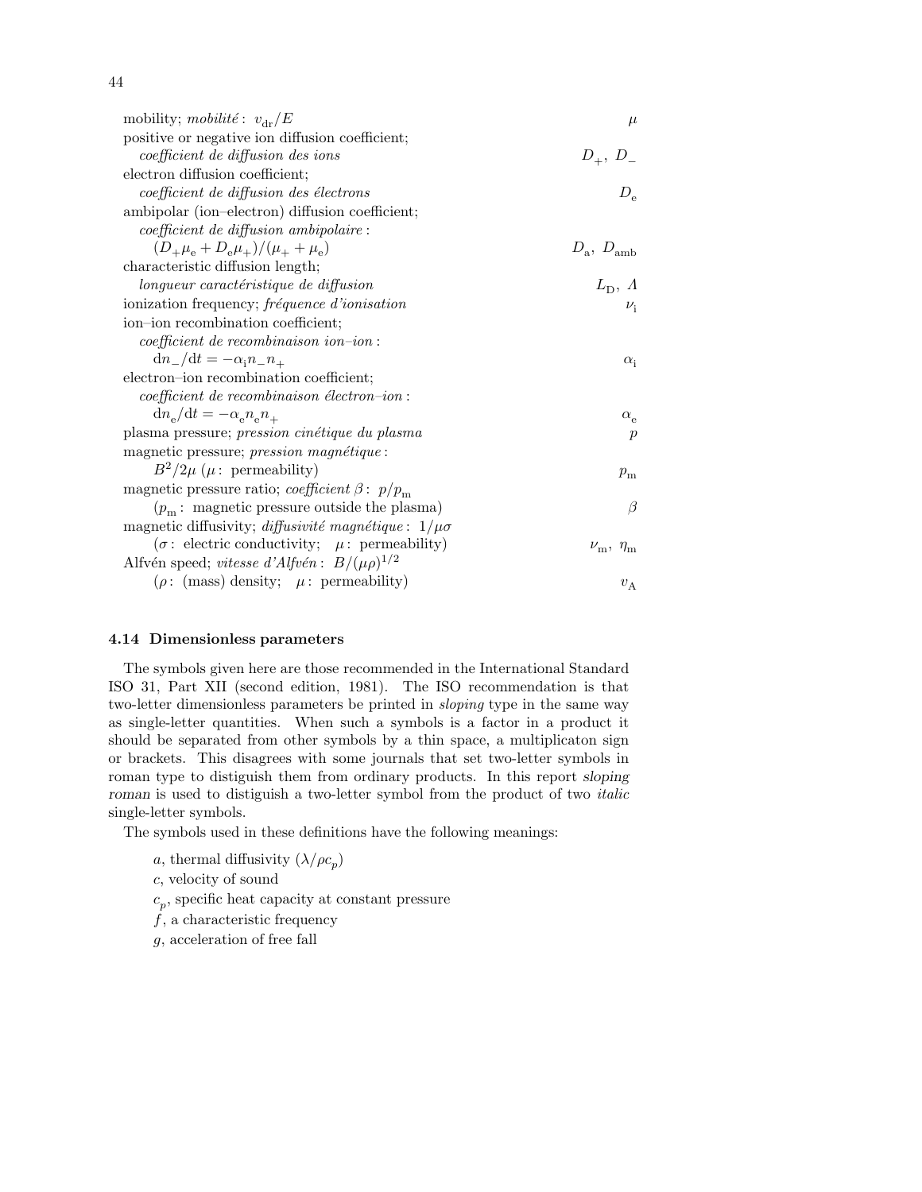| | |
|---|---|
| mobility; *mobilité* : $v_{\mathrm{dr}}/E$ | $\mu$ |
| positive or negative ion diffusion coefficient; *coefficient de diffusion des ions* | $D_+,\ D_-$ |
| electron diffusion coefficient; *coefficient de diffusion des électrons* | $D_{\mathrm{e}}$ |
| ambipolar (ion–electron) diffusion coefficient; *coefficient de diffusion ambipolaire* : $(D_+\mu_{\mathrm{e}} + D_{\mathrm{e}}\mu_+)/(\mu_+ + \mu_{\mathrm{e}})$ | $D_{\mathrm{a}},\ D_{\mathrm{amb}}$ |
| characteristic diffusion length; *longueur caractéristique de diffusion* | $L_{\mathrm{D}},\ \Lambda$ |
| ionization frequency; *fréquence d'ionisation* | $\nu_{\mathrm{i}}$ |
| ion–ion recombination coefficient; *coefficient de recombinaison ion–ion* : $\mathrm{d}n_-/\mathrm{d}t = -\alpha_{\mathrm{i}} n_- n_+$ | $\alpha_{\mathrm{i}}$ |
| electron–ion recombination coefficient; *coefficient de recombinaison électron–ion* : $\mathrm{d}n_{\mathrm{e}}/\mathrm{d}t = -\alpha_{\mathrm{e}} n_{\mathrm{e}} n_+$ | $\alpha_{\mathrm{e}}$ |
| plasma pressure; *pression cinétique du plasma* | $p$ |
| magnetic pressure; *pression magnétique* : $B^2/2\mu$ ($\mu$ : permeability) | $p_{\mathrm{m}}$ |
| magnetic pressure ratio; *coefficient* $\beta$ : $p/p_{\mathrm{m}}$ ($p_{\mathrm{m}}$ : magnetic pressure outside the plasma) | $\beta$ |
| magnetic diffusivity; *diffusivité magnétique* : $1/\mu\sigma$ ($\sigma$ : electric conductivity; $\mu$ : permeability) | $\nu_{\mathrm{m}},\ \eta_{\mathrm{m}}$ |
| Alfvén speed; *vitesse d'Alfvén* : $B/(\mu\rho)^{1/2}$ ($\rho$ : (mass) density; $\mu$ : permeability) | $v_{\mathrm{A}}$ |

### 4.14 Dimensionless parameters

The symbols given here are those recommended in the International Standard ISO 31, Part XII (second edition, 1981). The ISO recommendation is that two-letter dimensionless parameters be printed in *sloping* type in the same way as single-letter quantities. When such a symbols is a factor in a product it should be separated from other symbols by a thin space, a multiplicaton sign or brackets. This disagrees with some journals that set two-letter symbols in roman type to distiguish them from ordinary products. In this report *sloping roman* is used to distiguish a two-letter symbol from the product of two *italic* single-letter symbols.

The symbols used in these definitions have the following meanings:

- $a$, thermal diffusivity ($\lambda/\rho c_p$)
- $c$, velocity of sound
- $c_p$, specific heat capacity at constant pressure
- $f$, a characteristic frequency
- $g$, acceleration of free fall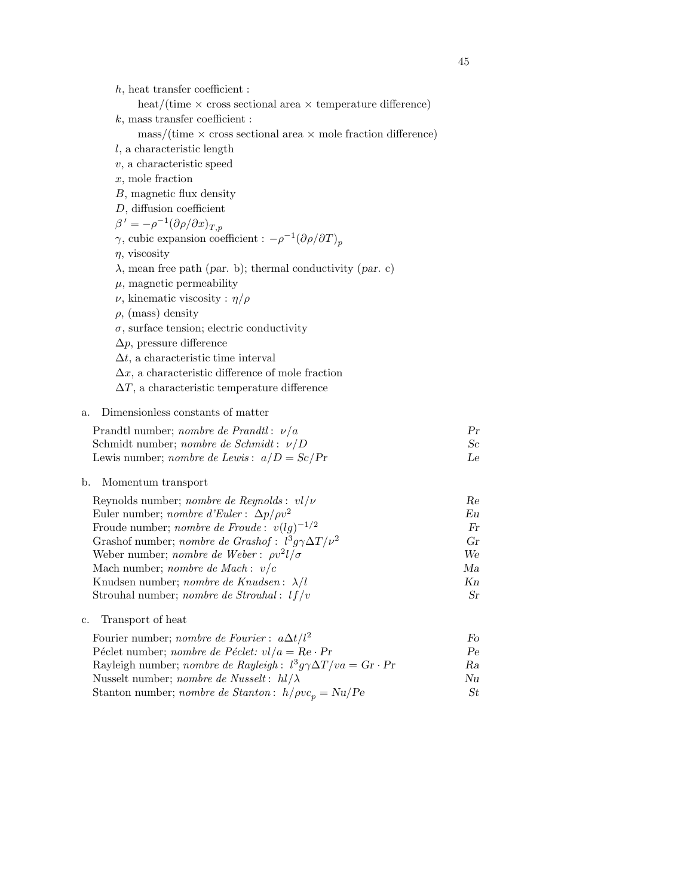$h$, heat transfer coefficient :

heat/(time × cross sectional area × temperature difference)

$k$, mass transfer coefficient :

mass/(time × cross sectional area × mole fraction difference)

$l$, a characteristic length

$v$, a characteristic speed

$x$, mole fraction

$B$, magnetic flux density

$D$, diffusion coefficient

$\beta' = -\rho^{-1}(\partial\rho/\partial x)_{T,p}$

$\gamma$, cubic expansion coefficient : $-\rho^{-1}(\partial\rho/\partial T)_p$

$\eta$, viscosity

$\lambda$, mean free path (*par.* b); thermal conductivity (*par.* c)

$\mu$, magnetic permeability

$\nu$, kinematic viscosity : $\eta/\rho$

$\rho$, (mass) density

$\sigma$, surface tension; electric conductivity

$\Delta p$, pressure difference

$\Delta t$, a characteristic time interval

$\Delta x$, a characteristic difference of mole fraction

$\Delta T$, a characteristic temperature difference

a. Dimensionless constants of matter

| | |
|---|---|
| Prandtl number; *nombre de Prandtl* : $\nu/a$ | *Pr* |
| Schmidt number; *nombre de Schmidt* : $\nu/D$ | *Sc* |
| Lewis number; *nombre de Lewis* : $a/D = Sc/Pr$ | *Le* |

b. Momentum transport

| | |
|---|---|
| Reynolds number; *nombre de Reynolds* : $vl/\nu$ | *Re* |
| Euler number; *nombre d'Euler* : $\Delta p/\rho v^2$ | *Eu* |
| Froude number; *nombre de Froude* : $v(lg)^{-1/2}$ | *Fr* |
| Grashof number; *nombre de Grashof* : $l^3 g\gamma\Delta T/\nu^2$ | *Gr* |
| Weber number; *nombre de Weber* : $\rho v^2 l/\sigma$ | *We* |
| Mach number; *nombre de Mach* : $v/c$ | *Ma* |
| Knudsen number; *nombre de Knudsen* : $\lambda/l$ | *Kn* |
| Strouhal number; *nombre de Strouhal* : $lf/v$ | *Sr* |

c. Transport of heat

| | |
|---|---|
| Fourier number; *nombre de Fourier* : $a\Delta t/l^2$ | *Fo* |
| Péclet number; *nombre de Péclet:* $vl/a = \mathrm{Re} \cdot Pr$ | *Pe* |
| Rayleigh number; *nombre de Rayleigh* : $l^3 g\gamma\Delta T/va = Gr \cdot Pr$ | *Ra* |
| Nusselt number; *nombre de Nusselt* : $hl/\lambda$ | *Nu* |
| Stanton number; *nombre de Stanton* : $h/\rho v c_p = \mathrm{Nu}/Pe$ | *St* |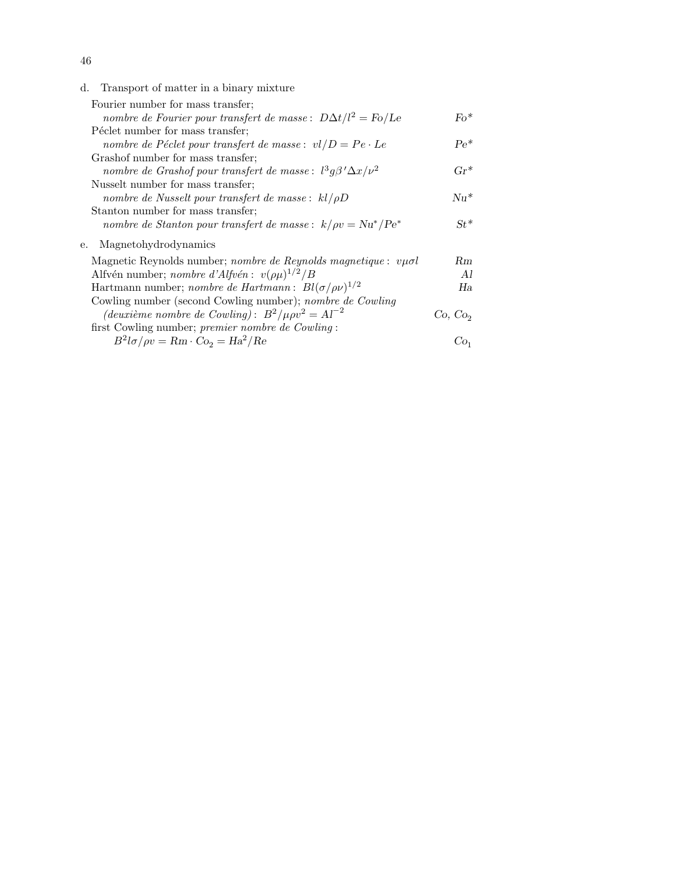d. Transport of matter in a binary mixture

Fourier number for mass transfer;
*nombre de Fourier pour transfert de masse*: $D\Delta t/l^2 = Fo/Le$ — $Fo^*$

Péclet number for mass transfer;
*nombre de Péclet pour transfert de masse*: $vl/D = Pe \cdot Le$ — $Pe^*$

Grashof number for mass transfer;
*nombre de Grashof pour transfert de masse*: $l^3 g\beta' \Delta x/\nu^2$ — $Gr^*$

Nusselt number for mass transfer;
*nombre de Nusselt pour transfert de masse*: $kl/\rho D$ — $Nu^*$

Stanton number for mass transfer;
*nombre de Stanton pour transfert de masse*: $k/\rho v = Nu^*/Pe^*$ — $St^*$

e. Magnetohydrodynamics

Magnetic Reynolds number; *nombre de Reynolds magnetique*: $v\mu\sigma l$ — $Rm$

Alfvén number; *nombre d'Alfvén*: $v(\rho\mu)^{1/2}/B$ — $Al$

Hartmann number; *nombre de Hartmann*: $Bl(\sigma/\rho\nu)^{1/2}$ — $Ha$

Cowling number (second Cowling number); *nombre de Cowling (deuxième nombre de Cowling)*: $B^2/\mu\rho v^2 = Al^{-2}$ — $Co$, $Co_2$

first Cowling number; *premier nombre de Cowling*:
$B^2 l\sigma/\rho v = \mathrm{Rm} \cdot \mathrm{Co}_2 = \mathrm{Ha}^2/Re$ — $Co_1$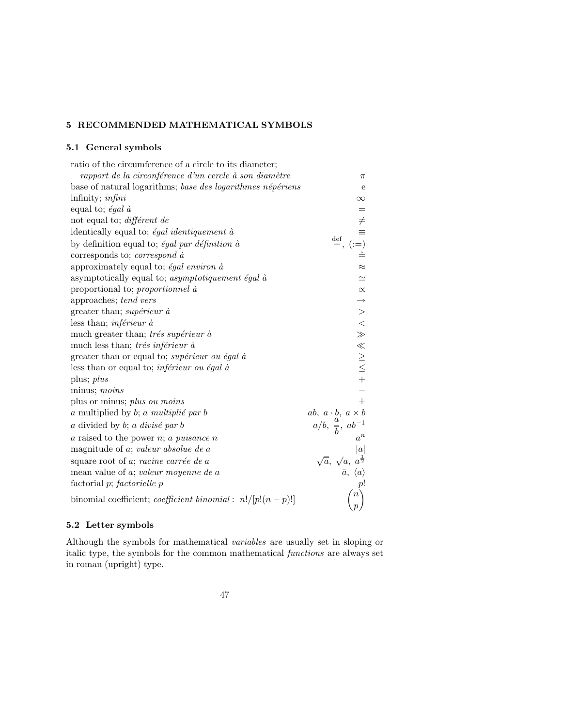## 5 RECOMMENDED MATHEMATICAL SYMBOLS

### 5.1 General symbols

| | |
|---|---|
| ratio of the circumference of a circle to its diameter; *rapport de la circonférence d'un cercle à son diamètre* | $\pi$ |
| base of natural logarithms; *base des logarithmes népériens* | $\mathrm{e}$ |
| infinity; *infini* | $\infty$ |
| equal to; *égal à* | $=$ |
| not equal to; *différent de* | $\neq$ |
| identically equal to; *égal identiquement à* | $\equiv$ |
| by definition equal to; *égal par définition à* | $\stackrel{\text{def}}{=}$, $(:=)$ |
| corresponds to; *correspond à* | $\hat{=}$ |
| approximately equal to; *égal environ à* | $\approx$ |
| asymptotically equal to; *asymptotiquement égal à* | $\simeq$ |
| proportional to; *proportionnel à* | $\propto$ |
| approaches; *tend vers* | $\rightarrow$ |
| greater than; *supérieur à* | $>$ |
| less than; *inférieur à* | $<$ |
| much greater than; *trés supérieur à* | $\gg$ |
| much less than; *trés inférieur à* | $\ll$ |
| greater than or equal to; *supérieur ou égal à* | $\geq$ |
| less than or equal to; *inférieur ou égal à* | $\leq$ |
| plus; *plus* | $+$ |
| minus; *moins* | $-$ |
| plus or minus; *plus ou moins* | $\pm$ |
| $a$ multiplied by $b$; *a multiplié par b* | $ab,\ a \cdot b,\ a \times b$ |
| $a$ divided by $b$; *a divisé par b* | $a/b,\ \dfrac{a}{b},\ ab^{-1}$ |
| $a$ raised to the power $n$; *a puisance n* | $a^n$ |
| magnitude of $a$; *valeur absolue de a* | $\lvert a \rvert$ |
| square root of $a$; *racine carrée de a* | $\sqrt{a},\ \surd a,\ a^{\frac{1}{2}}$ |
| mean value of $a$; *valeur moyenne de a* | $\bar{a},\ \langle a \rangle$ |
| factorial $p$; *factorielle p* | $p!$ |
| binomial coefficient; *coefficient binomial* : $n!/[p!(n-p)!]$ | $\dbinom{n}{p}$ |

### 5.2 Letter symbols

Although the symbols for mathematical *variables* are usually set in sloping or italic type, the symbols for the common mathematical *functions* are always set in roman (upright) type.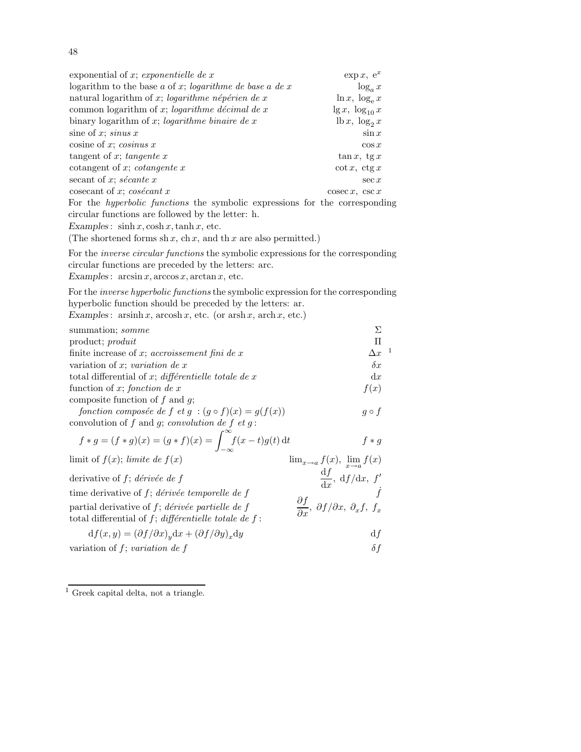| | |
|---|---|
| exponential of $x$; *exponentielle de x* | $\exp x,\ \mathrm{e}^x$ |
| logarithm to the base $a$ of $x$; *logarithme de base a de x* | $\log_a x$ |
| natural logarithm of $x$; *logarithme népérien de x* | $\ln x,\ \log_\mathrm{e} x$ |
| common logarithm of $x$; *logarithme décimal de x* | $\lg x,\ \log_{10} x$ |
| binary logarithm of $x$; *logarithme binaire de x* | $\mathrm{lb}\, x,\ \log_2 x$ |
| sine of $x$; *sinus x* | $\sin x$ |
| cosine of $x$; *cosinus x* | $\cos x$ |
| tangent of $x$; *tangente x* | $\tan x,\ \mathrm{tg}\, x$ |
| cotangent of $x$; *cotangente x* | $\cot x,\ \mathrm{ctg}\, x$ |
| secant of $x$; *sécante x* | $\sec x$ |
| cosecant of $x$; *cosécant x* | $\mathrm{cosec}\, x,\ \csc x$ |

For the *hyperbolic functions* the symbolic expressions for the corresponding circular functions are followed by the letter: h.
*Examples*: $\sinh x, \cosh x, \tanh x$, etc.
(The shortened forms $\mathrm{sh}\, x$, $\mathrm{ch}\, x$, and $\mathrm{th}\, x$ are also permitted.)

For the *inverse circular functions* the symbolic expressions for the corresponding circular functions are preceded by the letters: arc.
*Examples*: $\arcsin x, \arccos x, \arctan x$, etc.

For the *inverse hyperbolic functions* the symbolic expression for the corresponding hyperbolic function should be preceded by the letters: ar.
*Examples*: $\mathrm{arsinh}\, x, \mathrm{arcosh}\, x$, etc. (or $\mathrm{arsh}\, x, \mathrm{arch}\, x$, etc.)

| | |
|---|---|
| summation; *somme* | $\Sigma$ |
| product; *produit* | $\Pi$ |
| finite increase of $x$; *accroissement fini de x* | $\Delta x$ [1] |
| variation of $x$; *variation de x* | $\delta x$ |
| total differential of $x$; *différentielle totale de x* | $\mathrm{d}x$ |
| function of $x$; *fonction de x* | $f(x)$ |
| composite function of $f$ and $g$; *fonction composée de f et g* : $(g \circ f)(x) = g(f(x))$ | $g \circ f$ |
| convolution of $f$ and $g$; *convolution de f et g*: $f * g = (f * g)(x) = (g * f)(x) = \int_{-\infty}^{\infty} f(x-t)g(t)\,\mathrm{d}t$ | $f * g$ |
| limit of $f(x)$; *limite de f(x)* | $\lim_{x \to a} f(x),\ \lim\limits_{x \to a} f(x)$ |
| derivative of $f$; *dérivée de f* | $\dfrac{\mathrm{d}f}{\mathrm{d}x},\ \mathrm{d}f/\mathrm{d}x,\ f'$ |
| time derivative of $f$; *dérivée temporelle de f* | $\dot{f}$ |
| partial derivative of $f$; *dérivée partielle de f* | $\dfrac{\partial f}{\partial x},\ \partial f/\partial x,\ \partial_x f,\ f_x$ |
| total differential of $f$; *différentielle totale de f*: $\mathrm{d}f(x,y) = (\partial f/\partial x)_y \mathrm{d}x + (\partial f/\partial y)_x \mathrm{d}y$ | $\mathrm{d}f$ |
| variation of $f$; *variation de f* | $\delta f$ |

[1] Greek capital delta, not a triangle.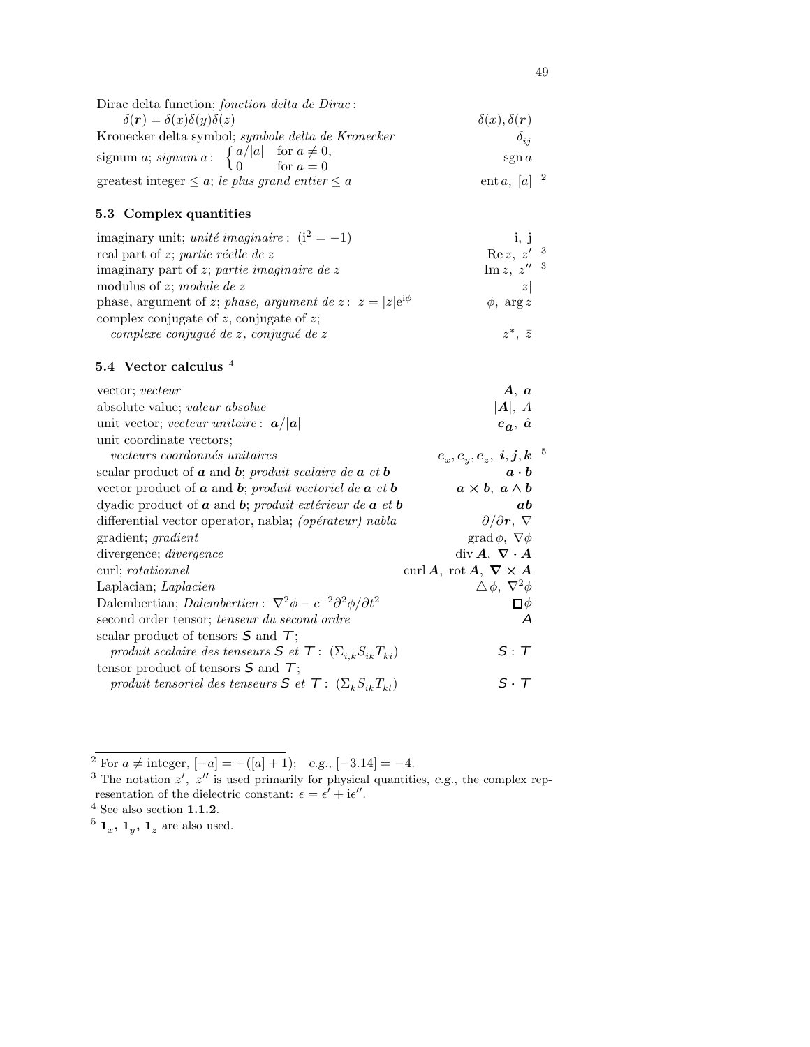| | |
|---|---|
| Dirac delta function; *fonction delta de Dirac* : $\delta(\boldsymbol{r}) = \delta(x)\delta(y)\delta(z)$ | $\delta(x), \delta(\boldsymbol{r})$ |
| Kronecker delta symbol; *symbole delta de Kronecker* | $\delta_{ij}$ |
| signum $a$; *signum* $a$ : $\begin{cases} a/\lvert a\rvert & \text{for } a \neq 0, \\ 0 & \text{for } a = 0 \end{cases}$ | $\operatorname{sgn} a$ |
| greatest integer $\leq a$; *le plus grand entier* $\leq a$ | $\operatorname{ent} a,\ [a]$ [2] |

### 5.3 Complex quantities

| | |
|---|---|
| imaginary unit; *unité imaginaire* : ($\mathrm{i}^2 = -1$) | $\mathrm{i},\ \mathrm{j}$ |
| real part of $z$; *partie réelle de* $z$ | $\operatorname{Re} z,\ z'$ [3] |
| imaginary part of $z$; *partie imaginaire de* $z$ | $\operatorname{Im} z,\ z''$ [3] |
| modulus of $z$; *module de* $z$ | $\lvert z\rvert$ |
| phase, argument of $z$; *phase, argument de* $z$ : $z = \lvert z\rvert \mathrm{e}^{\mathrm{i}\phi}$ | $\phi,\ \arg z$ |
| complex conjugate of $z$, conjugate of $z$; *complexe conjugué de* $z$*, conjugué de* $z$ | $z^*,\ \bar{z}$ |

### 5.4 Vector calculus [4]

| | |
|---|---|
| vector; *vecteur* | $\boldsymbol{A},\ \boldsymbol{a}$ |
| absolute value; *valeur absolue* | $\lvert\boldsymbol{A}\rvert,\ A$ |
| unit vector; *vecteur unitaire* : $\boldsymbol{a}/\lvert\boldsymbol{a}\rvert$ | $\boldsymbol{e_a},\ \hat{\boldsymbol{a}}$ |
| unit coordinate vectors; *vecteurs coordonnés unitaires* | $\boldsymbol{e}_x, \boldsymbol{e}_y, \boldsymbol{e}_z,\ \boldsymbol{i}, \boldsymbol{j}, \boldsymbol{k}$ [5] |
| scalar product of $\boldsymbol{a}$ and $\boldsymbol{b}$; *produit scalaire de* $\boldsymbol{a}$ *et* $\boldsymbol{b}$ | $\boldsymbol{a} \cdot \boldsymbol{b}$ |
| vector product of $\boldsymbol{a}$ and $\boldsymbol{b}$; *produit vectoriel de* $\boldsymbol{a}$ *et* $\boldsymbol{b}$ | $\boldsymbol{a} \times \boldsymbol{b},\ \boldsymbol{a} \wedge \boldsymbol{b}$ |
| dyadic product of $\boldsymbol{a}$ and $\boldsymbol{b}$; *produit extérieur de* $\boldsymbol{a}$ *et* $\boldsymbol{b}$ | $\boldsymbol{ab}$ |
| differential vector operator, nabla; *(opérateur) nabla* | $\partial/\partial\boldsymbol{r},\ \nabla$ |
| gradient; *gradient* | $\operatorname{grad}\phi,\ \nabla\phi$ |
| divergence; *divergence* | $\operatorname{div}\boldsymbol{A},\ \boldsymbol{\nabla}\cdot\boldsymbol{A}$ |
| curl; *rotationnel* | $\operatorname{curl}\boldsymbol{A},\ \operatorname{rot}\boldsymbol{A},\ \boldsymbol{\nabla}\times\boldsymbol{A}$ |
| Laplacian; *Laplacien* | $\triangle\phi,\ \nabla^2\phi$ |
| Dalembertian; *Dalembertien* : $\nabla^2\phi - c^{-2}\partial^2\phi/\partial t^2$ | $\Box\phi$ |
| second order tensor; *tenseur du second ordre* | $\mathsf{A}$ |
| scalar product of tensors $\mathsf{S}$ and $\mathsf{T}$; *produit scalaire des tenseurs* $\mathsf{S}$ *et* $\mathsf{T}$ : $(\Sigma_{i,k} S_{ik} T_{ki})$ | $\mathsf{S} : \mathsf{T}$ |
| tensor product of tensors $\mathsf{S}$ and $\mathsf{T}$; *produit tensoriel des tenseurs* $\mathsf{S}$ *et* $\mathsf{T}$ : $(\Sigma_k S_{ik} T_{kl})$ | $\mathsf{S} \cdot \mathsf{T}$ |

---

[2] For $a \neq$ integer, $[-a] = -([a] + 1)$; e.g., $[-3.14] = -4$.

[3] The notation $z'$, $z''$ is used primarily for physical quantities, *e.g.*, the complex representation of the dielectric constant: $\epsilon = \epsilon' + \mathrm{i}\epsilon''$.

[4] See also section **1.1.2**.

[5] $\boldsymbol{1}_x$, $\boldsymbol{1}_y$, $\boldsymbol{1}_z$ are also used.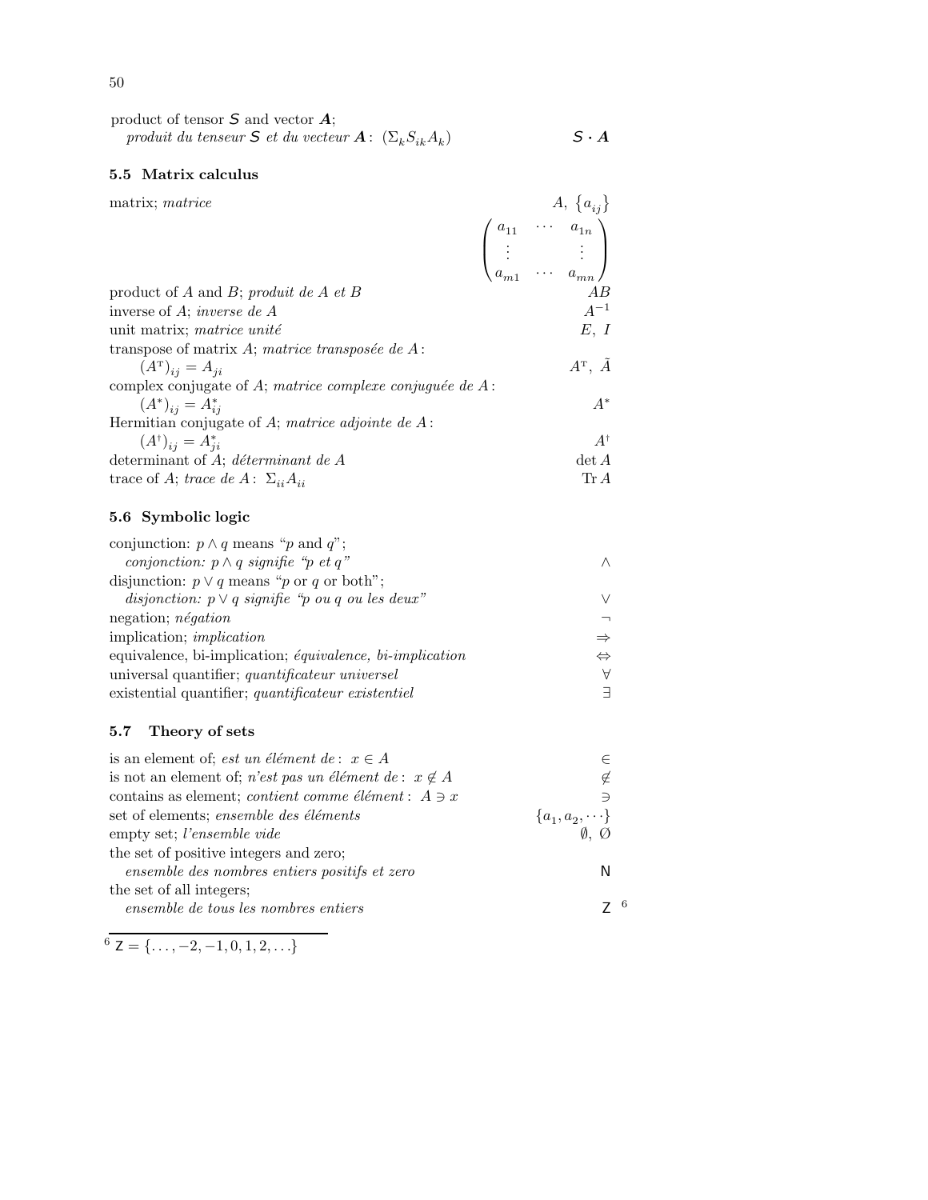product of tensor $\mathsf{S}$ and vector $\boldsymbol{A}$;
*produit du tenseur $\mathsf{S}$ et du vecteur $\boldsymbol{A}$*: $(\Sigma_k S_{ik} A_k)$ — $\mathsf{S} \cdot \boldsymbol{A}$

### 5.5 Matrix calculus

| | |
|---|---|
| matrix; *matrice* | $A,\ \{a_{ij}\}$ $\begin{pmatrix} a_{11} & \cdots & a_{1n} \\ \vdots & & \vdots \\ a_{m1} & \cdots & a_{mn} \end{pmatrix}$ |
| product of $A$ and $B$; *produit de $A$ et $B$* | $AB$ |
| inverse of $A$; *inverse de $A$* | $A^{-1}$ |
| unit matrix; *matrice unité* | $E,\ I$ |
| transpose of matrix $A$; *matrice transposée de $A$*: $(A^{\mathrm{T}})_{ij} = A_{ji}$ | $A^{\mathrm{T}},\ \tilde{A}$ |
| complex conjugate of $A$; *matrice complexe conjuguée de $A$*: $(A^*)_{ij} = A^*_{ij}$ | $A^*$ |
| Hermitian conjugate of $A$; *matrice adjointe de $A$*: $(A^\dagger)_{ij} = A^*_{ji}$ | $A^\dagger$ |
| determinant of $A$; *déterminant de $A$* | $\det A$ |
| trace of $A$; *trace de $A$*: $\Sigma_{ii} A_{ii}$ | $\mathrm{Tr}\, A$ |

### 5.6 Symbolic logic

| | |
|---|---|
| conjunction: $p \wedge q$ means "$p$ and $q$"; *conjonction: $p \wedge q$ signifie "$p$ et $q$"* | $\wedge$ |
| disjunction: $p \vee q$ means "$p$ or $q$ or both"; *disjonction: $p \vee q$ signifie "$p$ ou $q$ ou les deux"* | $\vee$ |
| negation; *négation* | $\neg$ |
| implication; *implication* | $\Rightarrow$ |
| equivalence, bi-implication; *équivalence, bi-implication* | $\Leftrightarrow$ |
| universal quantifier; *quantificateur universel* | $\forall$ |
| existential quantifier; *quantificateur existentiel* | $\exists$ |

### 5.7 Theory of sets

| | |
|---|---|
| is an element of; *est un élément de*: $x \in A$ | $\in$ |
| is not an element of; *n'est pas un élément de*: $x \notin A$ | $\notin$ |
| contains as element; *contient comme élément*: $A \ni x$ | $\ni$ |
| set of elements; *ensemble des éléments* | $\{a_1, a_2, \cdots\}$ |
| empty set; *l'ensemble vide* | $\emptyset,\ \varnothing$ |
| the set of positive integers and zero; *ensemble des nombres entiers positifs et zero* | $\mathsf{N}$ |
| the set of all integers; *ensemble de tous les nombres entiers* | $\mathsf{Z}$ [6] |

[6] $\mathsf{Z} = \{\ldots, -2, -1, 0, 1, 2, \ldots\}$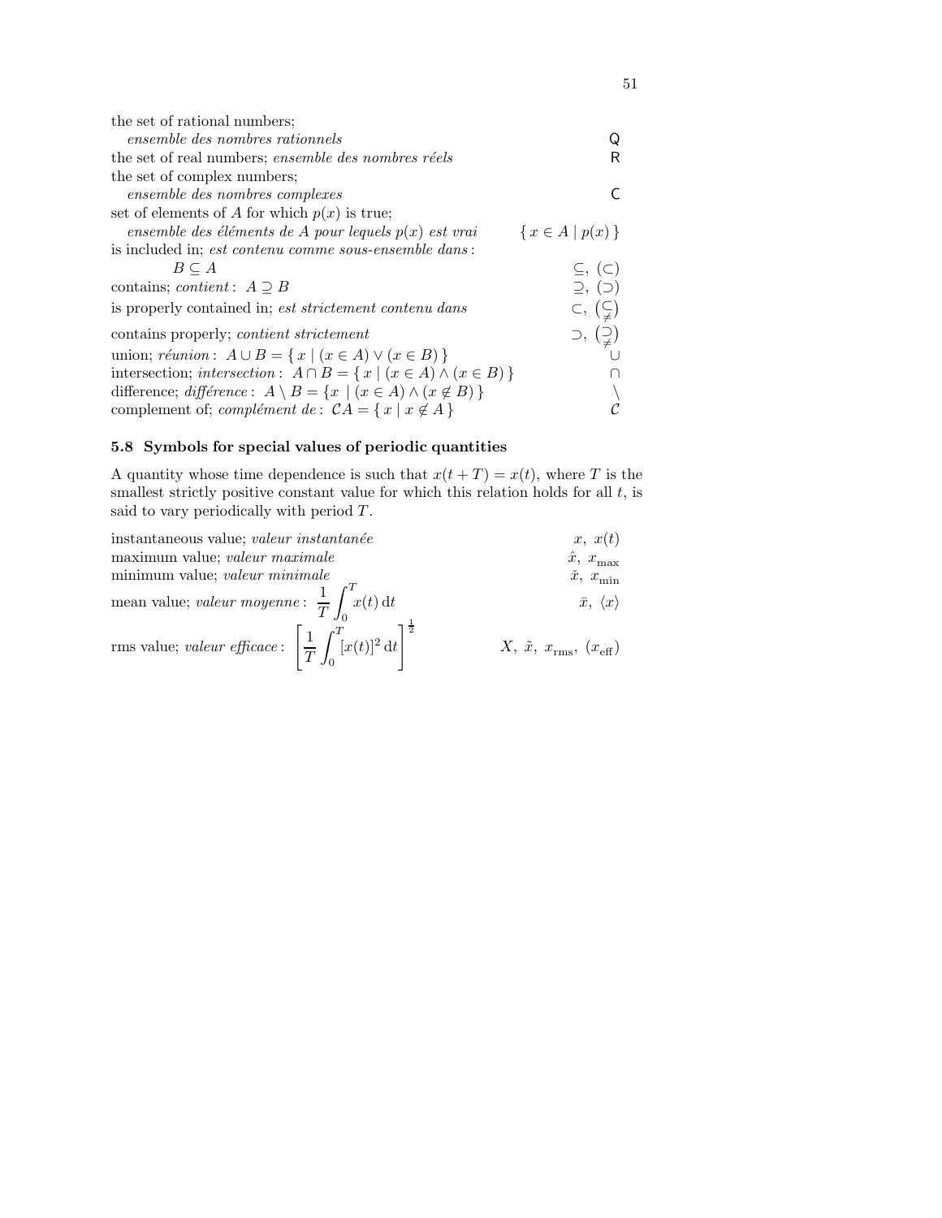| | |
|---|---|
| the set of rational numbers; *ensemble des nombres rationnels* | $\mathsf{Q}$ |
| the set of real numbers; *ensemble des nombres réels* | $\mathsf{R}$ |
| the set of complex numbers; *ensemble des nombres complexes* | $\mathsf{C}$ |
| set of elements of $A$ for which $p(x)$ is true; *ensemble des éléments de A pour lequels $p(x)$ est vrai* | $\{\, x \in A \mid p(x) \,\}$ |
| is included in; *est contenu comme sous-ensemble dans* : $B \subseteq A$ | $\subseteq,\ (\subset)$ |
| contains; *contient* : $A \supseteq B$ | $\supseteq,\ (\supset)$ |
| is properly contained in; *est strictement contenu dans* | $\subset,\ \left(\subsetneq\right)$ |
| contains properly; *contient strictement* | $\supset,\ \left(\supsetneq\right)$ |
| union; *réunion* : $A \cup B = \{\, x \mid (x \in A) \vee (x \in B) \,\}$ | $\cup$ |
| intersection; *intersection* : $A \cap B = \{\, x \mid (x \in A) \wedge (x \in B) \,\}$ | $\cap$ |
| difference; *différence* : $A \setminus B = \{x \mid (x \in A) \wedge (x \notin B) \,\}$ | $\setminus$ |
| complement of; *complément de* : $\mathcal{C}A = \{\, x \mid x \notin A \,\}$ | $\mathcal{C}$ |

### 5.8 Symbols for special values of periodic quantities

A quantity whose time dependence is such that $x(t+T) = x(t)$, where $T$ is the smallest strictly positive constant value for which this relation holds for all $t$, is said to vary periodically with period $T$.

| | |
|---|---|
| instantaneous value; *valeur instantanée* | $x,\ x(t)$ |
| maximum value; *valeur maximale* | $\hat{x},\ x_{\mathrm{max}}$ |
| minimum value; *valeur minimale* | $\check{x},\ x_{\mathrm{min}}$ |
| mean value; *valeur moyenne* : $\dfrac{1}{T}\displaystyle\int_0^T x(t)\,\mathrm{d}t$ | $\bar{x},\ \langle x \rangle$ |
| rms value; *valeur efficace* : $\left[\dfrac{1}{T}\displaystyle\int_0^T [x(t)]^2\,\mathrm{d}t\right]^{\frac{1}{2}}$ | $X,\ \tilde{x},\ x_{\mathrm{rms}},\ (x_{\mathrm{eff}})$ |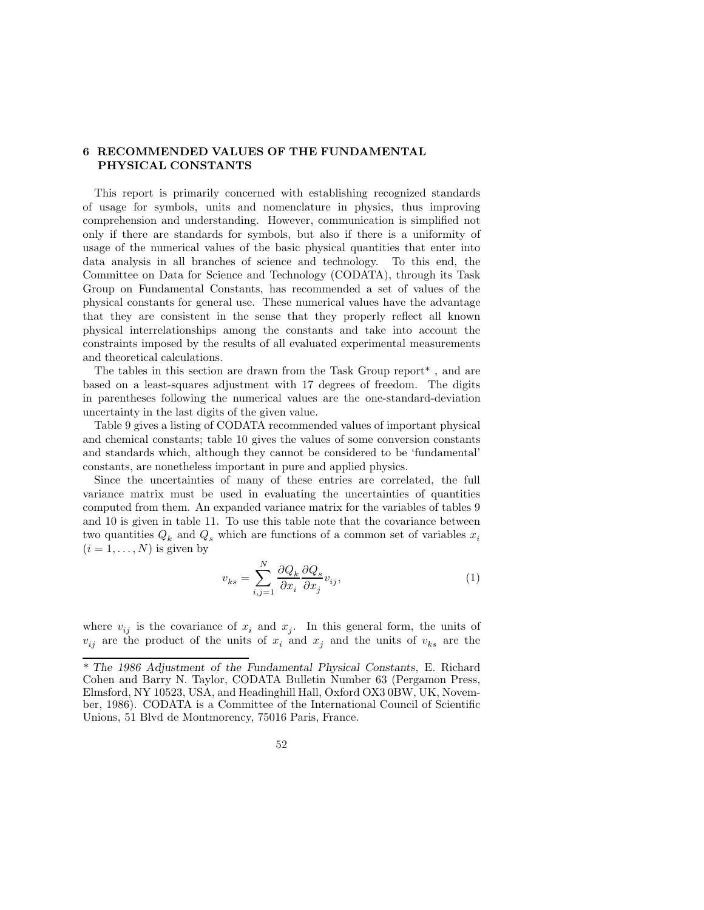## 6 RECOMMENDED VALUES OF THE FUNDAMENTAL PHYSICAL CONSTANTS

This report is primarily concerned with establishing recognized standards of usage for symbols, units and nomenclature in physics, thus improving comprehension and understanding. However, communication is simplified not only if there are standards for symbols, but also if there is a uniformity of usage of the numerical values of the basic physical quantities that enter into data analysis in all branches of science and technology. To this end, the Committee on Data for Science and Technology (CODATA), through its Task Group on Fundamental Constants, has recommended a set of values of the physical constants for general use. These numerical values have the advantage that they are consistent in the sense that they properly reflect all known physical interrelationships among the constants and take into account the constraints imposed by the results of all evaluated experimental measurements and theoretical calculations.

The tables in this section are drawn from the Task Group report* , and are based on a least-squares adjustment with 17 degrees of freedom. The digits in parentheses following the numerical values are the one-standard-deviation uncertainty in the last digits of the given value.

Table 9 gives a listing of CODATA recommended values of important physical and chemical constants; table 10 gives the values of some conversion constants and standards which, although they cannot be considered to be 'fundamental' constants, are nonetheless important in pure and applied physics.

Since the uncertainties of many of these entries are correlated, the full variance matrix must be used in evaluating the uncertainties of quantities computed from them. An expanded variance matrix for the variables of tables 9 and 10 is given in table 11. To use this table note that the covariance between two quantities $Q_k$ and $Q_s$ which are functions of a common set of variables $x_i$ $(i = 1, \ldots, N)$ is given by

$$v_{ks} = \sum_{i,j=1}^{N} \frac{\partial Q_k}{\partial x_i} \frac{\partial Q_s}{\partial x_j} v_{ij}, \tag{1}$$

where $v_{ij}$ is the covariance of $x_i$ and $x_j$. In this general form, the units of $v_{ij}$ are the product of the units of $x_i$ and $x_j$ and the units of $v_{ks}$ are the

---

\* *The 1986 Adjustment of the Fundamental Physical Constants*, E. Richard Cohen and Barry N. Taylor, CODATA Bulletin Number 63 (Pergamon Press, Elmsford, NY 10523, USA, and Headinghill Hall, Oxford OX3 0BW, UK, November, 1986). CODATA is a Committee of the International Council of Scientific Unions, 51 Blvd de Montmorency, 75016 Paris, France.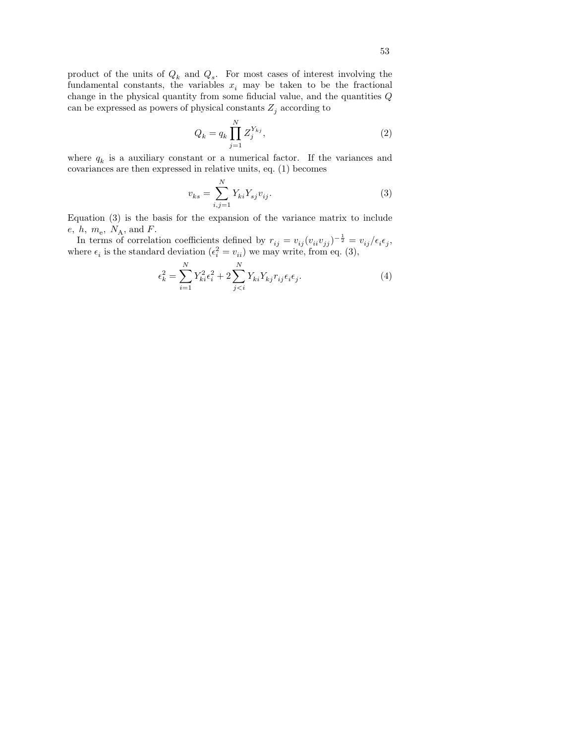product of the units of $Q_k$ and $Q_s$. For most cases of interest involving the fundamental constants, the variables $x_i$ may be taken to be the fractional change in the physical quantity from some fiducial value, and the quantities $Q$ can be expressed as powers of physical constants $Z_j$ according to

$$Q_k = q_k \prod_{j=1}^{N} Z_j^{Y_{kj}}, \tag{2}$$

where $q_k$ is a auxiliary constant or a numerical factor. If the variances and covariances are then expressed in relative units, eq. (1) becomes

$$v_{ks} = \sum_{i,j=1}^{N} Y_{ki} Y_{sj} v_{ij}. \tag{3}$$

Equation (3) is the basis for the expansion of the variance matrix to include $e$, $h$, $m_{\mathrm{e}}$, $N_{\mathrm{A}}$, and $F$.

In terms of correlation coefficients defined by $r_{ij} = v_{ij}(v_{ii}v_{jj})^{-\frac{1}{2}} = v_{ij}/\epsilon_i\epsilon_j$, where $\epsilon_i$ is the standard deviation ($\epsilon_i^2 = v_{ii}$) we may write, from eq. (3),

$$\epsilon_k^2 = \sum_{i=1}^{N} Y_{ki}^2 \epsilon_i^2 + 2\sum_{j<i}^{N} Y_{ki} Y_{kj} r_{ij} \epsilon_i \epsilon_j. \tag{4}$$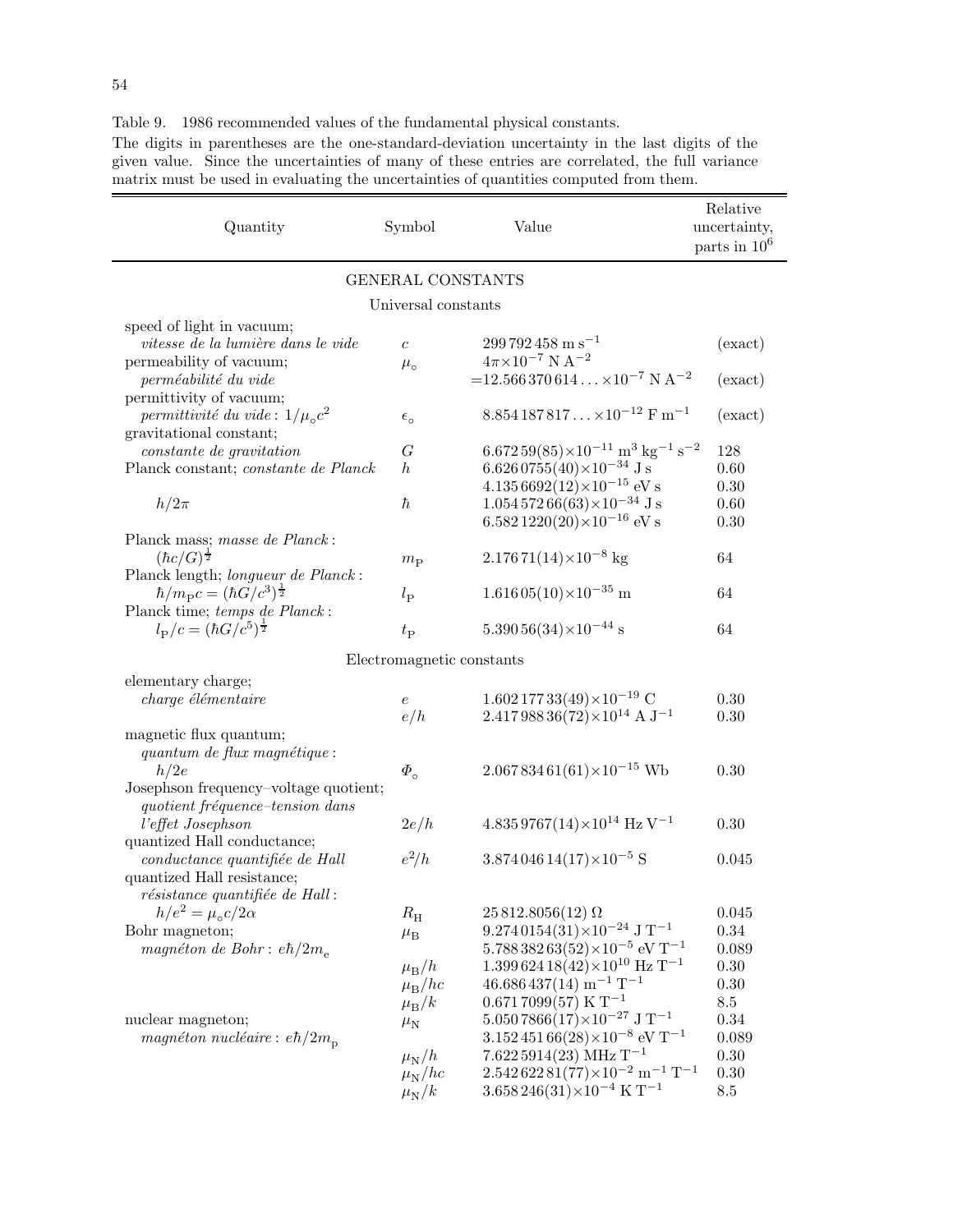Table 9. 1986 recommended values of the fundamental physical constants.

The digits in parentheses are the one-standard-deviation uncertainty in the last digits of the given value. Since the uncertainties of many of these entries are correlated, the full variance matrix must be used in evaluating the uncertainties of quantities computed from them.

| Quantity | Symbol | Value | Relative uncertainty, parts in $10^6$ |
|---|---|---|---|
| **GENERAL CONSTANTS** | | | |
| *Universal constants* | | | |
| speed of light in vacuum; *vitesse de la lumière dans le vide* | $c$ | $299\,792\,458$ m s$^{-1}$ | (exact) |
| permeability of vacuum; *perméabilité du vide* | $\mu_\circ$ | $4\pi\times10^{-7}$ N A$^{-2}$ $=12.566\,370\,614\ldots\times10^{-7}$ N A$^{-2}$ | (exact) |
| permittivity of vacuum; *permittivité du vide* : $1/\mu_\circ c^2$ | $\epsilon_\circ$ | $8.854\,187\,817\ldots\times10^{-12}$ F m$^{-1}$ | (exact) |
| gravitational constant; *constante de gravitation* | $G$ | $6.672\,59(85)\times10^{-11}$ m$^3$ kg$^{-1}$ s$^{-2}$ | 128 |
| Planck constant; *constante de Planck* | $h$ | $6.626\,0755(40)\times10^{-34}$ J s | 0.60 |
| | | $4.135\,6692(12)\times10^{-15}$ eV s | 0.30 |
| $h/2\pi$ | $\hbar$ | $1.054\,572\,66(63)\times10^{-34}$ J s | 0.60 |
| | | $6.582\,1220(20)\times10^{-16}$ eV s | 0.30 |
| Planck mass; *masse de Planck* : $(\hbar c/G)^{\frac{1}{2}}$ | $m_{\mathrm{P}}$ | $2.176\,71(14)\times10^{-8}$ kg | 64 |
| Planck length; *longueur de Planck* : $\hbar/m_{\mathrm{P}}c=(\hbar G/c^3)^{\frac{1}{2}}$ | $l_{\mathrm{P}}$ | $1.616\,05(10)\times10^{-35}$ m | 64 |
| Planck time; *temps de Planck* : $l_{\mathrm{P}}/c=(\hbar G/c^5)^{\frac{1}{2}}$ | $t_{\mathrm{P}}$ | $5.390\,56(34)\times10^{-44}$ s | 64 |
| *Electromagnetic constants* | | | |
| elementary charge; *charge élémentaire* | $e$ | $1.602\,177\,33(49)\times10^{-19}$ C | 0.30 |
| | $e/h$ | $2.417\,988\,36(72)\times10^{14}$ A J$^{-1}$ | 0.30 |
| magnetic flux quantum; *quantum de flux magnétique* : $h/2e$ | $\Phi_\circ$ | $2.067\,834\,61(61)\times10^{-15}$ Wb | 0.30 |
| Josephson frequency–voltage quotient; *quotient fréquence–tension dans l'effet Josephson* | $2e/h$ | $4.835\,9767(14)\times10^{14}$ Hz V$^{-1}$ | 0.30 |
| quantized Hall conductance; *conductance quantifiée de Hall* | $e^2/h$ | $3.874\,046\,14(17)\times10^{-5}$ S | 0.045 |
| quantized Hall resistance; *résistance quantifiée de Hall* : $h/e^2=\mu_\circ c/2\alpha$ | $R_{\mathrm{H}}$ | $25\,812.8056(12)$ Ω | 0.045 |
| Bohr magneton; *magnéton de Bohr* : $e\hbar/2m_{\mathrm{e}}$ | $\mu_{\mathrm{B}}$ | $9.274\,0154(31)\times10^{-24}$ J T$^{-1}$ | 0.34 |
| | | $5.788\,382\,63(52)\times10^{-5}$ eV T$^{-1}$ | 0.089 |
| | $\mu_{\mathrm{B}}/h$ | $1.399\,624\,18(42)\times10^{10}$ Hz T$^{-1}$ | 0.30 |
| | $\mu_{\mathrm{B}}/hc$ | $46.686\,437(14)$ m$^{-1}$ T$^{-1}$ | 0.30 |
| | $\mu_{\mathrm{B}}/k$ | $0.671\,7099(57)$ K T$^{-1}$ | 8.5 |
| nuclear magneton; *magnéton nucléaire* : $e\hbar/2m_{\mathrm{p}}$ | $\mu_{\mathrm{N}}$ | $5.050\,7866(17)\times10^{-27}$ J T$^{-1}$ | 0.34 |
| | | $3.152\,451\,66(28)\times10^{-8}$ eV T$^{-1}$ | 0.089 |
| | $\mu_{\mathrm{N}}/h$ | $7.622\,5914(23)$ MHz T$^{-1}$ | 0.30 |
| | $\mu_{\mathrm{N}}/hc$ | $2.542\,622\,81(77)\times10^{-2}$ m$^{-1}$ T$^{-1}$ | 0.30 |
| | $\mu_{\mathrm{N}}/k$ | $3.658\,246(31)\times10^{-4}$ K T$^{-1}$ | 8.5 |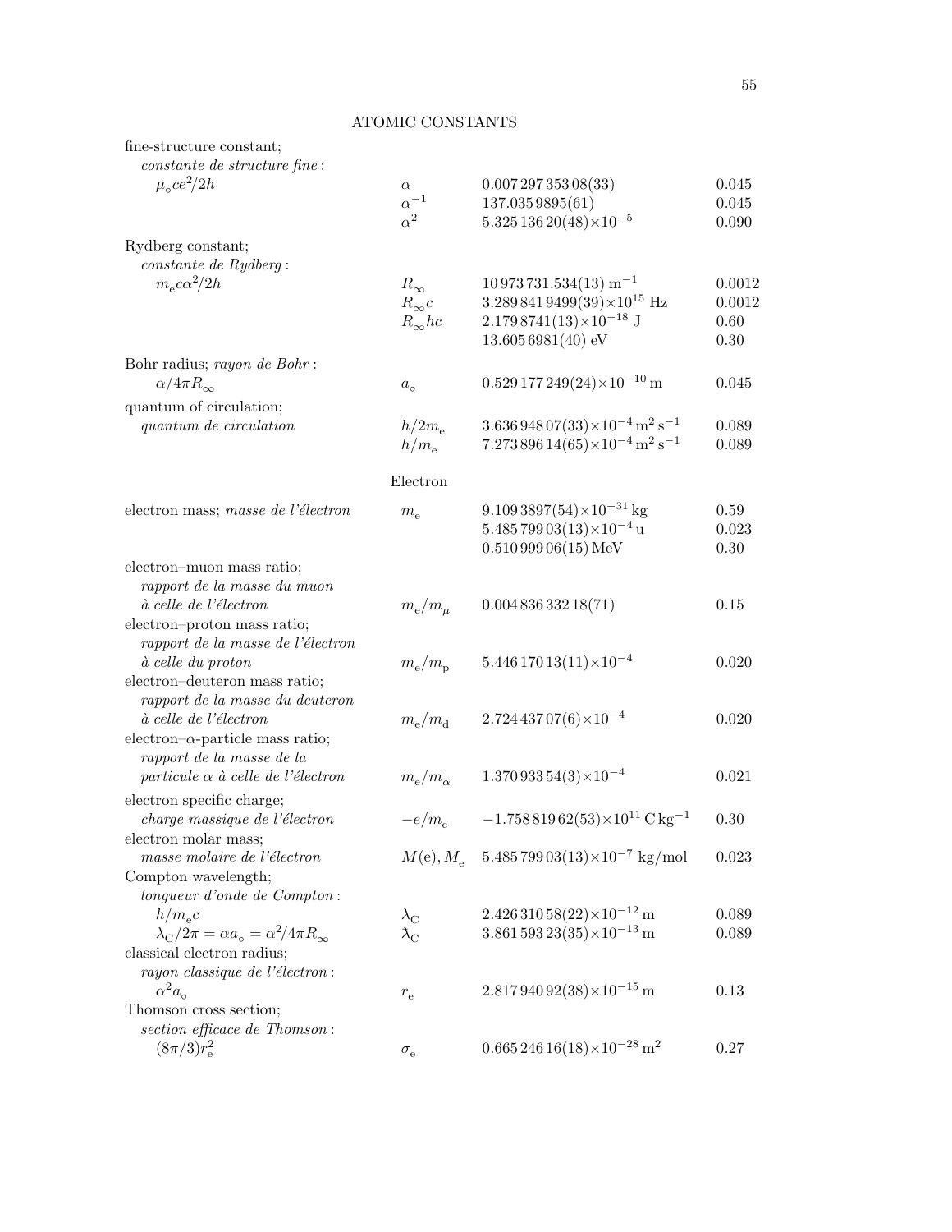## ATOMIC CONSTANTS

| Quantity | Symbol | Value | Relative uncertainty (ppm) |
|---|---|---|---|
| fine-structure constant;<br>*constante de structure fine* :<br>$\mu_\circ ce^2/2h$ | $\alpha$ | $0.007\,297\,353\,08(33)$ | 0.045 |
| | $\alpha^{-1}$ | $137.035\,9895(61)$ | 0.045 |
| | $\alpha^2$ | $5.325\,136\,20(48)\times10^{-5}$ | 0.090 |
| Rydberg constant;<br>*constante de Rydberg* :<br>$m_\mathrm{e}c\alpha^2/2h$ | $R_\infty$ | $10\,973\,731.534(13)\ \mathrm{m}^{-1}$ | 0.0012 |
| | $R_\infty c$ | $3.289\,841\,9499(39)\times10^{15}\ \mathrm{Hz}$ | 0.0012 |
| | $R_\infty hc$ | $2.179\,8741(13)\times10^{-18}\ \mathrm{J}$ | 0.60 |
| | | $13.605\,6981(40)\ \mathrm{eV}$ | 0.30 |
| Bohr radius; *rayon de Bohr* :<br>$\alpha/4\pi R_\infty$ | $a_\circ$ | $0.529\,177\,249(24)\times10^{-10}\ \mathrm{m}$ | 0.045 |
| quantum of circulation;<br>*quantum de circulation* | $h/2m_\mathrm{e}$ | $3.636\,948\,07(33)\times10^{-4}\ \mathrm{m^2\,s^{-1}}$ | 0.089 |
| | $h/m_\mathrm{e}$ | $7.273\,896\,14(65)\times10^{-4}\ \mathrm{m^2\,s^{-1}}$ | 0.089 |

### Electron

| Quantity | Symbol | Value | Relative uncertainty (ppm) |
|---|---|---|---|
| electron mass; *masse de l'électron* | $m_\mathrm{e}$ | $9.109\,3897(54)\times10^{-31}\ \mathrm{kg}$ | 0.59 |
| | | $5.485\,799\,03(13)\times10^{-4}\ \mathrm{u}$ | 0.023 |
| | | $0.510\,999\,06(15)\ \mathrm{MeV}$ | 0.30 |
| electron–muon mass ratio;<br>*rapport de la masse du muon à celle de l'électron* | $m_\mathrm{e}/m_\mu$ | $0.004\,836\,332\,18(71)$ | 0.15 |
| electron–proton mass ratio;<br>*rapport de la masse de l'électron à celle du proton* | $m_\mathrm{e}/m_\mathrm{p}$ | $5.446\,170\,13(11)\times10^{-4}$ | 0.020 |
| electron–deuteron mass ratio;<br>*rapport de la masse du deuteron à celle de l'électron* | $m_\mathrm{e}/m_\mathrm{d}$ | $2.724\,437\,07(6)\times10^{-4}$ | 0.020 |
| electron–$\alpha$-particle mass ratio;<br>*rapport de la masse de la particule $\alpha$ à celle de l'électron* | $m_\mathrm{e}/m_\alpha$ | $1.370\,933\,54(3)\times10^{-4}$ | 0.021 |
| electron specific charge;<br>*charge massique de l'électron* | $-e/m_\mathrm{e}$ | $-1.758\,819\,62(53)\times10^{11}\ \mathrm{C\,kg^{-1}}$ | 0.30 |
| electron molar mass;<br>*masse molaire de l'électron* | $M(\mathrm{e}), M_\mathrm{e}$ | $5.485\,799\,03(13)\times10^{-7}\ \mathrm{kg/mol}$ | 0.023 |
| Compton wavelength;<br>*longueur d'onde de Compton* :<br>$h/m_\mathrm{e}c$ | $\lambda_\mathrm{C}$ | $2.426\,310\,58(22)\times10^{-12}\ \mathrm{m}$ | 0.089 |
| $\lambda_\mathrm{C}/2\pi = \alpha a_\circ = \alpha^2/4\pi R_\infty$ | $\bar{\lambda}_\mathrm{C}$ | $3.861\,593\,23(35)\times10^{-13}\ \mathrm{m}$ | 0.089 |
| classical electron radius;<br>*rayon classique de l'électron* :<br>$\alpha^2 a_\circ$ | $r_\mathrm{e}$ | $2.817\,940\,92(38)\times10^{-15}\ \mathrm{m}$ | 0.13 |
| Thomson cross section;<br>*section efficace de Thomson* :<br>$(8\pi/3)r_\mathrm{e}^2$ | $\sigma_\mathrm{e}$ | $0.665\,246\,16(18)\times10^{-28}\ \mathrm{m}^2$ | 0.27 |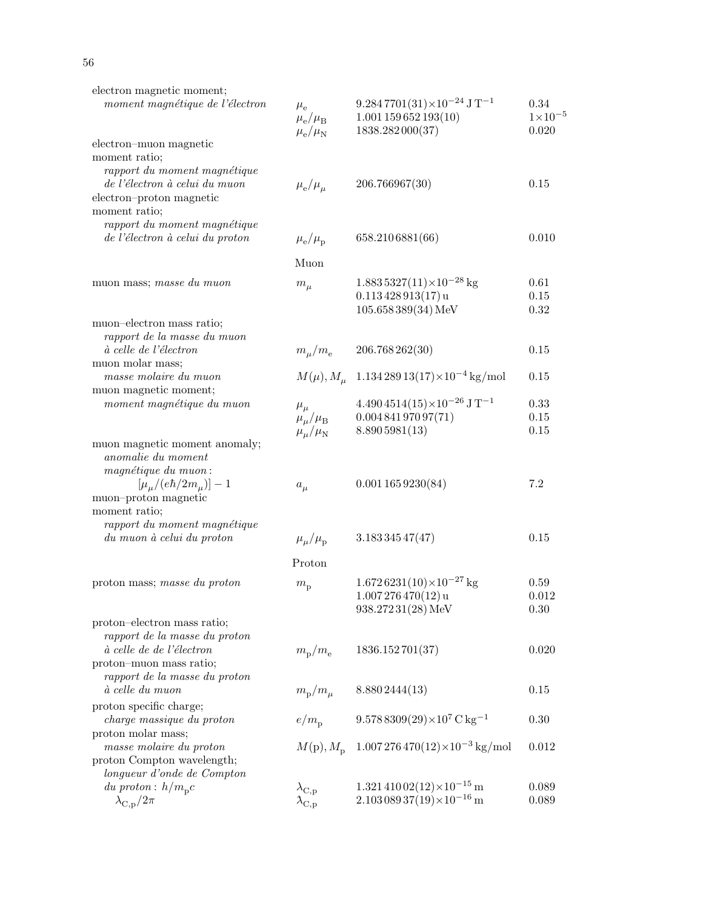| Quantity | Symbol | Value | Relative std. uncert. $(10^{-6})$ |
|---|---|---|---|
| electron magnetic moment; *moment magnétique de l'électron* | $\mu_e$ | $9.284\,7701(31)\times10^{-24}\,\mathrm{J\,T^{-1}}$ | 0.34 |
| | $\mu_e/\mu_B$ | $1.001\,159\,652\,193(10)$ | $1\times10^{-5}$ |
| | $\mu_e/\mu_N$ | $1838.282\,000(37)$ | 0.020 |
| electron–muon magnetic moment ratio; *rapport du moment magnétique de l'électron à celui du muon* | $\mu_e/\mu_\mu$ | $206.766967(30)$ | 0.15 |
| electron–proton magnetic moment ratio; *rapport du moment magnétique de l'électron à celui du proton* | $\mu_e/\mu_p$ | $658.210\,6881(66)$ | 0.010 |
| | Muon | | |
| muon mass; *masse du muon* | $m_\mu$ | $1.883\,5327(11)\times10^{-28}\,\mathrm{kg}$ | 0.61 |
| | | $0.113\,428\,913(17)\,\mathrm{u}$ | 0.15 |
| | | $105.658\,389(34)\,\mathrm{MeV}$ | 0.32 |
| muon–electron mass ratio; *rapport de la masse du muon à celle de l'électron* | $m_\mu/m_e$ | $206.768\,262(30)$ | 0.15 |
| muon molar mass; *masse molaire du muon* | $M(\mu), M_\mu$ | $1.134\,289\,13(17)\times10^{-4}\,\mathrm{kg/mol}$ | 0.15 |
| muon magnetic moment; *moment magnétique du muon* | $\mu_\mu$ | $4.490\,4514(15)\times10^{-26}\,\mathrm{J\,T^{-1}}$ | 0.33 |
| | $\mu_\mu/\mu_B$ | $0.004\,841\,970\,97(71)$ | 0.15 |
| | $\mu_\mu/\mu_N$ | $8.890\,5981(13)$ | 0.15 |
| muon magnetic moment anomaly; *anomalie du moment magnétique du muon*: $[\mu_\mu/(e\hbar/2m_\mu)]-1$ | $a_\mu$ | $0.001\,165\,9230(84)$ | 7.2 |
| muon–proton magnetic moment ratio; *rapport du moment magnétique du muon à celui du proton* | $\mu_\mu/\mu_p$ | $3.183\,345\,47(47)$ | 0.15 |
| | Proton | | |
| proton mass; *masse du proton* | $m_p$ | $1.672\,6231(10)\times10^{-27}\,\mathrm{kg}$ | 0.59 |
| | | $1.007\,276\,470(12)\,\mathrm{u}$ | 0.012 |
| | | $938.272\,31(28)\,\mathrm{MeV}$ | 0.30 |
| proton–electron mass ratio; *rapport de la masse du proton à celle de de l'électron* | $m_p/m_e$ | $1836.152\,701(37)$ | 0.020 |
| proton–muon mass ratio; *rapport de la masse du proton à celle du muon* | $m_p/m_\mu$ | $8.880\,2444(13)$ | 0.15 |
| proton specific charge; *charge massique du proton* | $e/m_p$ | $9.578\,8309(29)\times10^{7}\,\mathrm{C\,kg^{-1}}$ | 0.30 |
| proton molar mass; *masse molaire du proton* | $M(\mathrm{p}), M_p$ | $1.007\,276\,470(12)\times10^{-3}\,\mathrm{kg/mol}$ | 0.012 |
| proton Compton wavelength; *longueur d'onde de Compton du proton*: $h/m_pc$ | $\lambda_{C,p}$ | $1.321\,410\,02(12)\times10^{-15}\,\mathrm{m}$ | 0.089 |
| $\lambda_{C,p}/2\pi$ | $\lambda_{C,p}$ | $2.103\,089\,37(19)\times10^{-16}\,\mathrm{m}$ | 0.089 |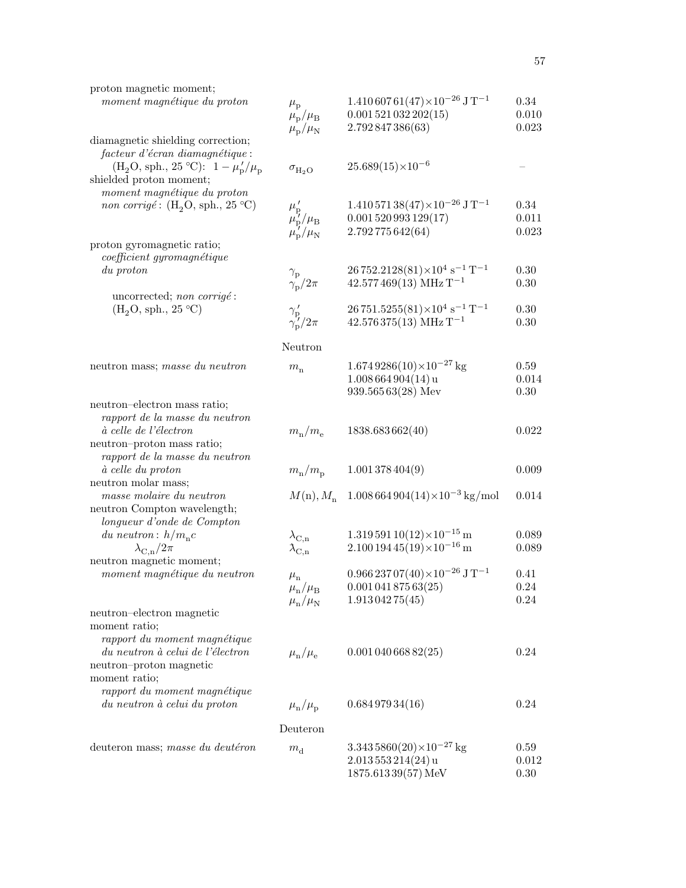| Quantity | Symbol | Value | Relative std. uncert. |
|---|---|---|---|
| proton magnetic moment; *moment magnétique du proton* | $\mu_\mathrm{p}$ | $1.410\,607\,61(47)\times10^{-26}\ \mathrm{J\,T^{-1}}$ | 0.34 |
| | $\mu_\mathrm{p}/\mu_\mathrm{B}$ | $0.001\,521\,032\,202(15)$ | 0.010 |
| | $\mu_\mathrm{p}/\mu_\mathrm{N}$ | $2.792\,847\,386(63)$ | 0.023 |
| diamagnetic shielding correction; *facteur d'écran diamagnétique* : ($H_2O$, sph., 25 °C): $1-\mu_\mathrm{p}'/\mu_\mathrm{p}$ | $\sigma_{\mathrm{H_2O}}$ | $25.689(15)\times10^{-6}$ | – |
| shielded proton moment; *moment magnétique du proton non corrigé* : ($H_2O$, sph., 25 °C) | $\mu_\mathrm{p}'$ | $1.410\,571\,38(47)\times10^{-26}\ \mathrm{J\,T^{-1}}$ | 0.34 |
| | $\mu_\mathrm{p}'/\mu_\mathrm{B}$ | $0.001\,520\,993\,129(17)$ | 0.011 |
| | $\mu_\mathrm{p}'/\mu_\mathrm{N}$ | $2.792\,775\,642(64)$ | 0.023 |
| proton gyromagnetic ratio; *coefficient gyromagnétique du proton* | $\gamma_\mathrm{p}$ | $26\,752.2128(81)\times10^{4}\ \mathrm{s^{-1}\,T^{-1}}$ | 0.30 |
| | $\gamma_\mathrm{p}/2\pi$ | $42.577\,469(13)\ \mathrm{MHz\,T^{-1}}$ | 0.30 |
| uncorrected; *non corrigé* : ($H_2O$, sph., 25 °C) | $\gamma_\mathrm{p}'$ | $26\,751.5255(81)\times10^{4}\ \mathrm{s^{-1}\,T^{-1}}$ | 0.30 |
| | $\gamma_\mathrm{p}'/2\pi$ | $42.576\,375(13)\ \mathrm{MHz\,T^{-1}}$ | 0.30 |

## Neutron

| Quantity | Symbol | Value | Relative std. uncert. |
|---|---|---|---|
| neutron mass; *masse du neutron* | $m_\mathrm{n}$ | $1.674\,9286(10)\times10^{-27}\ \mathrm{kg}$ | 0.59 |
| | | $1.008\,664\,904(14)\ \mathrm{u}$ | 0.014 |
| | | $939.565\,63(28)$ Mev | 0.30 |
| neutron–electron mass ratio; *rapport de la masse du neutron à celle de l'électron* | $m_\mathrm{n}/m_\mathrm{e}$ | $1838.683\,662(40)$ | 0.022 |
| neutron–proton mass ratio; *rapport de la masse du neutron à celle du proton* | $m_\mathrm{n}/m_\mathrm{p}$ | $1.001\,378\,404(9)$ | 0.009 |
| neutron molar mass; *masse molaire du neutron* | $M(\mathrm{n}), M_\mathrm{n}$ | $1.008\,664\,904(14)\times10^{-3}\ \mathrm{kg/mol}$ | 0.014 |
| neutron Compton wavelength; *longueur d'onde de Compton du neutron* : $h/m_\mathrm{n}c$ | $\lambda_{\mathrm{C,n}}$ | $1.319\,591\,10(12)\times10^{-15}\ \mathrm{m}$ | 0.089 |
| $\lambda_{\mathrm{C,n}}/2\pi$ | $\bar{\lambda}_{\mathrm{C,n}}$ | $2.100\,194\,45(19)\times10^{-16}\ \mathrm{m}$ | 0.089 |
| neutron magnetic moment; *moment magnétique du neutron* | $\mu_\mathrm{n}$ | $0.966\,237\,07(40)\times10^{-26}\ \mathrm{J\,T^{-1}}$ | 0.41 |
| | $\mu_\mathrm{n}/\mu_\mathrm{B}$ | $0.001\,041\,875\,63(25)$ | 0.24 |
| | $\mu_\mathrm{n}/\mu_\mathrm{N}$ | $1.913\,042\,75(45)$ | 0.24 |
| neutron–electron magnetic moment ratio; *rapport du moment magnétique du neutron à celui de l'électron* | $\mu_\mathrm{n}/\mu_\mathrm{e}$ | $0.001\,040\,668\,82(25)$ | 0.24 |
| neutron–proton magnetic moment ratio; *rapport du moment magnétique du neutron à celui du proton* | $\mu_\mathrm{n}/\mu_\mathrm{p}$ | $0.684\,979\,34(16)$ | 0.24 |

## Deuteron

| Quantity | Symbol | Value | Relative std. uncert. |
|---|---|---|---|
| deuteron mass; *masse du deutéron* | $m_\mathrm{d}$ | $3.343\,5860(20)\times10^{-27}\ \mathrm{kg}$ | 0.59 |
| | | $2.013\,553\,214(24)\ \mathrm{u}$ | 0.012 |
| | | $1875.613\,39(57)\ \mathrm{MeV}$ | 0.30 |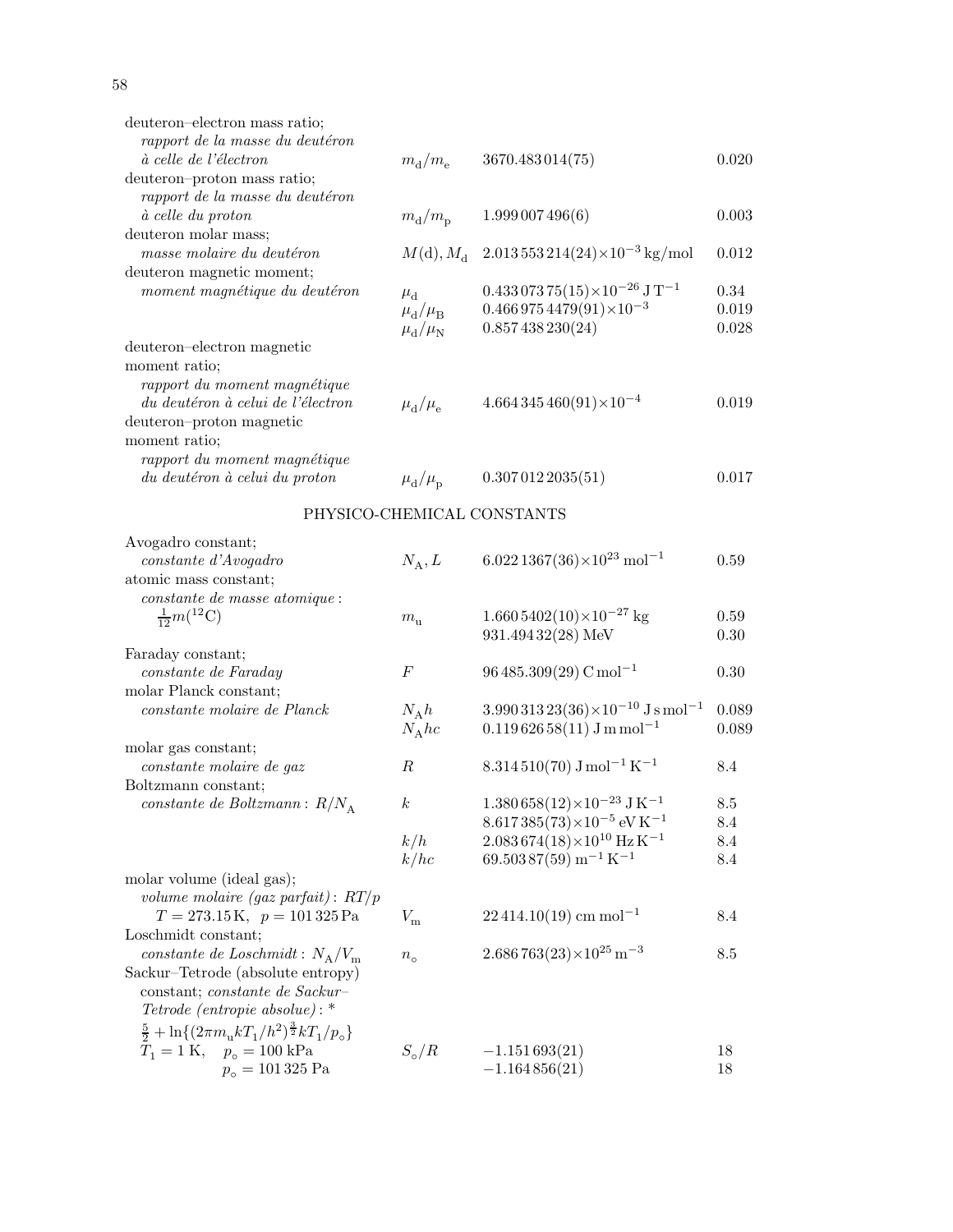| Quantity | Symbol | Value | Relative std. uncert. (ppm) |
|---|---|---|---|
| deuteron–electron mass ratio; *rapport de la masse du deutéron à celle de l'électron* | $m_d/m_e$ | $3670.483\,014(75)$ | 0.020 |
| deuteron–proton mass ratio; *rapport de la masse du deutéron à celle du proton* | $m_d/m_p$ | $1.999\,007\,496(6)$ | 0.003 |
| deuteron molar mass; *masse molaire du deutéron* | $M(\mathrm{d}), M_d$ | $2.013\,553\,214(24)\times10^{-3}$ kg/mol | 0.012 |
| deuteron magnetic moment; *moment magnétique du deutéron* | $\mu_d$ | $0.433\,073\,75(15)\times10^{-26}$ J T$^{-1}$ | 0.34 |
| | $\mu_d/\mu_B$ | $0.466\,975\,4479(91)\times10^{-3}$ | 0.019 |
| | $\mu_d/\mu_N$ | $0.857\,438\,230(24)$ | 0.028 |
| deuteron–electron magnetic moment ratio; *rapport du moment magnétique du deutéron à celui de l'électron* | $\mu_d/\mu_e$ | $4.664\,345\,460(91)\times10^{-4}$ | 0.019 |
| deuteron–proton magnetic moment ratio; *rapport du moment magnétique du deutéron à celui du proton* | $\mu_d/\mu_p$ | $0.307\,012\,2035(51)$ | 0.017 |

## PHYSICO-CHEMICAL CONSTANTS

| Quantity | Symbol | Value | Relative std. uncert. (ppm) |
|---|---|---|---|
| Avogadro constant; *constante d'Avogadro* | $N_A, L$ | $6.022\,1367(36)\times10^{23}$ mol$^{-1}$ | 0.59 |
| atomic mass constant; *constante de masse atomique* : $\frac{1}{12}m(^{12}\mathrm{C})$ | $m_u$ | $1.660\,5402(10)\times10^{-27}$ kg | 0.59 |
| | | $931.494\,32(28)$ MeV | 0.30 |
| Faraday constant; *constante de Faraday* | $F$ | $96\,485.309(29)$ C mol$^{-1}$ | 0.30 |
| molar Planck constant; *constante molaire de Planck* | $N_A h$ | $3.990\,313\,23(36)\times10^{-10}$ J s mol$^{-1}$ | 0.089 |
| | $N_A hc$ | $0.119\,626\,58(11)$ J m mol$^{-1}$ | 0.089 |
| molar gas constant; *constante molaire de gaz* | $R$ | $8.314\,510(70)$ J mol$^{-1}$ K$^{-1}$ | 8.4 |
| Boltzmann constant; *constante de Boltzmann* : $R/N_A$ | $k$ | $1.380\,658(12)\times10^{-23}$ J K$^{-1}$ | 8.5 |
| | | $8.617\,385(73)\times10^{-5}$ eV K$^{-1}$ | 8.4 |
| | $k/h$ | $2.083\,674(18)\times10^{10}$ Hz K$^{-1}$ | 8.4 |
| | $k/hc$ | $69.503\,87(59)$ m$^{-1}$ K$^{-1}$ | 8.4 |
| molar volume (ideal gas); *volume molaire (gaz parfait)* : $RT/p$; $T = 273.15$ K, $p = 101\,325$ Pa | $V_m$ | $22\,414.10(19)$ cm mol$^{-1}$ | 8.4 |
| Loschmidt constant; *constante de Loschmidt* : $N_A/V_m$ | $n_\circ$ | $2.686\,763(23)\times10^{25}$ m$^{-3}$ | 8.5 |
| Sackur–Tetrode (absolute entropy) constant; *constante de Sackur–Tetrode (entropie absolue)* : * $\frac{5}{2} + \ln\{(2\pi m_u k T_1/h^2)^{\frac{3}{2}} k T_1/p_\circ\}$; $T_1 = 1$ K, $p_\circ = 100$ kPa | $S_\circ/R$ | $-1.151\,693(21)$ | 18 |
| $p_\circ = 101\,325$ Pa | | $-1.164\,856(21)$ | 18 |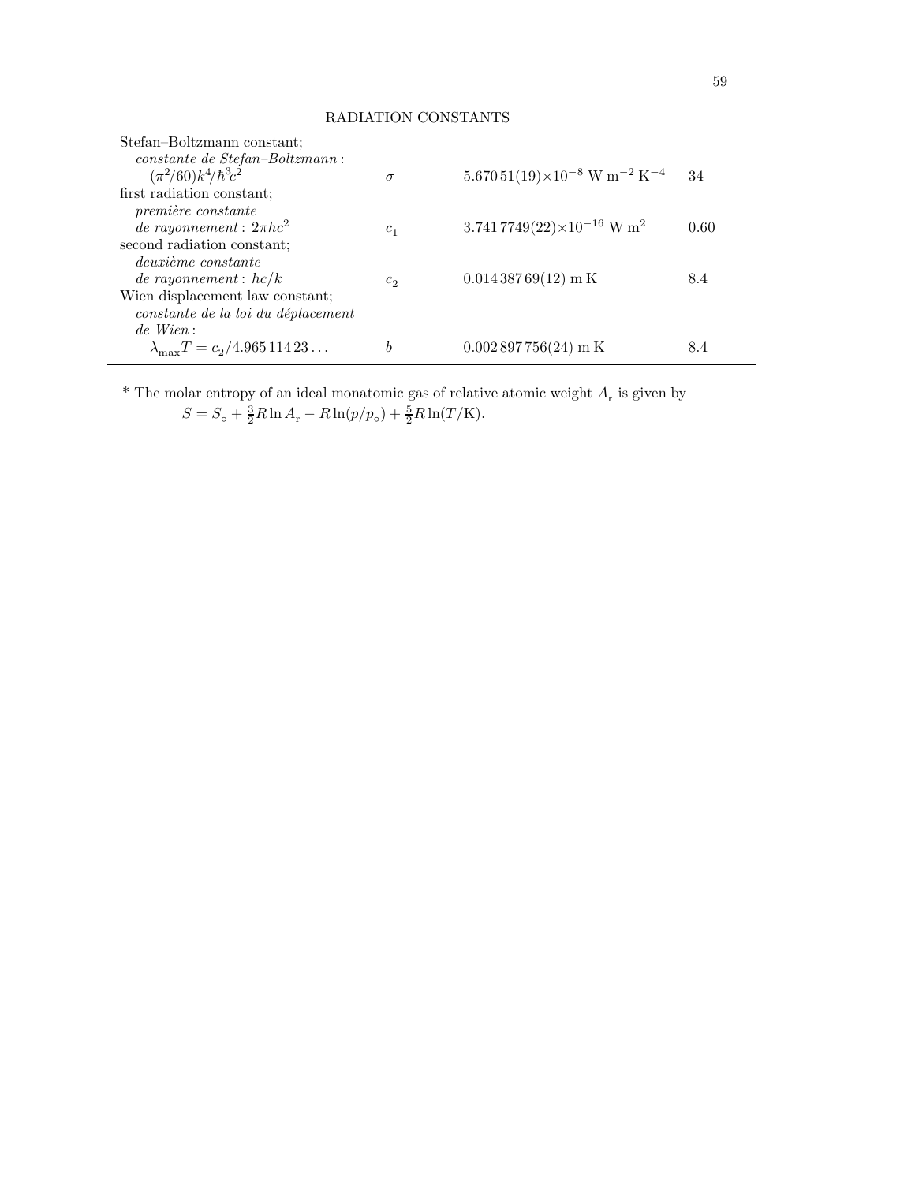## RADIATION CONSTANTS

| Quantity | Symbol | Value | Relative std. uncert. |
|---|---|---|---|
| Stefan–Boltzmann constant; *constante de Stefan–Boltzmann* : $(\pi^2/60)k^4/\hbar^3c^2$ | $\sigma$ | $5.670\,51(19)\times10^{-8}$ W m$^{-2}$ K$^{-4}$ | 34 |
| first radiation constant; *première constante de rayonnement* : $2\pi hc^2$ | $c_1$ | $3.741\,7749(22)\times10^{-16}$ W m$^2$ | 0.60 |
| second radiation constant; *deuxième constante de rayonnement* : $hc/k$ | $c_2$ | $0.014\,387\,69(12)$ m K | 8.4 |
| Wien displacement law constant; *constante de la loi du déplacement de Wien* : $\lambda_{\max}T = c_2/4.965\,114\,23\ldots$ | $b$ | $0.002\,897\,756(24)$ m K | 8.4 |

* The molar entropy of an ideal monatomic gas of relative atomic weight $A_\mathrm{r}$ is given by

$$S = S_\circ + \tfrac{3}{2}R\ln A_\mathrm{r} - R\ln(p/p_\circ) + \tfrac{5}{2}R\ln(T/\mathrm{K}).$$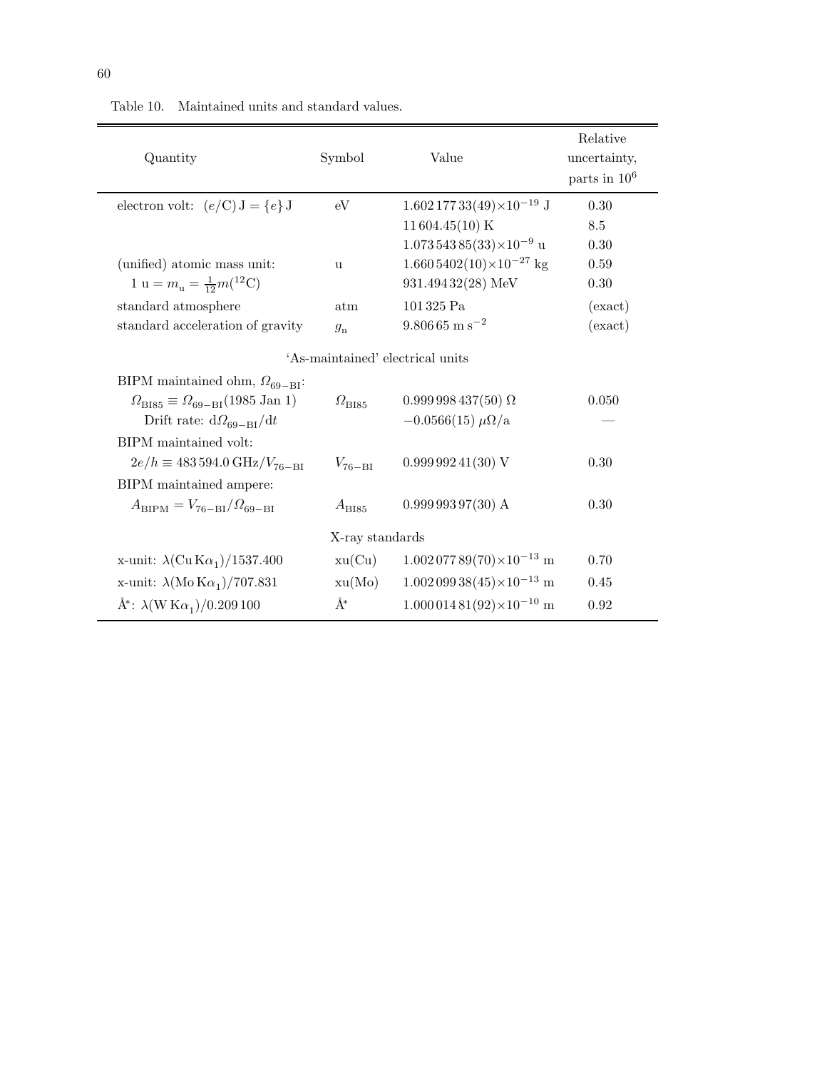Table 10. Maintained units and standard values.

| Quantity | Symbol | Value | Relative uncertainty, parts in $10^6$ |
|---|---|---|---|
| electron volt: $(e/\mathrm{C})\,\mathrm{J} = \{e\}\,\mathrm{J}$ | eV | $1.602\,177\,33(49)\times10^{-19}$ J | 0.30 |
| | | $11\,604.45(10)$ K | 8.5 |
| | | $1.073\,543\,85(33)\times10^{-9}$ u | 0.30 |
| (unified) atomic mass unit: | u | $1.660\,5402(10)\times10^{-27}$ kg | 0.59 |
| $1\ \mathrm{u} = m_\mathrm{u} = \frac{1}{12}m(^{12}\mathrm{C})$ | | $931.494\,32(28)$ MeV | 0.30 |
| standard atmosphere | atm | $101\,325$ Pa | (exact) |
| standard acceleration of gravity | $g_\mathrm{n}$ | $9.806\,65\ \mathrm{m\,s^{-2}}$ | (exact) |
| | 'As-maintained' electrical units | | |
| BIPM maintained ohm, $\Omega_{69-\mathrm{BI}}$: | | | |
| $\Omega_{\mathrm{BI85}} \equiv \Omega_{69-\mathrm{BI}}(1985\ \mathrm{Jan}\ 1)$ | $\Omega_{\mathrm{BI85}}$ | $0.999\,998\,437(50)\ \Omega$ | 0.050 |
| Drift rate: $\mathrm{d}\Omega_{69-\mathrm{BI}}/\mathrm{d}t$ | | $-0.0566(15)\ \mu\Omega/\mathrm{a}$ | — |
| BIPM maintained volt: | | | |
| $2e/h \equiv 483\,594.0\ \mathrm{GHz}/V_{76-\mathrm{BI}}$ | $V_{76-\mathrm{BI}}$ | $0.999\,992\,41(30)$ V | 0.30 |
| BIPM maintained ampere: | | | |
| $A_{\mathrm{BIPM}} = V_{76-\mathrm{BI}}/\Omega_{69-\mathrm{BI}}$ | $A_{\mathrm{BI85}}$ | $0.999\,993\,97(30)$ A | 0.30 |
| | X-ray standards | | |
| x-unit: $\lambda(\mathrm{Cu\,K}\alpha_1)/1537.400$ | xu(Cu) | $1.002\,077\,89(70)\times10^{-13}$ m | 0.70 |
| x-unit: $\lambda(\mathrm{Mo\,K}\alpha_1)/707.831$ | xu(Mo) | $1.002\,099\,38(45)\times10^{-13}$ m | 0.45 |
| Å*: $\lambda(\mathrm{W\,K}\alpha_1)/0.209\,100$ | Å* | $1.000\,014\,81(92)\times10^{-10}$ m | 0.92 |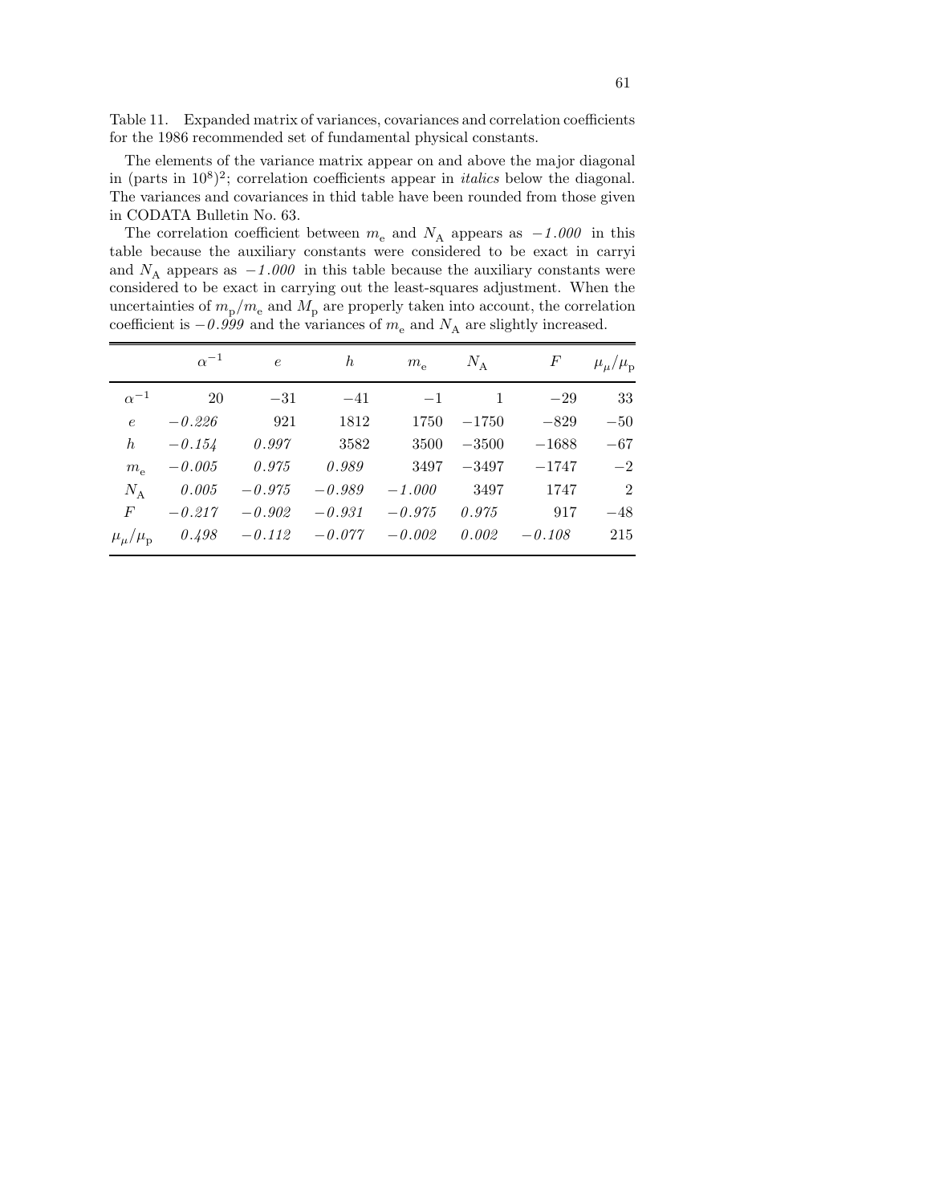Table 11. Expanded matrix of variances, covariances and correlation coefficients for the 1986 recommended set of fundamental physical constants.

The elements of the variance matrix appear on and above the major diagonal in (parts in $10^8$)$^2$; correlation coefficients appear in *italics* below the diagonal. The variances and covariances in thid table have been rounded from those given in CODATA Bulletin No. 63.

The correlation coefficient between $m_e$ and $N_A$ appears as *−1.000* in this table because the auxiliary constants were considered to be exact in carryi and $N_A$ appears as *−1.000* in this table because the auxiliary constants were considered to be exact in carrying out the least-squares adjustment. When the uncertainties of $m_p/m_e$ and $M_p$ are properly taken into account, the correlation coefficient is *−0.999* and the variances of $m_e$ and $N_A$ are slightly increased.

| | $\alpha^{-1}$ | $e$ | $h$ | $m_e$ | $N_A$ | $F$ | $\mu_\mu/\mu_p$ |
|---|---|---|---|---|---|---|---|
| $\alpha^{-1}$ | 20 | −31 | −41 | −1 | 1 | −29 | 33 |
| $e$ | *−0.226* | 921 | 1812 | 1750 | −1750 | −829 | −50 |
| $h$ | *−0.154* | *0.997* | 3582 | 3500 | −3500 | −1688 | −67 |
| $m_e$ | *−0.005* | *0.975* | *0.989* | 3497 | −3497 | −1747 | −2 |
| $N_A$ | *0.005* | *−0.975* | *−0.989* | *−1.000* | 3497 | 1747 | 2 |
| $F$ | *−0.217* | *−0.902* | *−0.931* | *−0.975* | *0.975* | 917 | −48 |
| $\mu_\mu/\mu_p$ | *0.498* | *−0.112* | *−0.077* | *−0.002* | *0.002* | *−0.108* | 215 |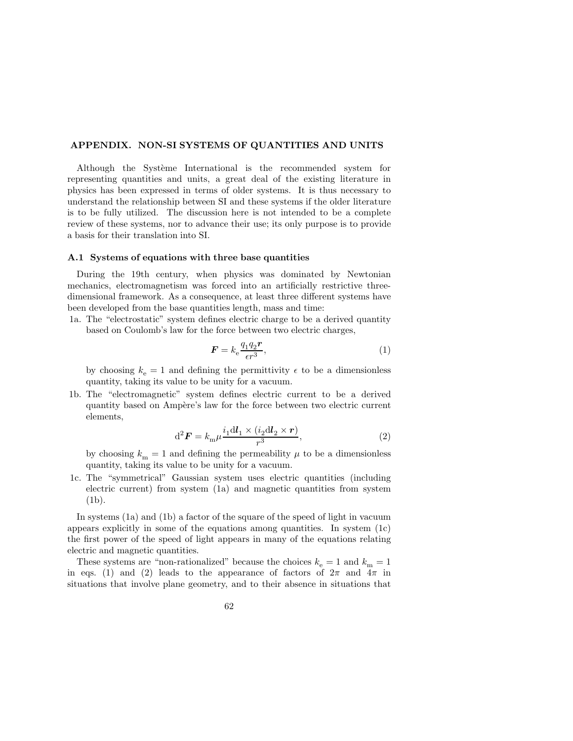## APPENDIX. NON-SI SYSTEMS OF QUANTITIES AND UNITS

Although the Système International is the recommended system for representing quantities and units, a great deal of the existing literature in physics has been expressed in terms of older systems. It is thus necessary to understand the relationship between SI and these systems if the older literature is to be fully utilized. The discussion here is not intended to be a complete review of these systems, nor to advance their use; its only purpose is to provide a basis for their translation into SI.

### A.1 Systems of equations with three base quantities

During the 19th century, when physics was dominated by Newtonian mechanics, electromagnetism was forced into an artificially restrictive three-dimensional framework. As a consequence, at least three different systems have been developed from the base quantities length, mass and time:

1a. The "electrostatic" system defines electric charge to be a derived quantity based on Coulomb's law for the force between two electric charges,

$$\boldsymbol{F} = k_{\mathrm{e}} \frac{q_1 q_2 \boldsymbol{r}}{\epsilon r^3}, \tag{1}$$

by choosing $k_{\mathrm{e}} = 1$ and defining the permittivity $\epsilon$ to be a dimensionless quantity, taking its value to be unity for a vacuum.

1b. The "electromagnetic" system defines electric current to be a derived quantity based on Ampère's law for the force between two electric current elements,

$$\mathrm{d}^2 \boldsymbol{F} = k_{\mathrm{m}} \mu \frac{i_1 \mathrm{d}\boldsymbol{l}_1 \times (i_2 \mathrm{d}\boldsymbol{l}_2 \times \boldsymbol{r})}{r^3}, \tag{2}$$

by choosing $k_{\mathrm{m}} = 1$ and defining the permeability $\mu$ to be a dimensionless quantity, taking its value to be unity for a vacuum.

1c. The "symmetrical" Gaussian system uses electric quantities (including electric current) from system (1a) and magnetic quantities from system (1b).

In systems (1a) and (1b) a factor of the square of the speed of light in vacuum appears explicitly in some of the equations among quantities. In system (1c) the first power of the speed of light appears in many of the equations relating electric and magnetic quantities.

These systems are "non-rationalized" because the choices $k_{\mathrm{e}} = 1$ and $k_{\mathrm{m}} = 1$ in eqs. (1) and (2) leads to the appearance of factors of $2\pi$ and $4\pi$ in situations that involve plane geometry, and to their absence in situations that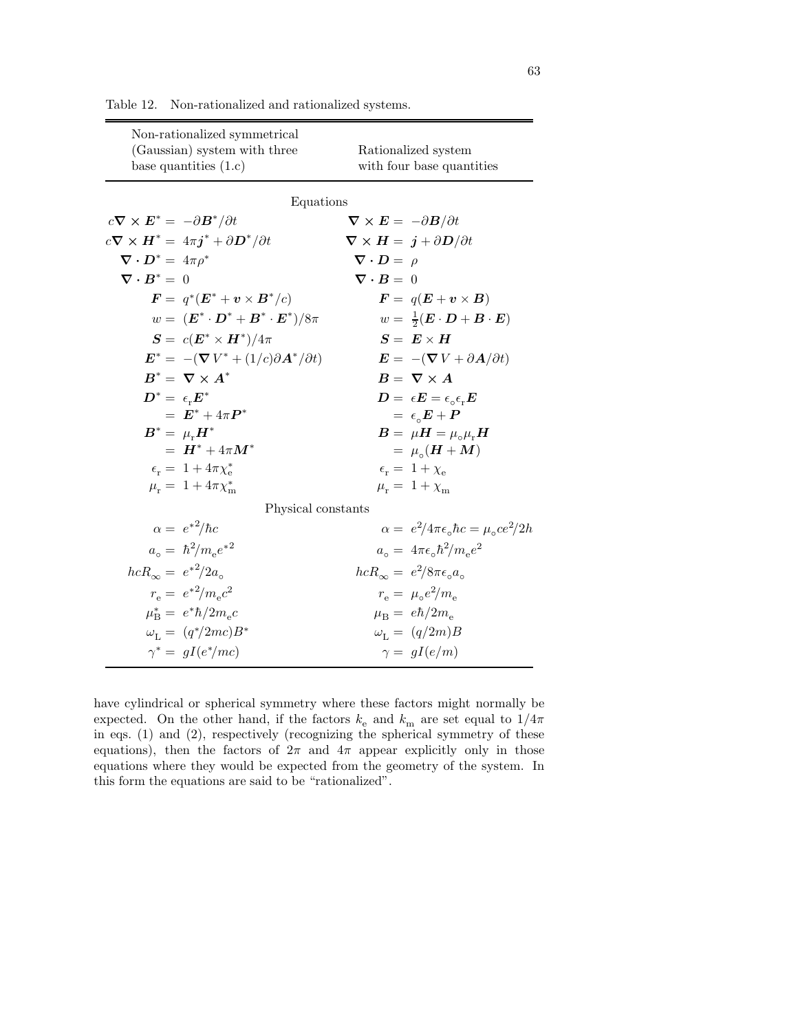Table 12. Non-rationalized and rationalized systems.

| Non-rationalized symmetrical (Gaussian) system with three base quantities (1.c) | Rationalized system with four base quantities |
|---|---|
| **Equations** | |
| $c\boldsymbol{\nabla} \times \boldsymbol{E}^* = -\partial \boldsymbol{B}^*/\partial t$ | $\boldsymbol{\nabla} \times \boldsymbol{E} = -\partial \boldsymbol{B}/\partial t$ |
| $c\boldsymbol{\nabla} \times \boldsymbol{H}^* = 4\pi \boldsymbol{j}^* + \partial \boldsymbol{D}^*/\partial t$ | $\boldsymbol{\nabla} \times \boldsymbol{H} = \boldsymbol{j} + \partial \boldsymbol{D}/\partial t$ |
| $\boldsymbol{\nabla} \cdot \boldsymbol{D}^* = 4\pi\rho^*$ | $\boldsymbol{\nabla} \cdot \boldsymbol{D} = \rho$ |
| $\boldsymbol{\nabla} \cdot \boldsymbol{B}^* = 0$ | $\boldsymbol{\nabla} \cdot \boldsymbol{B} = 0$ |
| $\boldsymbol{F} = q^*(\boldsymbol{E}^* + \boldsymbol{v} \times \boldsymbol{B}^*/c)$ | $\boldsymbol{F} = q(\boldsymbol{E} + \boldsymbol{v} \times \boldsymbol{B})$ |
| $w = (\boldsymbol{E}^* \cdot \boldsymbol{D}^* + \boldsymbol{B}^* \cdot \boldsymbol{E}^*)/8\pi$ | $w = \frac{1}{2}(\boldsymbol{E} \cdot \boldsymbol{D} + \boldsymbol{B} \cdot \boldsymbol{E})$ |
| $\boldsymbol{S} = c(\boldsymbol{E}^* \times \boldsymbol{H}^*)/4\pi$ | $\boldsymbol{S} = \boldsymbol{E} \times \boldsymbol{H}$ |
| $\boldsymbol{E}^* = -(\boldsymbol{\nabla} V^* + (1/c)\partial \boldsymbol{A}^*/\partial t)$ | $\boldsymbol{E} = -(\boldsymbol{\nabla} V + \partial \boldsymbol{A}/\partial t)$ |
| $\boldsymbol{B}^* = \boldsymbol{\nabla} \times \boldsymbol{A}^*$ | $\boldsymbol{B} = \boldsymbol{\nabla} \times \boldsymbol{A}$ |
| $\boldsymbol{D}^* = \epsilon_\mathrm{r} \boldsymbol{E}^*$ | $\boldsymbol{D} = \epsilon \boldsymbol{E} = \epsilon_\circ \epsilon_\mathrm{r} \boldsymbol{E}$ |
| $= \boldsymbol{E}^* + 4\pi \boldsymbol{P}^*$ | $= \epsilon_\circ \boldsymbol{E} + \boldsymbol{P}$ |
| $\boldsymbol{B}^* = \mu_\mathrm{r} \boldsymbol{H}^*$ | $\boldsymbol{B} = \mu \boldsymbol{H} = \mu_\circ \mu_\mathrm{r} \boldsymbol{H}$ |
| $= \boldsymbol{H}^* + 4\pi \boldsymbol{M}^*$ | $= \mu_\circ(\boldsymbol{H} + \boldsymbol{M})$ |
| $\epsilon_\mathrm{r} = 1 + 4\pi\chi_\mathrm{e}^*$ | $\epsilon_\mathrm{r} = 1 + \chi_\mathrm{e}$ |
| $\mu_\mathrm{r} = 1 + 4\pi\chi_\mathrm{m}^*$ | $\mu_\mathrm{r} = 1 + \chi_\mathrm{m}$ |
| **Physical constants** | |
| $\alpha = e^{*2}/\hbar c$ | $\alpha = e^2/4\pi\epsilon_\circ \hbar c = \mu_\circ c e^2/2h$ |
| $a_\circ = \hbar^2/m_\mathrm{e} e^{*2}$ | $a_\circ = 4\pi\epsilon_\circ \hbar^2/m_\mathrm{e} e^2$ |
| $hcR_\infty = e^{*2}/2a_\circ$ | $hcR_\infty = e^2/8\pi\epsilon_\circ a_\circ$ |
| $r_\mathrm{e} = e^{*2}/m_\mathrm{e} c^2$ | $r_\mathrm{e} = \mu_\circ e^2/m_\mathrm{e}$ |
| $\mu_\mathrm{B}^* = e^*\hbar/2m_\mathrm{e} c$ | $\mu_\mathrm{B} = e\hbar/2m_\mathrm{e}$ |
| $\omega_\mathrm{L} = (q^*/2mc)B^*$ | $\omega_\mathrm{L} = (q/2m)B$ |
| $\gamma^* = gI(e^*/mc)$ | $\gamma = gI(e/m)$ |

have cylindrical or spherical symmetry where these factors might normally be expected. On the other hand, if the factors $k_\mathrm{e}$ and $k_\mathrm{m}$ are set equal to $1/4\pi$ in eqs. (1) and (2), respectively (recognizing the spherical symmetry of these equations), then the factors of $2\pi$ and $4\pi$ appear explicitly only in those equations where they would be expected from the geometry of the system. In this form the equations are said to be "rationalized".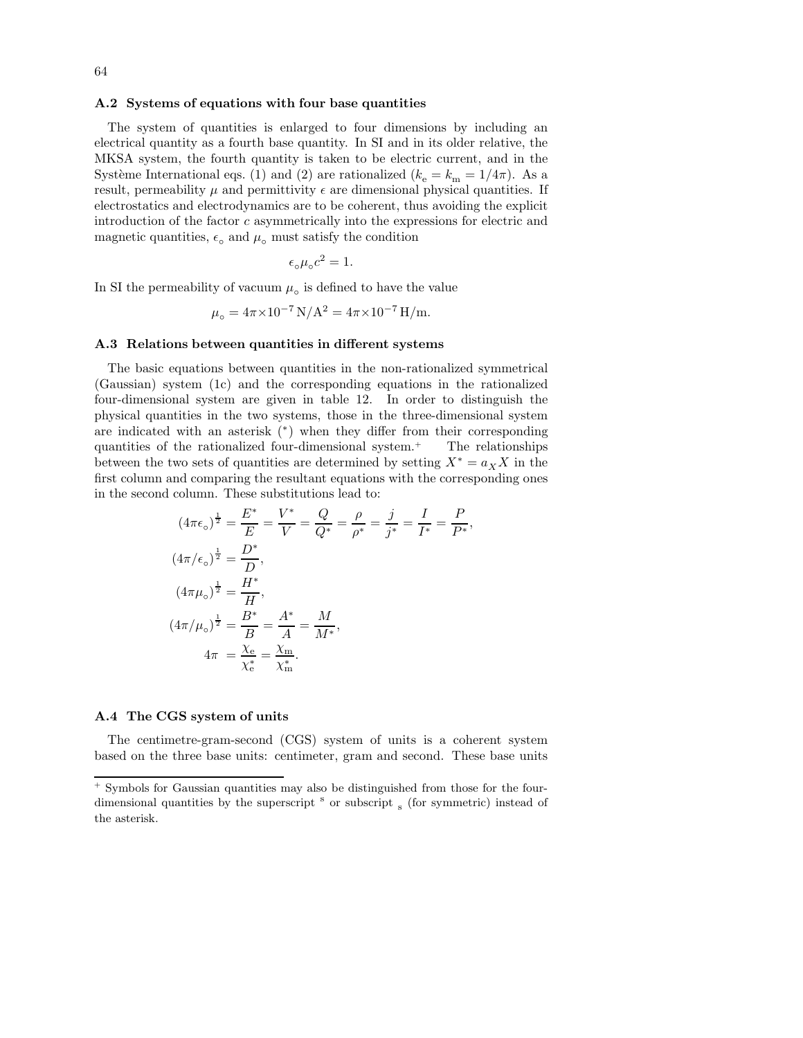### A.2 Systems of equations with four base quantities

The system of quantities is enlarged to four dimensions by including an electrical quantity as a fourth base quantity. In SI and in its older relative, the MKSA system, the fourth quantity is taken to be electric current, and in the Système International eqs. (1) and (2) are rationalized ($k_\mathrm{e} = k_\mathrm{m} = 1/4\pi$). As a result, permeability $\mu$ and permittivity $\epsilon$ are dimensional physical quantities. If electrostatics and electrodynamics are to be coherent, thus avoiding the explicit introduction of the factor $c$ asymmetrically into the expressions for electric and magnetic quantities, $\epsilon_\circ$ and $\mu_\circ$ must satisfy the condition

$$\epsilon_\circ \mu_\circ c^2 = 1.$$

In SI the permeability of vacuum $\mu_\circ$ is defined to have the value

$$\mu_\circ = 4\pi{\times}10^{-7}\,\mathrm{N/A^2} = 4\pi{\times}10^{-7}\,\mathrm{H/m}.$$

### A.3 Relations between quantities in different systems

The basic equations between quantities in the non-rationalized symmetrical (Gaussian) system (1c) and the corresponding equations in the rationalized four-dimensional system are given in table 12. In order to distinguish the physical quantities in the two systems, those in the three-dimensional system are indicated with an asterisk (*) when they differ from their corresponding quantities of the rationalized four-dimensional system.[+] The relationships between the two sets of quantities are determined by setting $X^* = a_X X$ in the first column and comparing the resultant equations with the corresponding ones in the second column. These substitutions lead to:

$$
\begin{aligned}
(4\pi\epsilon_\circ)^{\frac{1}{2}} &= \frac{E^*}{E} = \frac{V^*}{V} = \frac{Q}{Q^*} = \frac{\rho}{\rho^*} = \frac{j}{j^*} = \frac{I}{I^*} = \frac{P}{P^*},\\
(4\pi/\epsilon_\circ)^{\frac{1}{2}} &= \frac{D^*}{D},\\
(4\pi\mu_\circ)^{\frac{1}{2}} &= \frac{H^*}{H},\\
(4\pi/\mu_\circ)^{\frac{1}{2}} &= \frac{B^*}{B} = \frac{A^*}{A} = \frac{M}{M^*},\\
4\pi\ &= \frac{\chi_\mathrm{e}}{\chi_\mathrm{e}^*} = \frac{\chi_\mathrm{m}}{\chi_\mathrm{m}^*}.
\end{aligned}
$$

### A.4 The CGS system of units

The centimetre-gram-second (CGS) system of units is a coherent system based on the three base units: centimeter, gram and second. These base units

[+] Symbols for Gaussian quantities may also be distinguished from those for the four-dimensional quantities by the superscript $^\mathrm{s}$ or subscript $_\mathrm{s}$ (for symmetric) instead of the asterisk.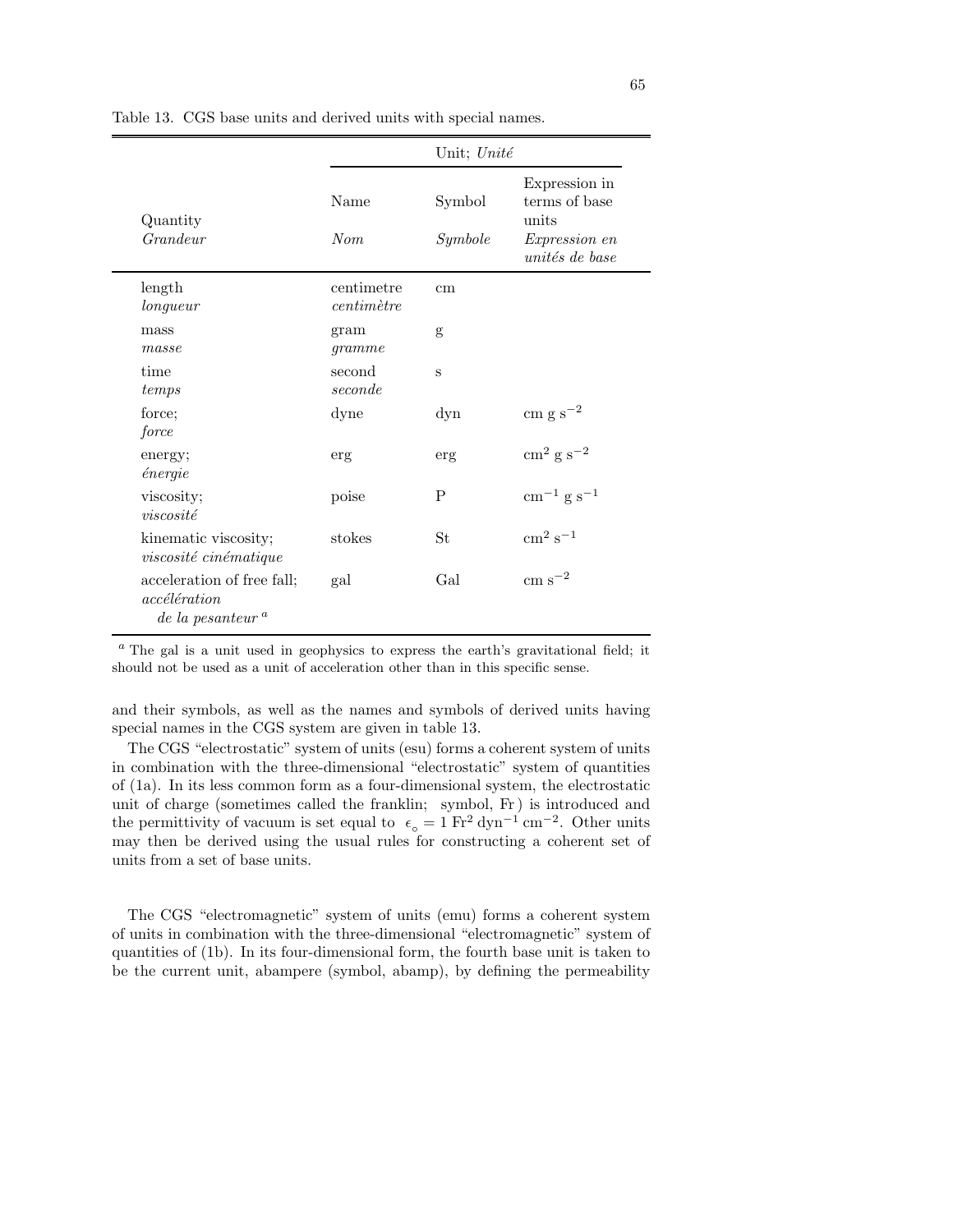Table 13. CGS base units and derived units with special names.

| Quantity *Grandeur* | Unit; *Unité* | | |
|---|---|---|---|
| | Name *Nom* | Symbol *Symbole* | Expression in terms of base units *Expression en unités de base* |
| length *longueur* | centimetre *centimètre* | cm | |
| mass *masse* | gram *gramme* | g | |
| time *temps* | second *seconde* | s | |
| force; *force* | dyne | dyn | $\text{cm g s}^{-2}$ |
| energy; *énergie* | erg | erg | $\text{cm}^2\ \text{g s}^{-2}$ |
| viscosity; *viscosité* | poise | P | $\text{cm}^{-1}\ \text{g s}^{-1}$ |
| kinematic viscosity; *viscosité cinématique* | stokes | St | $\text{cm}^2\ \text{s}^{-1}$ |
| acceleration of free fall; *accélération de la pesanteur* [a] | gal | Gal | $\text{cm s}^{-2}$ |

[a] The gal is a unit used in geophysics to express the earth's gravitational field; it should not be used as a unit of acceleration other than in this specific sense.

and their symbols, as well as the names and symbols of derived units having special names in the CGS system are given in table 13.

The CGS "electrostatic" system of units (esu) forms a coherent system of units in combination with the three-dimensional "electrostatic" system of quantities of (1a). In its less common form as a four-dimensional system, the electrostatic unit of charge (sometimes called the franklin; symbol, Fr) is introduced and the permittivity of vacuum is set equal to $\epsilon_{\circ} = 1\ \text{Fr}^2\ \text{dyn}^{-1}\ \text{cm}^{-2}$. Other units may then be derived using the usual rules for constructing a coherent set of units from a set of base units.

The CGS "electromagnetic" system of units (emu) forms a coherent system of units in combination with the three-dimensional "electromagnetic" system of quantities of (1b). In its four-dimensional form, the fourth base unit is taken to be the current unit, abampere (symbol, abamp), by defining the permeability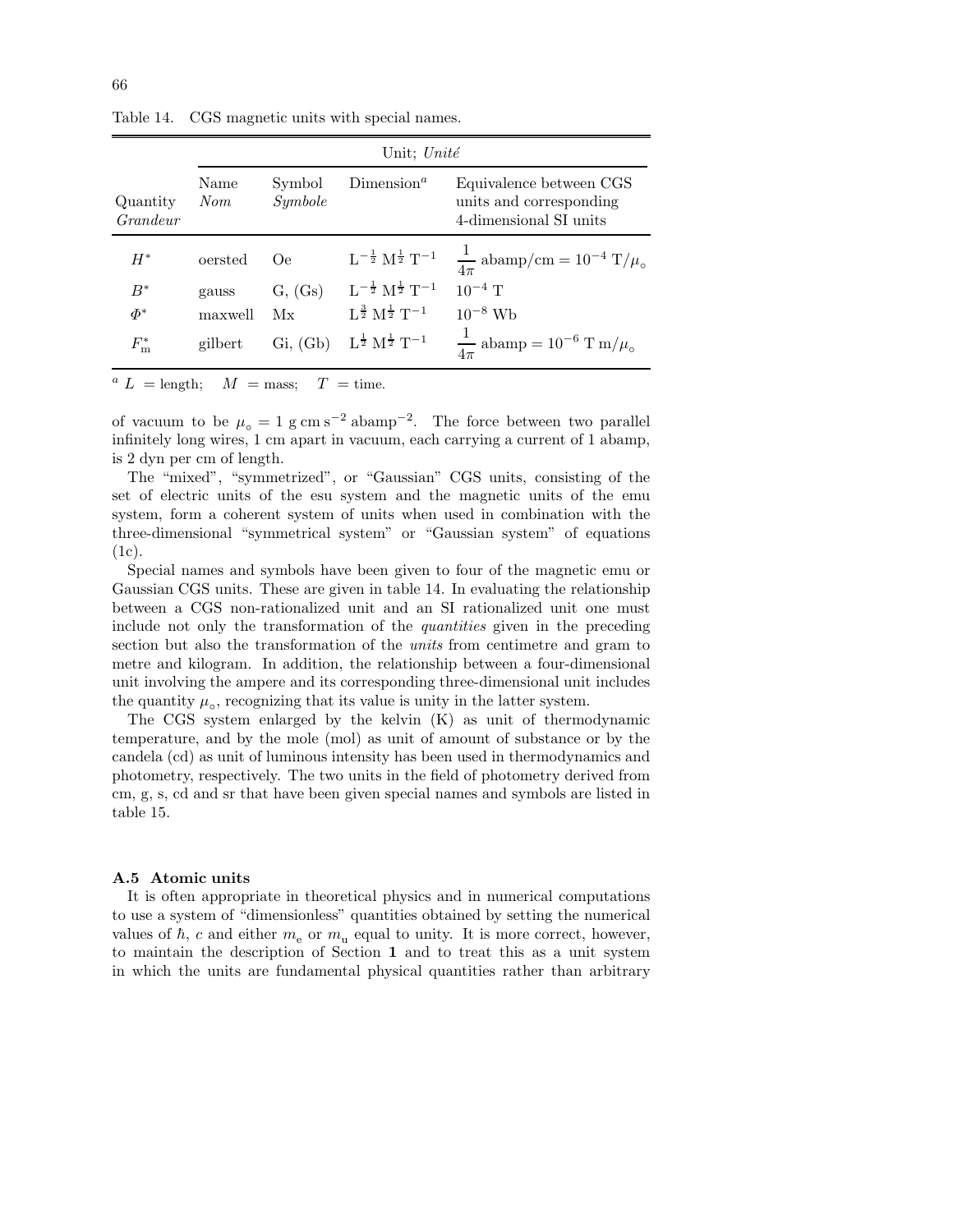Table 14. CGS magnetic units with special names.

| Quantity *Grandeur* | Unit; *Unité* | | | |
|---|---|---|---|---|
| | Name *Nom* | Symbol *Symbole* | Dimension[a] | Equivalence between CGS units and corresponding 4-dimensional SI units |
| $H^*$ | oersted | Oe | $\mathrm{L}^{-\frac{1}{2}}\,\mathrm{M}^{\frac{1}{2}}\,\mathrm{T}^{-1}$ | $\frac{1}{4\pi}$ abamp/cm $= 10^{-4}$ T$/\mu_\circ$ |
| $B^*$ | gauss | G, (Gs) | $\mathrm{L}^{-\frac{1}{2}}\,\mathrm{M}^{\frac{1}{2}}\,\mathrm{T}^{-1}$ | $10^{-4}$ T |
| $\Phi^*$ | maxwell | Mx | $\mathrm{L}^{\frac{3}{2}}\,\mathrm{M}^{\frac{1}{2}}\,\mathrm{T}^{-1}$ | $10^{-8}$ Wb |
| $F_\mathrm{m}^*$ | gilbert | Gi, (Gb) | $\mathrm{L}^{\frac{1}{2}}\,\mathrm{M}^{\frac{1}{2}}\,\mathrm{T}^{-1}$ | $\frac{1}{4\pi}$ abamp $= 10^{-6}$ T m$/\mu_\circ$ |

[a] $L$ = length; $M$ = mass; $T$ = time.

of vacuum to be $\mu_\circ = 1$ g cm s$^{-2}$ abamp$^{-2}$. The force between two parallel infinitely long wires, 1 cm apart in vacuum, each carrying a current of 1 abamp, is 2 dyn per cm of length.

The "mixed", "symmetrized", or "Gaussian" CGS units, consisting of the set of electric units of the esu system and the magnetic units of the emu system, form a coherent system of units when used in combination with the three-dimensional "symmetrical system" or "Gaussian system" of equations (1c).

Special names and symbols have been given to four of the magnetic emu or Gaussian CGS units. These are given in table 14. In evaluating the relationship between a CGS non-rationalized unit and an SI rationalized unit one must include not only the transformation of the *quantities* given in the preceding section but also the transformation of the *units* from centimetre and gram to metre and kilogram. In addition, the relationship between a four-dimensional unit involving the ampere and its corresponding three-dimensional unit includes the quantity $\mu_\circ$, recognizing that its value is unity in the latter system.

The CGS system enlarged by the kelvin (K) as unit of thermodynamic temperature, and by the mole (mol) as unit of amount of substance or by the candela (cd) as unit of luminous intensity has been used in thermodynamics and photometry, respectively. The two units in the field of photometry derived from cm, g, s, cd and sr that have been given special names and symbols are listed in table 15.

### A.5 Atomic units

It is often appropriate in theoretical physics and in numerical computations to use a system of "dimensionless" quantities obtained by setting the numerical values of $\hbar$, $c$ and either $m_\mathrm{e}$ or $m_\mathrm{u}$ equal to unity. It is more correct, however, to maintain the description of Section **1** and to treat this as a unit system in which the units are fundamental physical quantities rather than arbitrary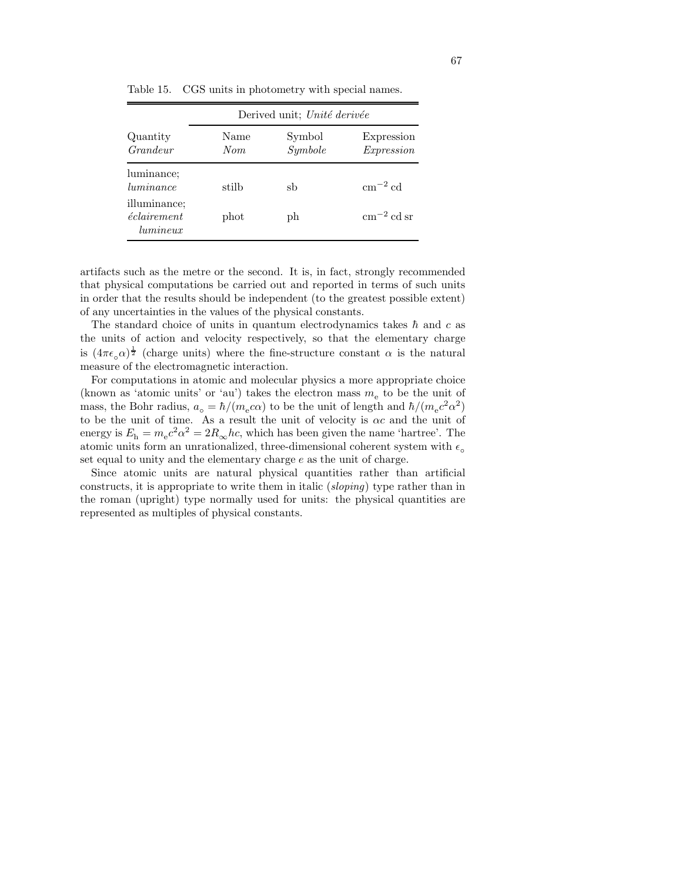Table 15. CGS units in photometry with special names.

| Quantity *Grandeur* | Derived unit; *Unité derivée* | | |
|---|---|---|---|
| | Name *Nom* | Symbol *Symbole* | Expression *Expression* |
| luminance; *luminance* | stilb | sb | $\mathrm{cm}^{-2}\,\mathrm{cd}$ |
| illuminance; *éclairement lumineux* | phot | ph | $\mathrm{cm}^{-2}\,\mathrm{cd}\,\mathrm{sr}$ |

artifacts such as the metre or the second. It is, in fact, strongly recommended that physical computations be carried out and reported in terms of such units in order that the results should be independent (to the greatest possible extent) of any uncertainties in the values of the physical constants.

The standard choice of units in quantum electrodynamics takes $\hbar$ and $c$ as the units of action and velocity respectively, so that the elementary charge is $(4\pi\epsilon_{\circ}\alpha)^{\frac{1}{2}}$ (charge units) where the fine-structure constant $\alpha$ is the natural measure of the electromagnetic interaction.

For computations in atomic and molecular physics a more appropriate choice (known as 'atomic units' or 'au') takes the electron mass $m_{\mathrm{e}}$ to be the unit of mass, the Bohr radius, $a_{\circ} = \hbar/(m_{\mathrm{e}}c\alpha)$ to be the unit of length and $\hbar/(m_{\mathrm{e}}c^2\alpha^2)$ to be the unit of time. As a result the unit of velocity is $\alpha c$ and the unit of energy is $E_{\mathrm{h}} = m_{\mathrm{e}}c^2\alpha^2 = 2R_{\infty}hc$, which has been given the name 'hartree'. The atomic units form an unrationalized, three-dimensional coherent system with $\epsilon_{\circ}$ set equal to unity and the elementary charge $e$ as the unit of charge.

Since atomic units are natural physical quantities rather than artificial constructs, it is appropriate to write them in italic (*sloping*) type rather than in the roman (upright) type normally used for units: the physical quantities are represented as multiples of physical constants.